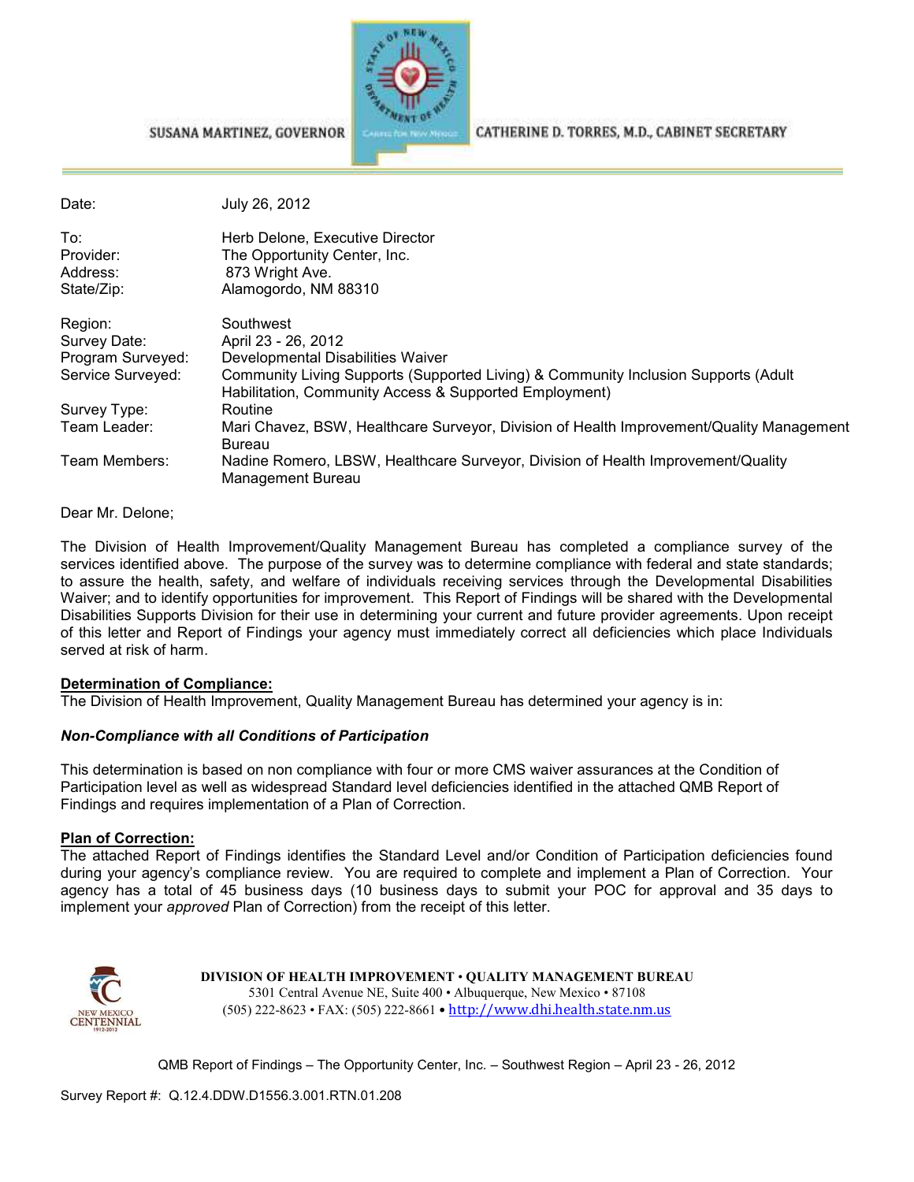SUSANA MARTINEZ, GOVERNOR

CATHERINE D. TORRES, M.D., CABINET SECRETARY

| | |
|---|---|
| Date: | July 26, 2012 |
| To: | Herb Delone, Executive Director |
| Provider: | The Opportunity Center, Inc. |
| Address: | 873 Wright Ave. |
| State/Zip: | Alamogordo, NM 88310 |
| Region: | Southwest |
| Survey Date: | April 23 - 26, 2012 |
| Program Surveyed: | Developmental Disabilities Waiver |
| Service Surveyed: | Community Living Supports (Supported Living) & Community Inclusion Supports (Adult Habilitation, Community Access & Supported Employment) |
| Survey Type: | Routine |
| Team Leader: | Mari Chavez, BSW, Healthcare Surveyor, Division of Health Improvement/Quality Management Bureau |
| Team Members: | Nadine Romero, LBSW, Healthcare Surveyor, Division of Health Improvement/Quality Management Bureau |

Dear Mr. Delone;

The Division of Health Improvement/Quality Management Bureau has completed a compliance survey of the services identified above. The purpose of the survey was to determine compliance with federal and state standards; to assure the health, safety, and welfare of individuals receiving services through the Developmental Disabilities Waiver; and to identify opportunities for improvement. This Report of Findings will be shared with the Developmental Disabilities Supports Division for their use in determining your current and future provider agreements. Upon receipt of this letter and Report of Findings your agency must immediately correct all deficiencies which place Individuals served at risk of harm.

**Determination of Compliance:**

The Division of Health Improvement, Quality Management Bureau has determined your agency is in:

***Non-Compliance with all Conditions of Participation***

This determination is based on non compliance with four or more CMS waiver assurances at the Condition of Participation level as well as widespread Standard level deficiencies identified in the attached QMB Report of Findings and requires implementation of a Plan of Correction.

**Plan of Correction:**

The attached Report of Findings identifies the Standard Level and/or Condition of Participation deficiencies found during your agency's compliance review. You are required to complete and implement a Plan of Correction. Your agency has a total of 45 business days (10 business days to submit your POC for approval and 35 days to implement your *approved* Plan of Correction) from the receipt of this letter.

**DIVISION OF HEALTH IMPROVEMENT • QUALITY MANAGEMENT BUREAU**
5301 Central Avenue NE, Suite 400 • Albuquerque, New Mexico • 87108
(505) 222-8623 • FAX: (505) 222-8661 • http://www.dhi.health.state.nm.us

Survey Report #: Q.12.4.DDW.D1556.3.001.RTN.01.208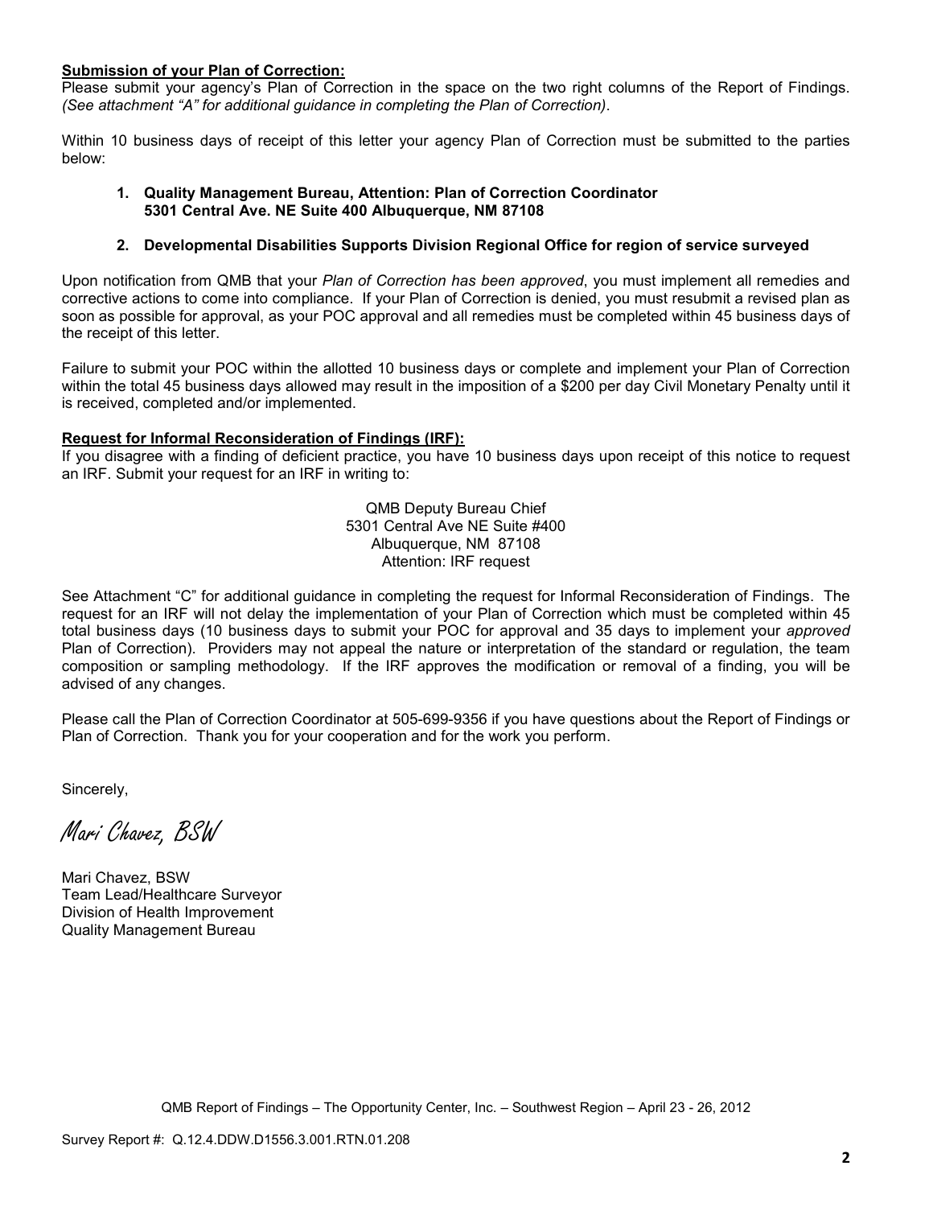**Submission of your Plan of Correction:**

Please submit your agency's Plan of Correction in the space on the two right columns of the Report of Findings. *(See attachment "A" for additional guidance in completing the Plan of Correction).*

Within 10 business days of receipt of this letter your agency Plan of Correction must be submitted to the parties below:

1. **Quality Management Bureau, Attention: Plan of Correction Coordinator**
   **5301 Central Ave. NE Suite 400 Albuquerque, NM 87108**

2. **Developmental Disabilities Supports Division Regional Office for region of service surveyed**

Upon notification from QMB that your *Plan of Correction has been approved*, you must implement all remedies and corrective actions to come into compliance. If your Plan of Correction is denied, you must resubmit a revised plan as soon as possible for approval, as your POC approval and all remedies must be completed within 45 business days of the receipt of this letter.

Failure to submit your POC within the allotted 10 business days or complete and implement your Plan of Correction within the total 45 business days allowed may result in the imposition of a $200 per day Civil Monetary Penalty until it is received, completed and/or implemented.

**Request for Informal Reconsideration of Findings (IRF):**

If you disagree with a finding of deficient practice, you have 10 business days upon receipt of this notice to request an IRF. Submit your request for an IRF in writing to:

QMB Deputy Bureau Chief
5301 Central Ave NE Suite #400
Albuquerque, NM 87108
Attention: IRF request

See Attachment "C" for additional guidance in completing the request for Informal Reconsideration of Findings. The request for an IRF will not delay the implementation of your Plan of Correction which must be completed within 45 total business days (10 business days to submit your POC for approval and 35 days to implement your *approved* Plan of Correction). Providers may not appeal the nature or interpretation of the standard or regulation, the team composition or sampling methodology. If the IRF approves the modification or removal of a finding, you will be advised of any changes.

Please call the Plan of Correction Coordinator at 505-699-9356 if you have questions about the Report of Findings or Plan of Correction. Thank you for your cooperation and for the work you perform.

Sincerely,

*Mari Chavez, BSW*

Mari Chavez, BSW
Team Lead/Healthcare Surveyor
Division of Health Improvement
Quality Management Bureau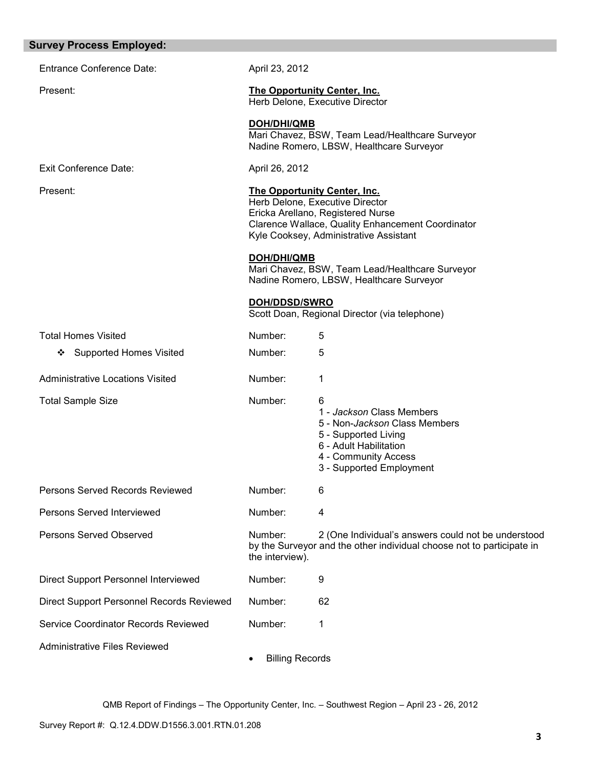## Survey Process Employed:

Entrance Conference Date: April 23, 2012

Present:

**The Opportunity Center, Inc.**
Herb Delone, Executive Director

**DOH/DHI/QMB**
Mari Chavez, BSW, Team Lead/Healthcare Surveyor
Nadine Romero, LBSW, Healthcare Surveyor

Exit Conference Date: April 26, 2012

Present:

**The Opportunity Center, Inc.**
Herb Delone, Executive Director
Ericka Arellano, Registered Nurse
Clarence Wallace, Quality Enhancement Coordinator
Kyle Cooksey, Administrative Assistant

**DOH/DHI/QMB**
Mari Chavez, BSW, Team Lead/Healthcare Surveyor
Nadine Romero, LBSW, Healthcare Surveyor

**DOH/DDSD/SWRO**
Scott Doan, Regional Director (via telephone)

Total Homes Visited — Number: 5

- ❖ Supported Homes Visited — Number: 5

Administrative Locations Visited — Number: 1

Total Sample Size — Number: 6
- 1 - *Jackson* Class Members
- 5 - Non-*Jackson* Class Members
- 5 - Supported Living
- 6 - Adult Habilitation
- 4 - Community Access
- 3 - Supported Employment

Persons Served Records Reviewed — Number: 6

Persons Served Interviewed — Number: 4

Persons Served Observed — Number: 2 (One Individual's answers could not be understood by the Surveyor and the other individual choose not to participate in the interview).

Direct Support Personnel Interviewed — Number: 9

Direct Support Personnel Records Reviewed — Number: 62

Service Coordinator Records Reviewed — Number: 1

Administrative Files Reviewed

- Billing Records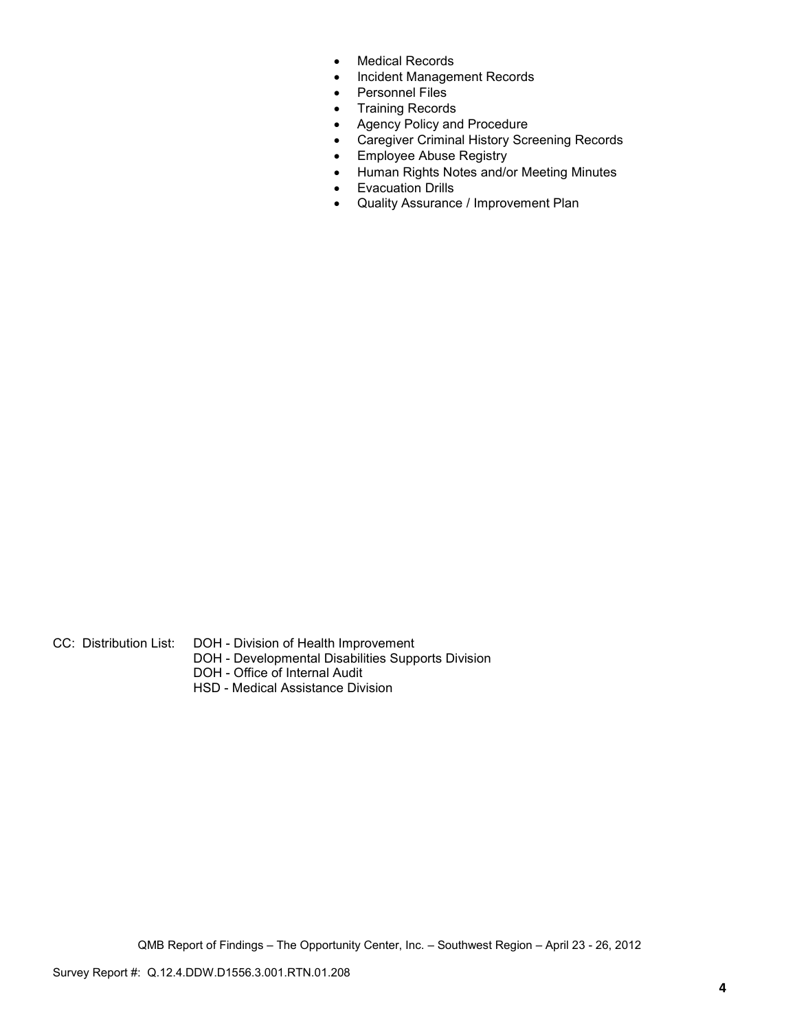- Medical Records
- Incident Management Records
- Personnel Files
- Training Records
- Agency Policy and Procedure
- Caregiver Criminal History Screening Records
- Employee Abuse Registry
- Human Rights Notes and/or Meeting Minutes
- Evacuation Drills
- Quality Assurance / Improvement Plan

CC: Distribution List: DOH - Division of Health Improvement
DOH - Developmental Disabilities Supports Division
DOH - Office of Internal Audit
HSD - Medical Assistance Division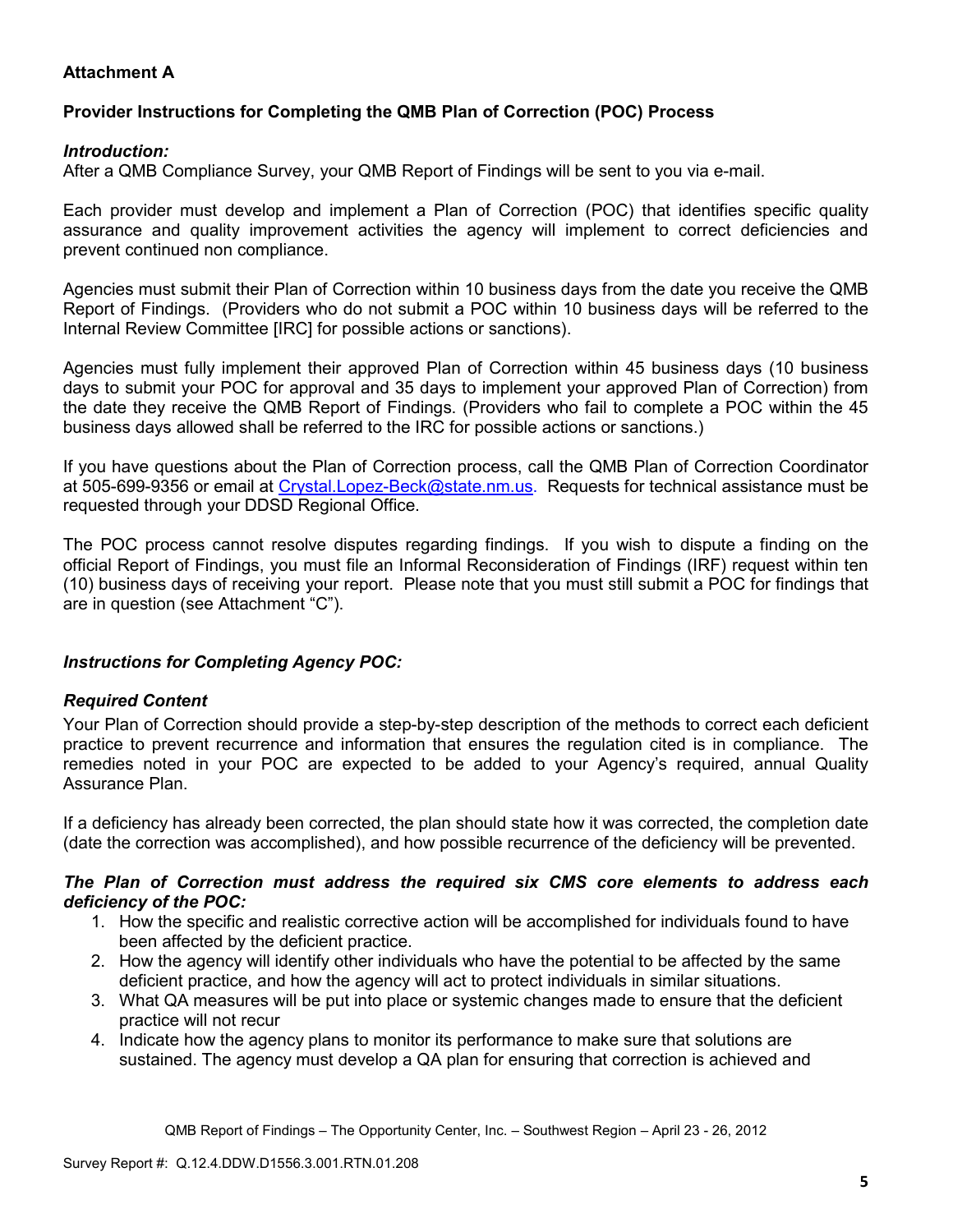**Attachment A**

**Provider Instructions for Completing the QMB Plan of Correction (POC) Process**

***Introduction:***
After a QMB Compliance Survey, your QMB Report of Findings will be sent to you via e-mail.

Each provider must develop and implement a Plan of Correction (POC) that identifies specific quality assurance and quality improvement activities the agency will implement to correct deficiencies and prevent continued non compliance.

Agencies must submit their Plan of Correction within 10 business days from the date you receive the QMB Report of Findings. (Providers who do not submit a POC within 10 business days will be referred to the Internal Review Committee [IRC] for possible actions or sanctions).

Agencies must fully implement their approved Plan of Correction within 45 business days (10 business days to submit your POC for approval and 35 days to implement your approved Plan of Correction) from the date they receive the QMB Report of Findings. (Providers who fail to complete a POC within the 45 business days allowed shall be referred to the IRC for possible actions or sanctions.)

If you have questions about the Plan of Correction process, call the QMB Plan of Correction Coordinator at 505-699-9356 or email at Crystal.Lopez-Beck@state.nm.us. Requests for technical assistance must be requested through your DDSD Regional Office.

The POC process cannot resolve disputes regarding findings. If you wish to dispute a finding on the official Report of Findings, you must file an Informal Reconsideration of Findings (IRF) request within ten (10) business days of receiving your report. Please note that you must still submit a POC for findings that are in question (see Attachment "C").

***Instructions for Completing Agency POC:***

***Required Content***
Your Plan of Correction should provide a step-by-step description of the methods to correct each deficient practice to prevent recurrence and information that ensures the regulation cited is in compliance. The remedies noted in your POC are expected to be added to your Agency's required, annual Quality Assurance Plan.

If a deficiency has already been corrected, the plan should state how it was corrected, the completion date (date the correction was accomplished), and how possible recurrence of the deficiency will be prevented.

***The Plan of Correction must address the required six CMS core elements to address each deficiency of the POC:***

1. How the specific and realistic corrective action will be accomplished for individuals found to have been affected by the deficient practice.
2. How the agency will identify other individuals who have the potential to be affected by the same deficient practice, and how the agency will act to protect individuals in similar situations.
3. What QA measures will be put into place or systemic changes made to ensure that the deficient practice will not recur
4. Indicate how the agency plans to monitor its performance to make sure that solutions are sustained. The agency must develop a QA plan for ensuring that correction is achieved and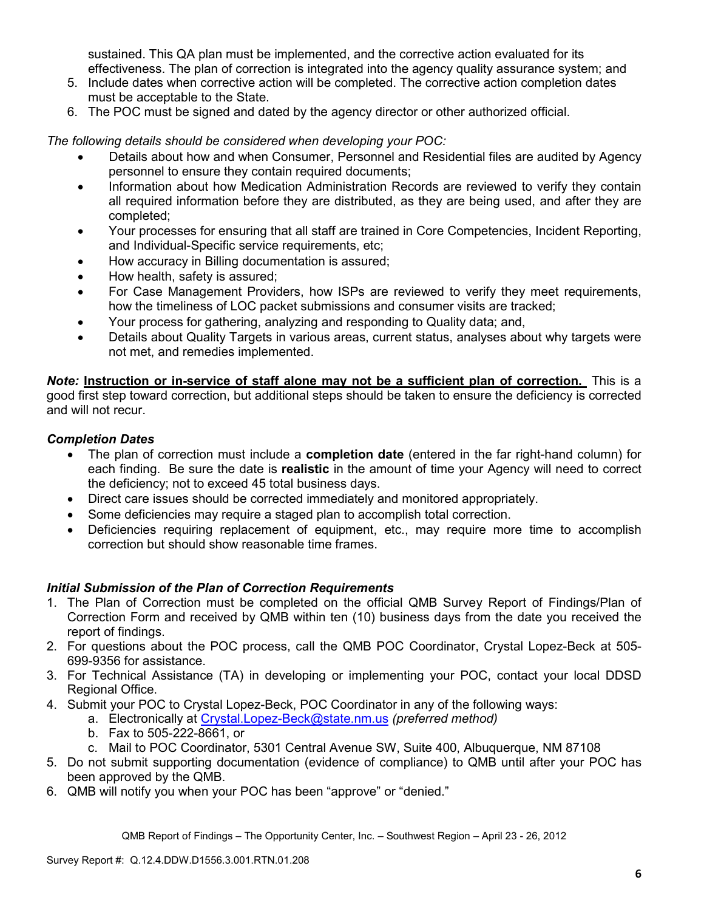sustained. This QA plan must be implemented, and the corrective action evaluated for its effectiveness. The plan of correction is integrated into the agency quality assurance system; and

5. Include dates when corrective action will be completed. The corrective action completion dates must be acceptable to the State.
6. The POC must be signed and dated by the agency director or other authorized official.

*The following details should be considered when developing your POC:*

- Details about how and when Consumer, Personnel and Residential files are audited by Agency personnel to ensure they contain required documents;
- Information about how Medication Administration Records are reviewed to verify they contain all required information before they are distributed, as they are being used, and after they are completed;
- Your processes for ensuring that all staff are trained in Core Competencies, Incident Reporting, and Individual-Specific service requirements, etc;
- How accuracy in Billing documentation is assured;
- How health, safety is assured;
- For Case Management Providers, how ISPs are reviewed to verify they meet requirements, how the timeliness of LOC packet submissions and consumer visits are tracked;
- Your process for gathering, analyzing and responding to Quality data; and,
- Details about Quality Targets in various areas, current status, analyses about why targets were not met, and remedies implemented.

***Note:*** **<u>Instruction or in-service of staff alone may not be a sufficient plan of correction.</u>** This is a good first step toward correction, but additional steps should be taken to ensure the deficiency is corrected and will not recur.

***Completion Dates***

- The plan of correction must include a **completion date** (entered in the far right-hand column) for each finding. Be sure the date is **realistic** in the amount of time your Agency will need to correct the deficiency; not to exceed 45 total business days.
- Direct care issues should be corrected immediately and monitored appropriately.
- Some deficiencies may require a staged plan to accomplish total correction.
- Deficiencies requiring replacement of equipment, etc., may require more time to accomplish correction but should show reasonable time frames.

***Initial Submission of the Plan of Correction Requirements***

1. The Plan of Correction must be completed on the official QMB Survey Report of Findings/Plan of Correction Form and received by QMB within ten (10) business days from the date you received the report of findings.
2. For questions about the POC process, call the QMB POC Coordinator, Crystal Lopez-Beck at 505-699-9356 for assistance.
3. For Technical Assistance (TA) in developing or implementing your POC, contact your local DDSD Regional Office.
4. Submit your POC to Crystal Lopez-Beck, POC Coordinator in any of the following ways:
   a. Electronically at Crystal.Lopez-Beck@state.nm.us *(preferred method)*
   b. Fax to 505-222-8661, or
   c. Mail to POC Coordinator, 5301 Central Avenue SW, Suite 400, Albuquerque, NM 87108
5. Do not submit supporting documentation (evidence of compliance) to QMB until after your POC has been approved by the QMB.
6. QMB will notify you when your POC has been "approve" or "denied."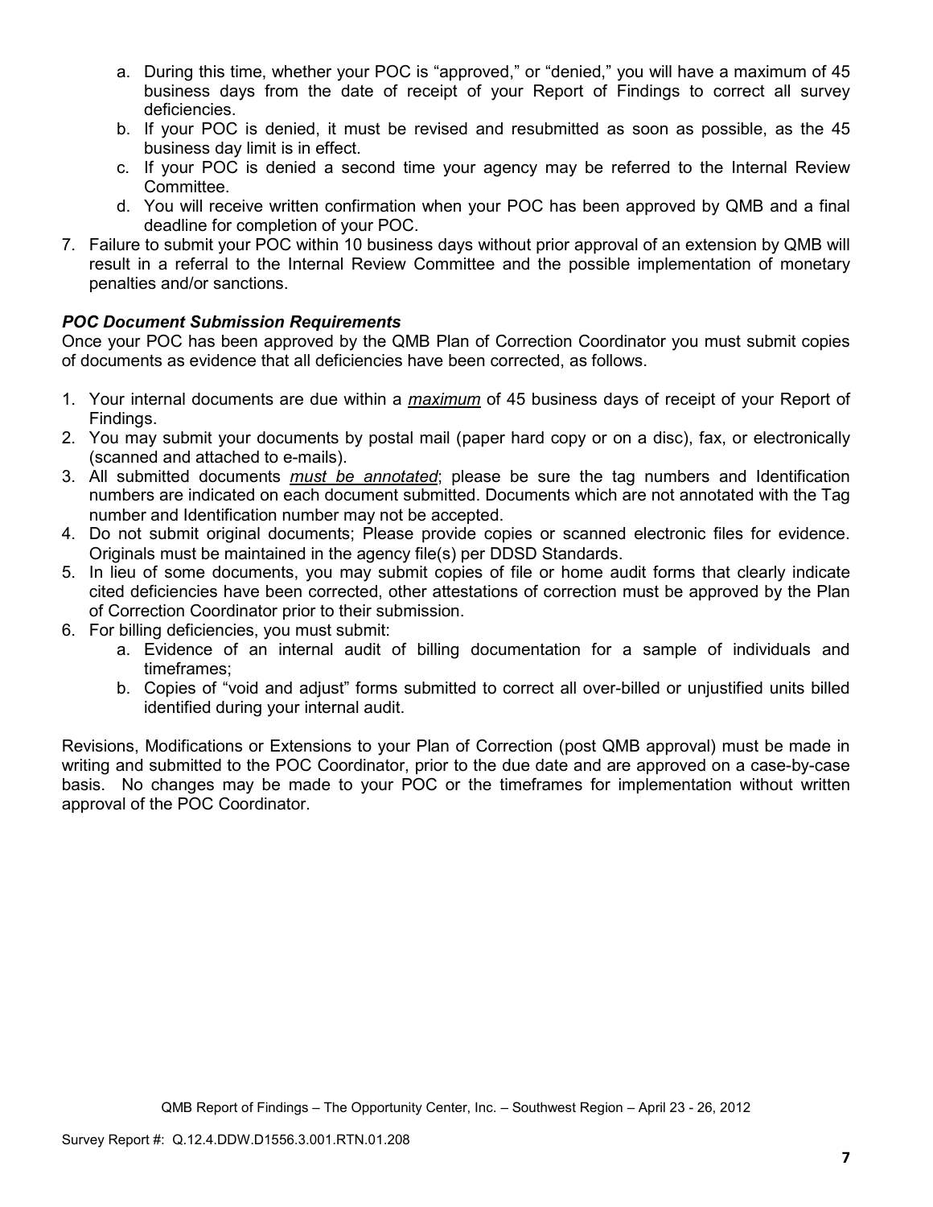a. During this time, whether your POC is "approved," or "denied," you will have a maximum of 45 business days from the date of receipt of your Report of Findings to correct all survey deficiencies.
   b. If your POC is denied, it must be revised and resubmitted as soon as possible, as the 45 business day limit is in effect.
   c. If your POC is denied a second time your agency may be referred to the Internal Review Committee.
   d. You will receive written confirmation when your POC has been approved by QMB and a final deadline for completion of your POC.
7. Failure to submit your POC within 10 business days without prior approval of an extension by QMB will result in a referral to the Internal Review Committee and the possible implementation of monetary penalties and/or sanctions.

***POC Document Submission Requirements***

Once your POC has been approved by the QMB Plan of Correction Coordinator you must submit copies of documents as evidence that all deficiencies have been corrected, as follows.

1. Your internal documents are due within a ***maximum*** of 45 business days of receipt of your Report of Findings.
2. You may submit your documents by postal mail (paper hard copy or on a disc), fax, or electronically (scanned and attached to e-mails).
3. All submitted documents ***must be annotated***; please be sure the tag numbers and Identification numbers are indicated on each document submitted. Documents which are not annotated with the Tag number and Identification number may not be accepted.
4. Do not submit original documents; Please provide copies or scanned electronic files for evidence. Originals must be maintained in the agency file(s) per DDSD Standards.
5. In lieu of some documents, you may submit copies of file or home audit forms that clearly indicate cited deficiencies have been corrected, other attestations of correction must be approved by the Plan of Correction Coordinator prior to their submission.
6. For billing deficiencies, you must submit:
   a. Evidence of an internal audit of billing documentation for a sample of individuals and timeframes;
   b. Copies of "void and adjust" forms submitted to correct all over-billed or unjustified units billed identified during your internal audit.

Revisions, Modifications or Extensions to your Plan of Correction (post QMB approval) must be made in writing and submitted to the POC Coordinator, prior to the due date and are approved on a case-by-case basis. No changes may be made to your POC or the timeframes for implementation without written approval of the POC Coordinator.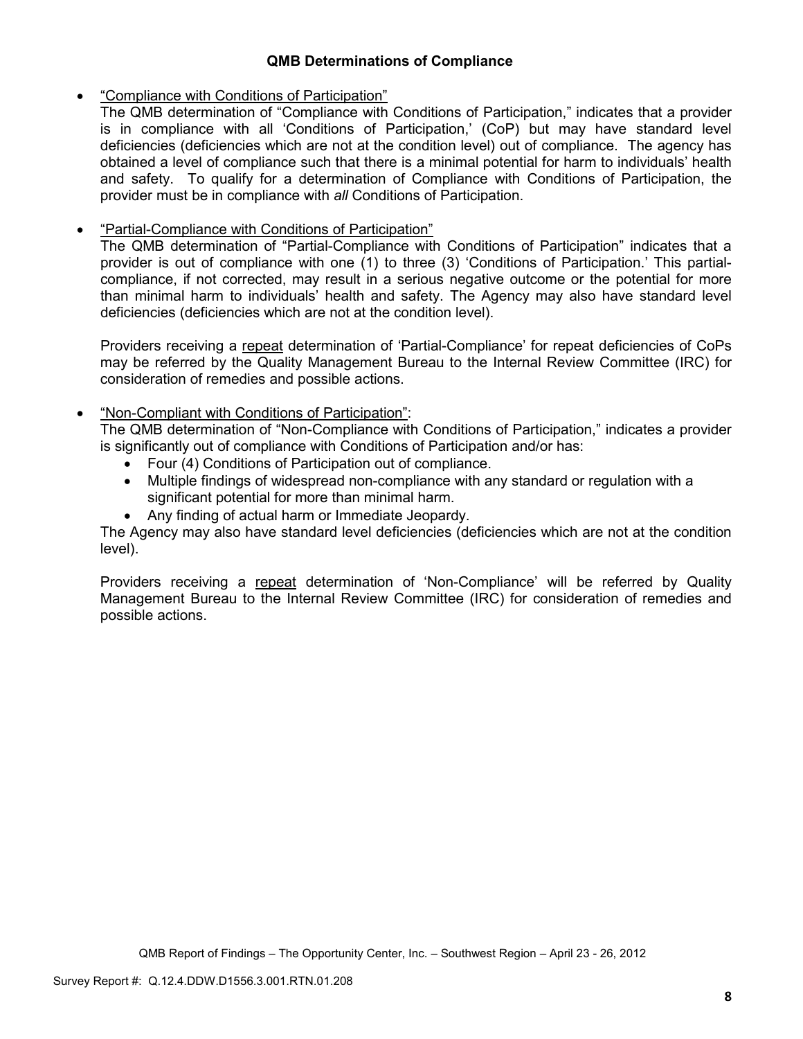### QMB Determinations of Compliance

- "Compliance with Conditions of Participation"

  The QMB determination of "Compliance with Conditions of Participation," indicates that a provider is in compliance with all 'Conditions of Participation,' (CoP) but may have standard level deficiencies (deficiencies which are not at the condition level) out of compliance. The agency has obtained a level of compliance such that there is a minimal potential for harm to individuals' health and safety. To qualify for a determination of Compliance with Conditions of Participation, the provider must be in compliance with *all* Conditions of Participation.

- "Partial-Compliance with Conditions of Participation"

  The QMB determination of "Partial-Compliance with Conditions of Participation" indicates that a provider is out of compliance with one (1) to three (3) 'Conditions of Participation.' This partial-compliance, if not corrected, may result in a serious negative outcome or the potential for more than minimal harm to individuals' health and safety. The Agency may also have standard level deficiencies (deficiencies which are not at the condition level).

  Providers receiving a repeat determination of 'Partial-Compliance' for repeat deficiencies of CoPs may be referred by the Quality Management Bureau to the Internal Review Committee (IRC) for consideration of remedies and possible actions.

- "Non-Compliant with Conditions of Participation":

  The QMB determination of "Non-Compliance with Conditions of Participation," indicates a provider is significantly out of compliance with Conditions of Participation and/or has:
  - Four (4) Conditions of Participation out of compliance.
  - Multiple findings of widespread non-compliance with any standard or regulation with a significant potential for more than minimal harm.
  - Any finding of actual harm or Immediate Jeopardy.

  The Agency may also have standard level deficiencies (deficiencies which are not at the condition level).

  Providers receiving a repeat determination of 'Non-Compliance' will be referred by Quality Management Bureau to the Internal Review Committee (IRC) for consideration of remedies and possible actions.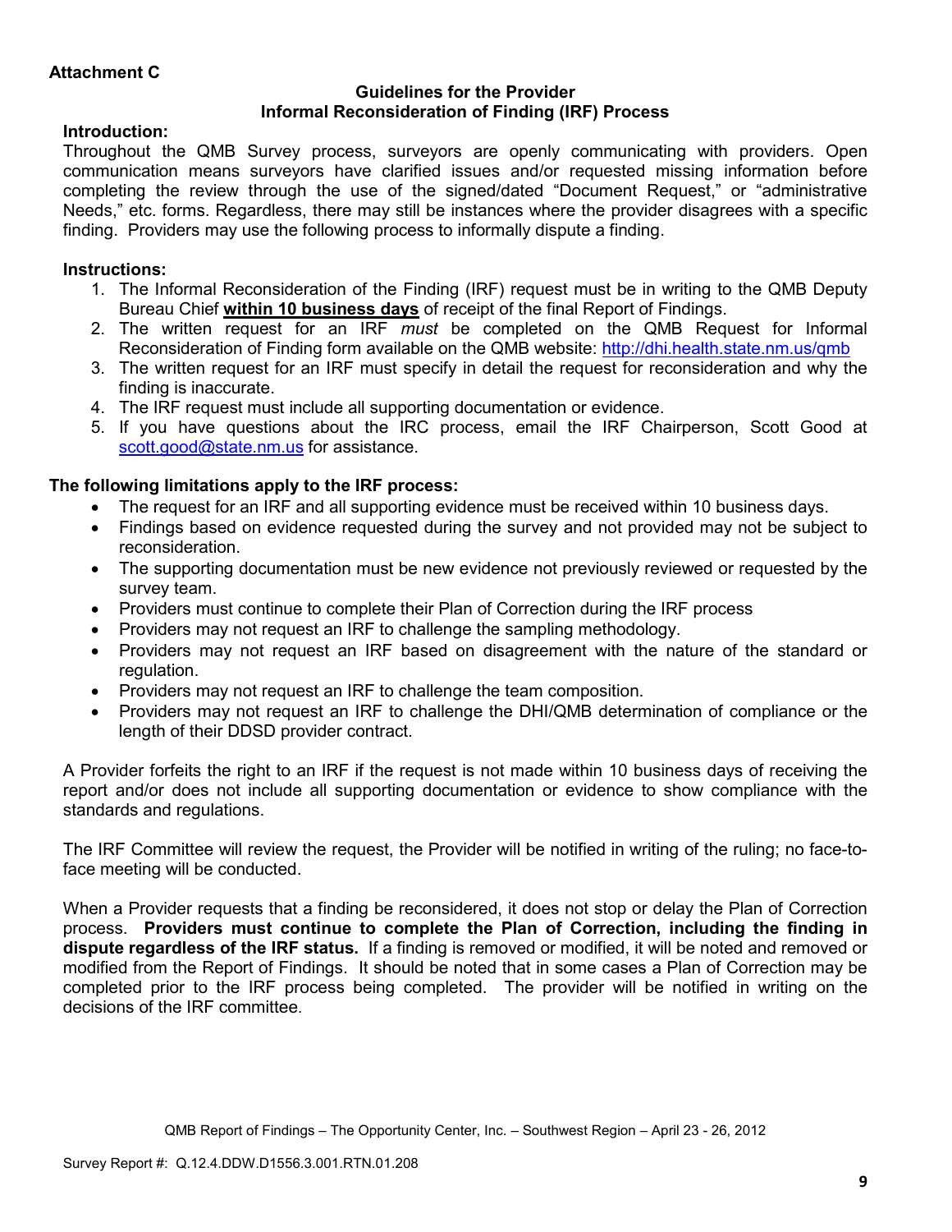**Attachment C**

### Guidelines for the Provider
### Informal Reconsideration of Finding (IRF) Process

**Introduction:**

Throughout the QMB Survey process, surveyors are openly communicating with providers. Open communication means surveyors have clarified issues and/or requested missing information before completing the review through the use of the signed/dated "Document Request," or "administrative Needs," etc. forms. Regardless, there may still be instances where the provider disagrees with a specific finding. Providers may use the following process to informally dispute a finding.

**Instructions:**

1. The Informal Reconsideration of the Finding (IRF) request must be in writing to the QMB Deputy Bureau Chief **within 10 business days** of receipt of the final Report of Findings.
2. The written request for an IRF *must* be completed on the QMB Request for Informal Reconsideration of Finding form available on the QMB website: http://dhi.health.state.nm.us/qmb
3. The written request for an IRF must specify in detail the request for reconsideration and why the finding is inaccurate.
4. The IRF request must include all supporting documentation or evidence.
5. If you have questions about the IRC process, email the IRF Chairperson, Scott Good at scott.good@state.nm.us for assistance.

**The following limitations apply to the IRF process:**

- The request for an IRF and all supporting evidence must be received within 10 business days.
- Findings based on evidence requested during the survey and not provided may not be subject to reconsideration.
- The supporting documentation must be new evidence not previously reviewed or requested by the survey team.
- Providers must continue to complete their Plan of Correction during the IRF process
- Providers may not request an IRF to challenge the sampling methodology.
- Providers may not request an IRF based on disagreement with the nature of the standard or regulation.
- Providers may not request an IRF to challenge the team composition.
- Providers may not request an IRF to challenge the DHI/QMB determination of compliance or the length of their DDSD provider contract.

A Provider forfeits the right to an IRF if the request is not made within 10 business days of receiving the report and/or does not include all supporting documentation or evidence to show compliance with the standards and regulations.

The IRF Committee will review the request, the Provider will be notified in writing of the ruling; no face-to-face meeting will be conducted.

When a Provider requests that a finding be reconsidered, it does not stop or delay the Plan of Correction process. **Providers must continue to complete the Plan of Correction, including the finding in dispute regardless of the IRF status.** If a finding is removed or modified, it will be noted and removed or modified from the Report of Findings. It should be noted that in some cases a Plan of Correction may be completed prior to the IRF process being completed. The provider will be notified in writing on the decisions of the IRF committee.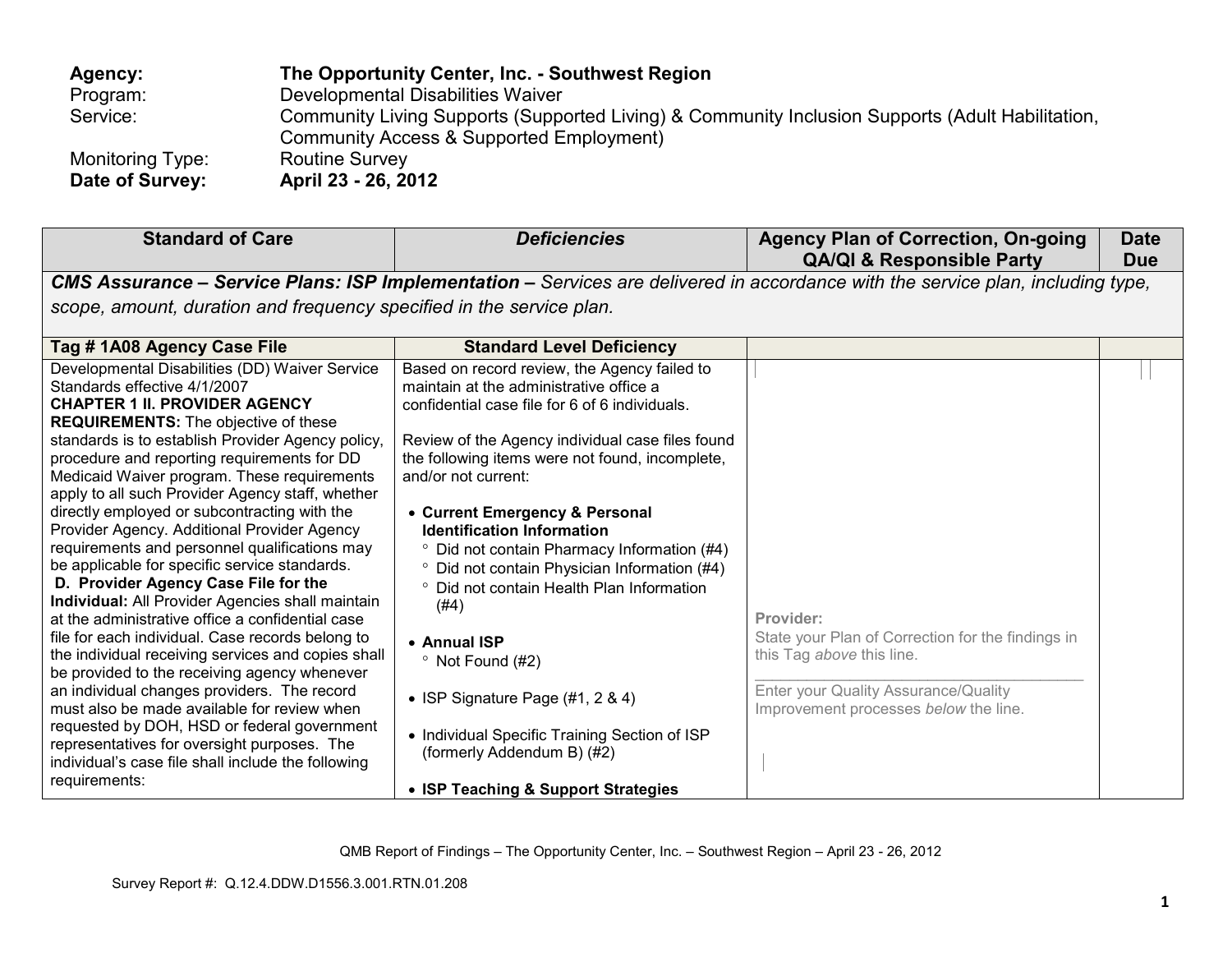| | |
|---|---|
| **Agency:** | **The Opportunity Center, Inc. - Southwest Region** |
| Program: | Developmental Disabilities Waiver |
| Service: | Community Living Supports (Supported Living) & Community Inclusion Supports (Adult Habilitation, Community Access & Supported Employment) |
| Monitoring Type: | Routine Survey |
| **Date of Survey:** | **April 23 - 26, 2012** |

| Standard of Care | *Deficiencies* | Agency Plan of Correction, On-going QA/QI & Responsible Party | Date Due |
|---|---|---|---|
| ***CMS Assurance – Service Plans: ISP Implementation –*** *Services are delivered in accordance with the service plan, including type, scope, amount, duration and frequency specified in the service plan.* | | | |
| **Tag # 1A08 Agency Case File** | **Standard Level Deficiency** | | |
| Developmental Disabilities (DD) Waiver Service Standards effective 4/1/2007<br>**CHAPTER 1 II. PROVIDER AGENCY REQUIREMENTS:** The objective of these standards is to establish Provider Agency policy, procedure and reporting requirements for DD Medicaid Waiver program. These requirements apply to all such Provider Agency staff, whether directly employed or subcontracting with the Provider Agency. Additional Provider Agency requirements and personnel qualifications may be applicable for specific service standards.<br>**D. Provider Agency Case File for the Individual:** All Provider Agencies shall maintain at the administrative office a confidential case file for each individual. Case records belong to the individual receiving services and copies shall be provided to the receiving agency whenever an individual changes providers. The record must also be made available for review when requested by DOH, HSD or federal government representatives for oversight purposes. The individual's case file shall include the following requirements: | Based on record review, the Agency failed to maintain at the administrative office a confidential case file for 6 of 6 individuals.<br><br>Review of the Agency individual case files found the following items were not found, incomplete, and/or not current:<br><br>• **Current Emergency & Personal Identification Information**<br>° Did not contain Pharmacy Information (#4)<br>° Did not contain Physician Information (#4)<br>° Did not contain Health Plan Information (#4)<br><br>• **Annual ISP**<br>° Not Found (#2)<br><br>• ISP Signature Page (#1, 2 & 4)<br><br>• Individual Specific Training Section of ISP (formerly Addendum B) (#2)<br><br>• **ISP Teaching & Support Strategies** | Provider:<br>State your Plan of Correction for the findings in this Tag *above* this line.<br>\_\_\_\_\_\_\_\_\_\_\_\_\_\_\_\_\_\_\_\_\_\_\_\_\_\_\_\_\_\_\_\_<br>Enter your Quality Assurance/Quality Improvement processes *below* the line. | |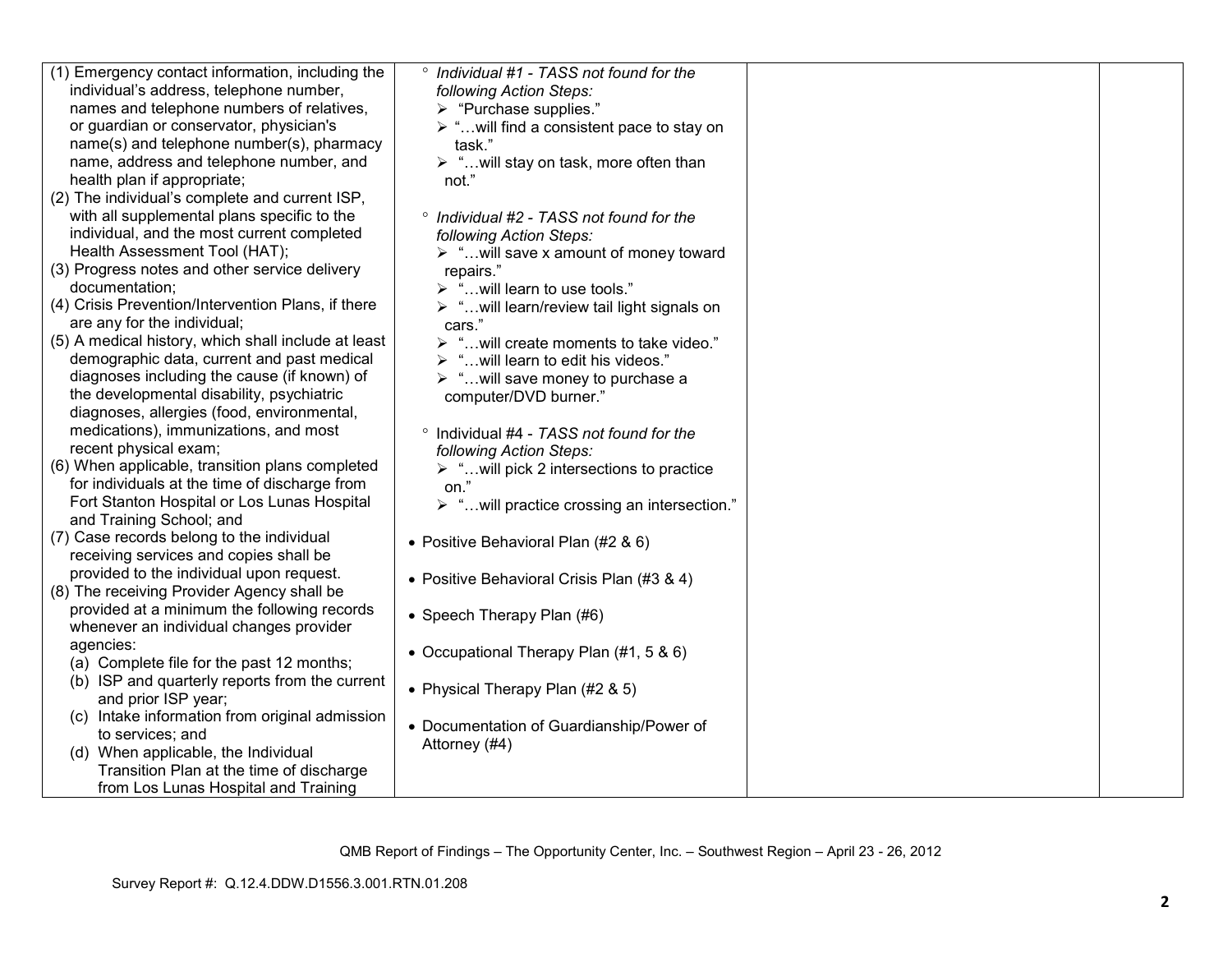| | | | |
|---|---|---|---|
| (1) Emergency contact information, including the individual's address, telephone number, names and telephone numbers of relatives, or guardian or conservator, physician's name(s) and telephone number(s), pharmacy name, address and telephone number, and health plan if appropriate;<br>(2) The individual's complete and current ISP, with all supplemental plans specific to the individual, and the most current completed Health Assessment Tool (HAT);<br>(3) Progress notes and other service delivery documentation;<br>(4) Crisis Prevention/Intervention Plans, if there are any for the individual;<br>(5) A medical history, which shall include at least demographic data, current and past medical diagnoses including the cause (if known) of the developmental disability, psychiatric diagnoses, allergies (food, environmental, medications), immunizations, and most recent physical exam;<br>(6) When applicable, transition plans completed for individuals at the time of discharge from Fort Stanton Hospital or Los Lunas Hospital and Training School; and<br>(7) Case records belong to the individual receiving services and copies shall be provided to the individual upon request.<br>(8) The receiving Provider Agency shall be provided at a minimum the following records whenever an individual changes provider agencies:<br>(a) Complete file for the past 12 months;<br>(b) ISP and quarterly reports from the current and prior ISP year;<br>(c) Intake information from original admission to services; and<br>(d) When applicable, the Individual Transition Plan at the time of discharge from Los Lunas Hospital and Training | ° *Individual #1 - TASS not found for the following Action Steps:*<br>➢ "Purchase supplies."<br>➢ "…will find a consistent pace to stay on task."<br>➢ "…will stay on task, more often than not."<br><br>° *Individual #2 - TASS not found for the following Action Steps:*<br>➢ "…will save x amount of money toward repairs."<br>➢ "…will learn to use tools."<br>➢ "…will learn/review tail light signals on cars."<br>➢ "…will create moments to take video."<br>➢ "…will learn to edit his videos."<br>➢ "…will save money to purchase a computer/DVD burner."<br><br>° Individual #4 - *TASS not found for the following Action Steps:*<br>➢ "…will pick 2 intersections to practice on."<br>➢ "…will practice crossing an intersection."<br><br>• Positive Behavioral Plan (#2 & 6)<br><br>• Positive Behavioral Crisis Plan (#3 & 4)<br><br>• Speech Therapy Plan (#6)<br><br>• Occupational Therapy Plan (#1, 5 & 6)<br><br>• Physical Therapy Plan (#2 & 5)<br><br>• Documentation of Guardianship/Power of Attorney (#4) | | |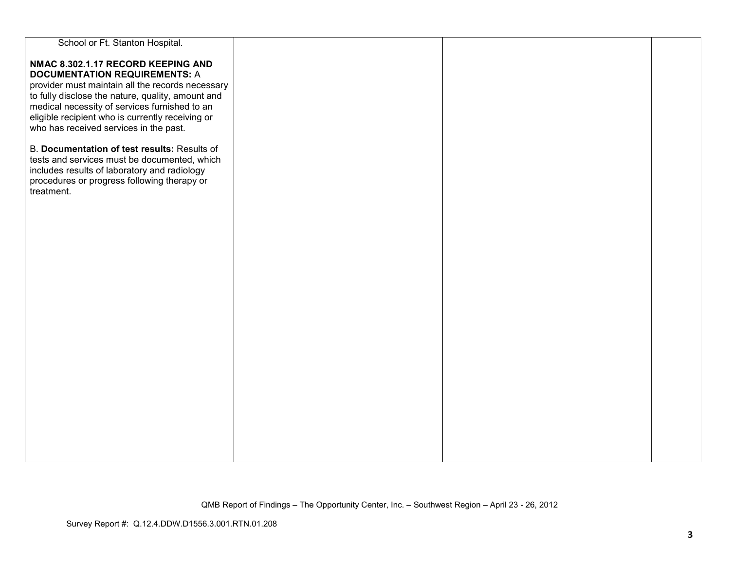| | | | |
|---|---|---|---|
| School or Ft. Stanton Hospital.<br><br>**NMAC 8.302.1.17 RECORD KEEPING AND DOCUMENTATION REQUIREMENTS:** A provider must maintain all the records necessary to fully disclose the nature, quality, amount and medical necessity of services furnished to an eligible recipient who is currently receiving or who has received services in the past.<br><br>B. **Documentation of test results:** Results of tests and services must be documented, which includes results of laboratory and radiology procedures or progress following therapy or treatment. | | | |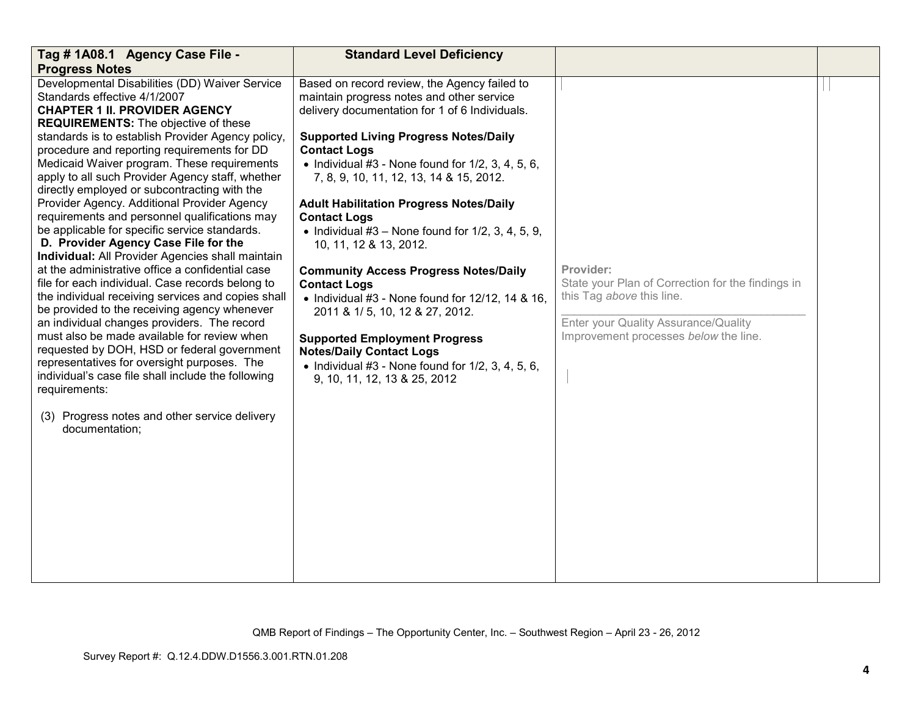| Tag # 1A08.1 Agency Case File - Progress Notes | Standard Level Deficiency | | |
|---|---|---|---|
| Developmental Disabilities (DD) Waiver Service Standards effective 4/1/2007<br>**CHAPTER 1 II. PROVIDER AGENCY REQUIREMENTS:** The objective of these standards is to establish Provider Agency policy, procedure and reporting requirements for DD Medicaid Waiver program. These requirements apply to all such Provider Agency staff, whether directly employed or subcontracting with the Provider Agency. Additional Provider Agency requirements and personnel qualifications may be applicable for specific service standards.<br>**D. Provider Agency Case File for the Individual:** All Provider Agencies shall maintain at the administrative office a confidential case file for each individual. Case records belong to the individual receiving services and copies shall be provided to the receiving agency whenever an individual changes providers. The record must also be made available for review when requested by DOH, HSD or federal government representatives for oversight purposes. The individual's case file shall include the following requirements:<br><br>(3) Progress notes and other service delivery documentation; | Based on record review, the Agency failed to maintain progress notes and other service delivery documentation for 1 of 6 Individuals.<br><br>**Supported Living Progress Notes/Daily Contact Logs**<br>• Individual #3 - None found for 1/2, 3, 4, 5, 6, 7, 8, 9, 10, 11, 12, 13, 14 & 15, 2012.<br><br>**Adult Habilitation Progress Notes/Daily Contact Logs**<br>• Individual #3 – None found for 1/2, 3, 4, 5, 9, 10, 11, 12 & 13, 2012.<br><br>**Community Access Progress Notes/Daily Contact Logs**<br>• Individual #3 - None found for 12/12, 14 & 16, 2011 & 1/ 5, 10, 12 & 27, 2012.<br><br>**Supported Employment Progress Notes/Daily Contact Logs**<br>• Individual #3 - None found for 1/2, 3, 4, 5, 6, 9, 10, 11, 12, 13 & 25, 2012 | **Provider:**<br>State your Plan of Correction for the findings in this Tag *above* this line.<br>\_\_\_\_\_\_\_\_\_\_\_\_\_\_\_\_\_\_\_\_\_\_\_\_\_\_\_\_\_\_\_\_\_\_\_\_\_\_\_\_<br>Enter your Quality Assurance/Quality Improvement processes *below* the line. | |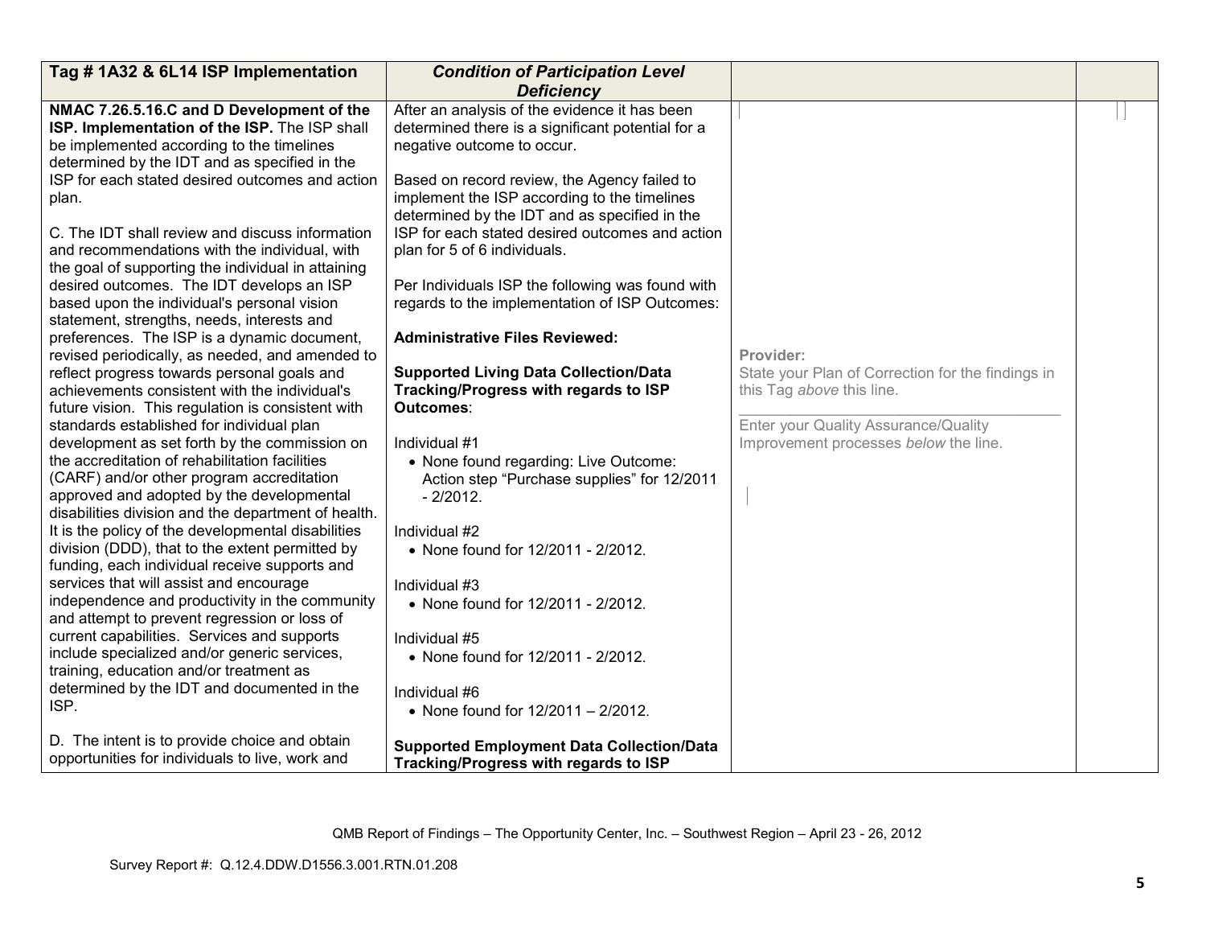| Tag # 1A32 & 6L14 ISP Implementation | *Condition of Participation Level Deficiency* | | |
|---|---|---|---|
| **NMAC 7.26.5.16.C and D Development of the ISP. Implementation of the ISP.** The ISP shall be implemented according to the timelines determined by the IDT and as specified in the ISP for each stated desired outcomes and action plan.<br><br>C. The IDT shall review and discuss information and recommendations with the individual, with the goal of supporting the individual in attaining desired outcomes. The IDT develops an ISP based upon the individual's personal vision statement, strengths, needs, interests and preferences. The ISP is a dynamic document, revised periodically, as needed, and amended to reflect progress towards personal goals and achievements consistent with the individual's future vision. This regulation is consistent with standards established for individual plan development as set forth by the commission on the accreditation of rehabilitation facilities (CARF) and/or other program accreditation approved and adopted by the developmental disabilities division and the department of health. It is the policy of the developmental disabilities division (DDD), that to the extent permitted by funding, each individual receive supports and services that will assist and encourage independence and productivity in the community and attempt to prevent regression or loss of current capabilities. Services and supports include specialized and/or generic services, training, education and/or treatment as determined by the IDT and documented in the ISP.<br><br>D. The intent is to provide choice and obtain opportunities for individuals to live, work and | After an analysis of the evidence it has been determined there is a significant potential for a negative outcome to occur.<br><br>Based on record review, the Agency failed to implement the ISP according to the timelines determined by the IDT and as specified in the ISP for each stated desired outcomes and action plan for 5 of 6 individuals.<br><br>Per Individuals ISP the following was found with regards to the implementation of ISP Outcomes:<br><br>**Administrative Files Reviewed:**<br><br>**Supported Living Data Collection/Data Tracking/Progress with regards to ISP Outcomes**:<br><br>Individual #1<br>• None found regarding: Live Outcome: Action step "Purchase supplies" for 12/2011 - 2/2012.<br><br>Individual #2<br>• None found for 12/2011 - 2/2012.<br><br>Individual #3<br>• None found for 12/2011 - 2/2012.<br><br>Individual #5<br>• None found for 12/2011 - 2/2012.<br><br>Individual #6<br>• None found for 12/2011 – 2/2012.<br><br>**Supported Employment Data Collection/Data Tracking/Progress with regards to ISP** | **Provider:**<br>State your Plan of Correction for the findings in this Tag *above* this line.<br><br>Enter your Quality Assurance/Quality Improvement processes *below* the line. | |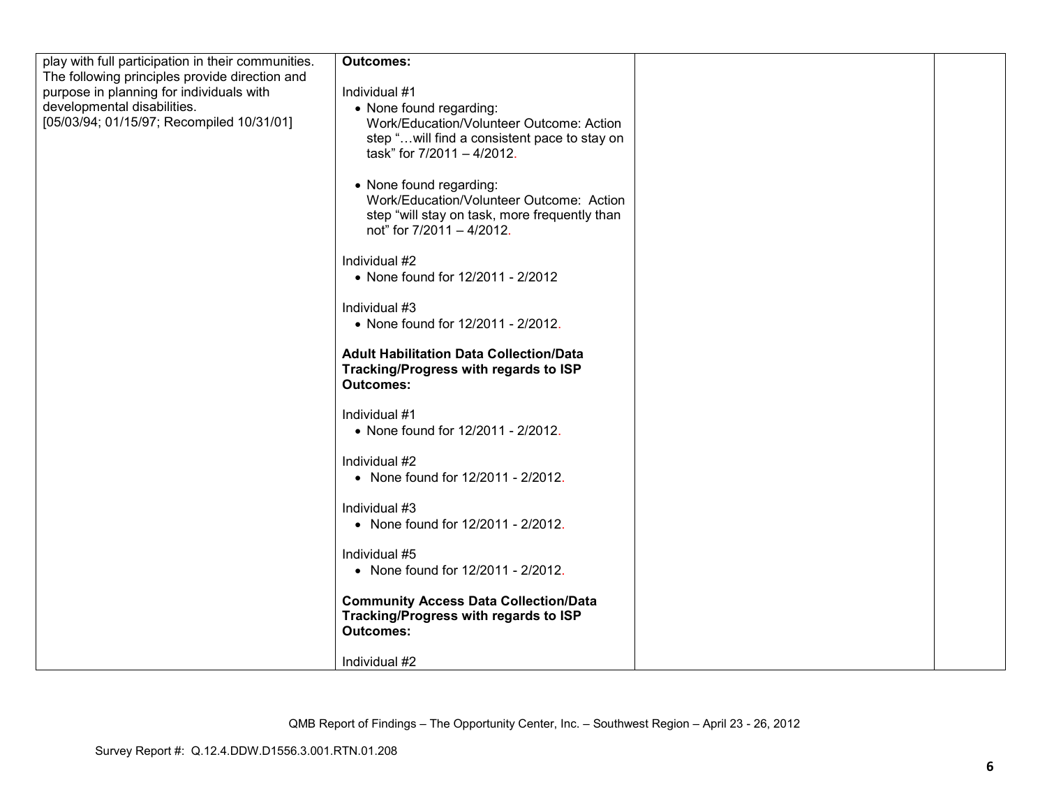| | | | |
|---|---|---|---|
| play with full participation in their communities. The following principles provide direction and purpose in planning for individuals with developmental disabilities.<br>[05/03/94; 01/15/97; Recompiled 10/31/01] | **Outcomes:**<br><br>Individual #1<br>• None found regarding: Work/Education/Volunteer Outcome: Action step "…will find a consistent pace to stay on task" for 7/2011 – 4/2012.<br><br>• None found regarding: Work/Education/Volunteer Outcome: Action step "will stay on task, more frequently than not" for 7/2011 – 4/2012.<br><br>Individual #2<br>• None found for 12/2011 - 2/2012<br><br>Individual #3<br>• None found for 12/2011 - 2/2012.<br><br>**Adult Habilitation Data Collection/Data Tracking/Progress with regards to ISP Outcomes:**<br><br>Individual #1<br>• None found for 12/2011 - 2/2012.<br><br>Individual #2<br>• None found for 12/2011 - 2/2012.<br><br>Individual #3<br>• None found for 12/2011 - 2/2012.<br><br>Individual #5<br>• None found for 12/2011 - 2/2012.<br><br>**Community Access Data Collection/Data Tracking/Progress with regards to ISP Outcomes:**<br><br>Individual #2 | | |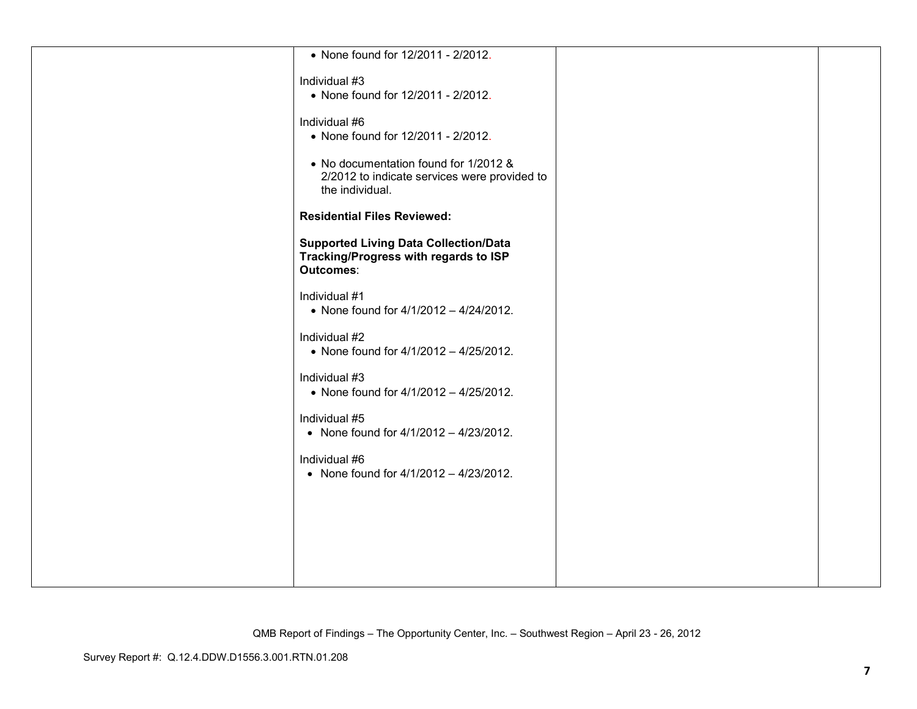| | | | |
|---|---|---|---|
| | • None found for 12/2011 - 2/2012.<br><br>Individual #3<br>• None found for 12/2011 - 2/2012.<br><br>Individual #6<br>• None found for 12/2011 - 2/2012.<br><br>• No documentation found for 1/2012 & 2/2012 to indicate services were provided to the individual.<br><br>**Residential Files Reviewed:**<br><br>**Supported Living Data Collection/Data Tracking/Progress with regards to ISP Outcomes**:<br><br>Individual #1<br>• None found for 4/1/2012 – 4/24/2012.<br><br>Individual #2<br>• None found for 4/1/2012 – 4/25/2012.<br><br>Individual #3<br>• None found for 4/1/2012 – 4/25/2012.<br><br>Individual #5<br>• None found for 4/1/2012 – 4/23/2012.<br><br>Individual #6<br>• None found for 4/1/2012 – 4/23/2012. | | |

QMB Report of Findings – The Opportunity Center, Inc. – Southwest Region – April 23 - 26, 2012

Survey Report #: Q.12.4.DDW.D1556.3.001.RTN.01.208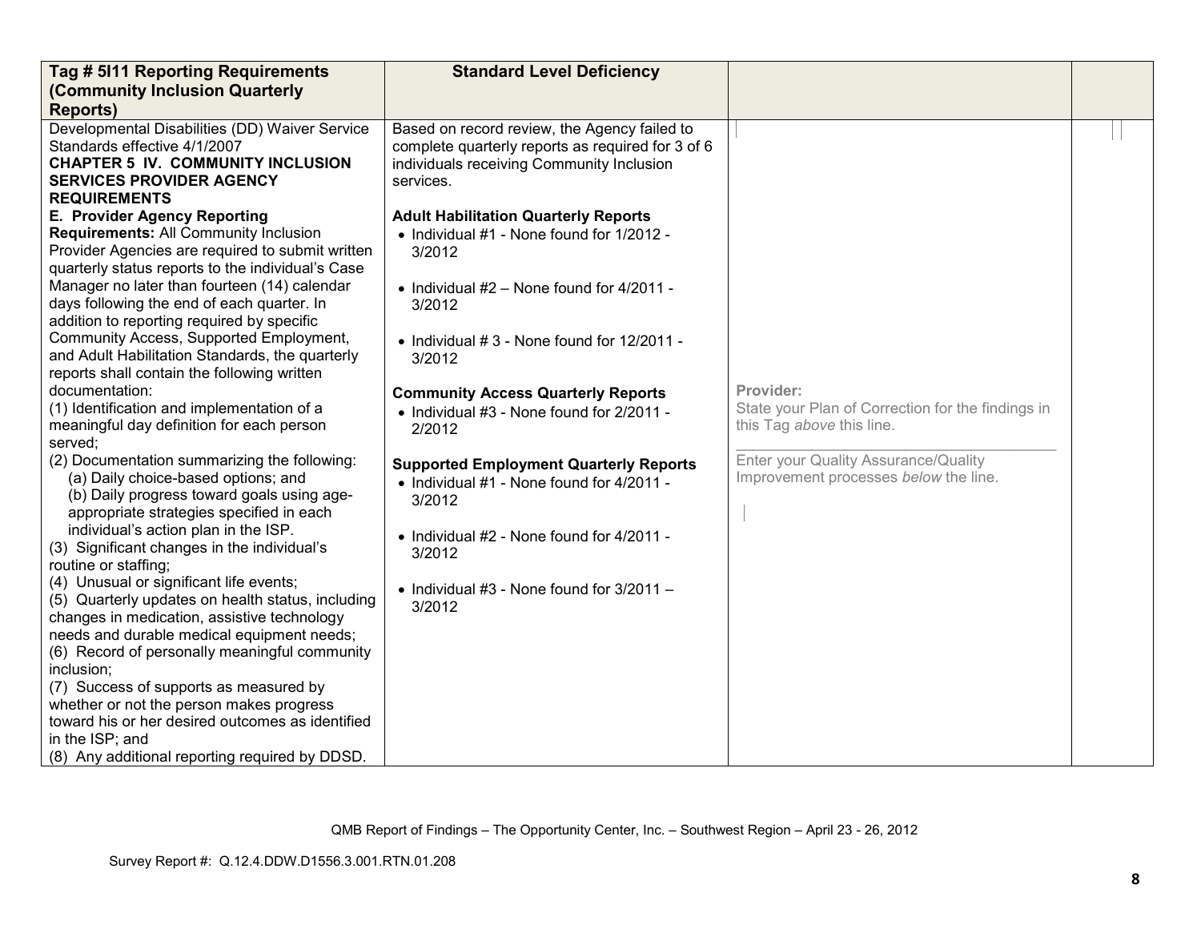| Tag # 5I11 Reporting Requirements (Community Inclusion Quarterly Reports) | Standard Level Deficiency | | |
|---|---|---|---|
| Developmental Disabilities (DD) Waiver Service Standards effective 4/1/2007<br>**CHAPTER 5 IV. COMMUNITY INCLUSION SERVICES PROVIDER AGENCY REQUIREMENTS**<br>**E. Provider Agency Reporting Requirements:** All Community Inclusion Provider Agencies are required to submit written quarterly status reports to the individual's Case Manager no later than fourteen (14) calendar days following the end of each quarter. In addition to reporting required by specific Community Access, Supported Employment, and Adult Habilitation Standards, the quarterly reports shall contain the following written documentation:<br>(1) Identification and implementation of a meaningful day definition for each person served;<br>(2) Documentation summarizing the following:<br>(a) Daily choice-based options; and<br>(b) Daily progress toward goals using age-appropriate strategies specified in each individual's action plan in the ISP.<br>(3) Significant changes in the individual's routine or staffing;<br>(4) Unusual or significant life events;<br>(5) Quarterly updates on health status, including changes in medication, assistive technology needs and durable medical equipment needs;<br>(6) Record of personally meaningful community inclusion;<br>(7) Success of supports as measured by whether or not the person makes progress toward his or her desired outcomes as identified in the ISP; and<br>(8) Any additional reporting required by DDSD. | Based on record review, the Agency failed to complete quarterly reports as required for 3 of 6 individuals receiving Community Inclusion services.<br><br>**Adult Habilitation Quarterly Reports**<br>• Individual #1 - None found for 1/2012 - 3/2012<br>• Individual #2 – None found for 4/2011 - 3/2012<br>• Individual # 3 - None found for 12/2011 - 3/2012<br><br>**Community Access Quarterly Reports**<br>• Individual #3 - None found for 2/2011 - 2/2012<br><br>**Supported Employment Quarterly Reports**<br>• Individual #1 - None found for 4/2011 - 3/2012<br>• Individual #2 - None found for 4/2011 - 3/2012<br>• Individual #3 - None found for 3/2011 – 3/2012 | **Provider:**<br>State your Plan of Correction for the findings in this Tag *above* this line.<br>\_\_\_\_\_\_\_\_\_\_\_\_\_\_\_\_\_\_\_\_\_\_\_\_\_\_\_\_\_\_\_\_\_\_\_\_<br>Enter your Quality Assurance/Quality Improvement processes *below* the line. | |

QMB Report of Findings – The Opportunity Center, Inc. – Southwest Region – April 23 - 26, 2012

Survey Report #: Q.12.4.DDW.D1556.3.001.RTN.01.208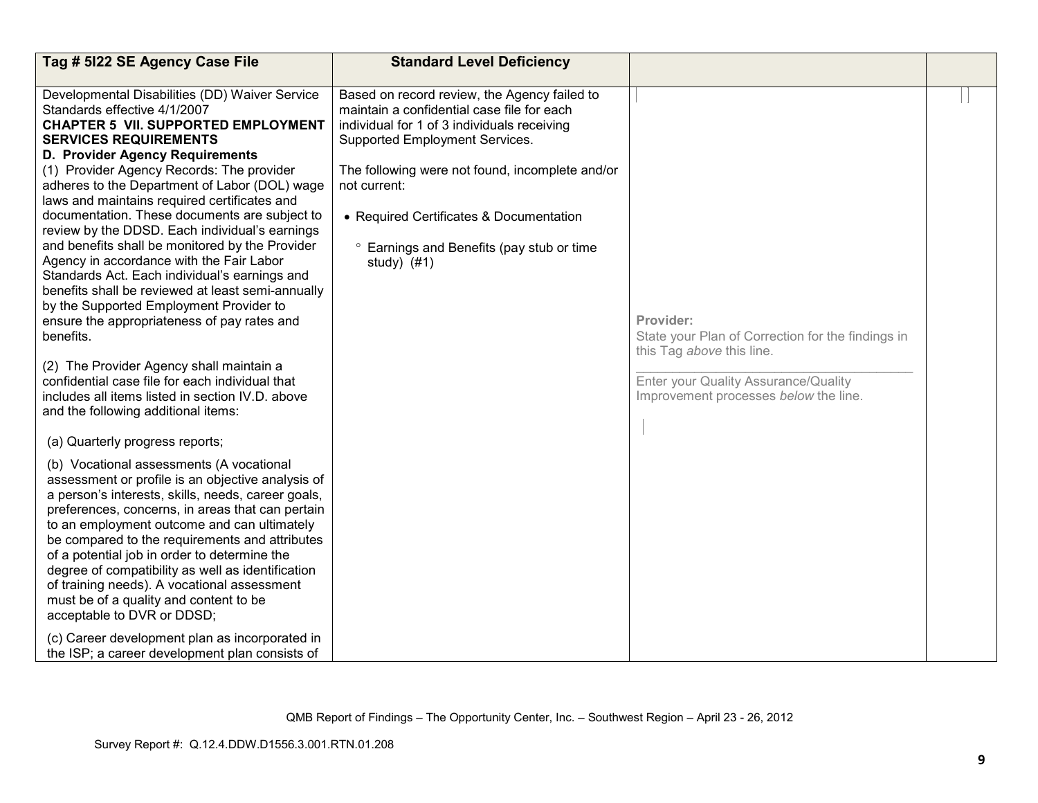| Tag # 5I22 SE Agency Case File | Standard Level Deficiency | | |
|---|---|---|---|
| Developmental Disabilities (DD) Waiver Service Standards effective 4/1/2007<br>**CHAPTER 5 VII. SUPPORTED EMPLOYMENT SERVICES REQUIREMENTS**<br>**D. Provider Agency Requirements**<br>(1) Provider Agency Records: The provider adheres to the Department of Labor (DOL) wage laws and maintains required certificates and documentation. These documents are subject to review by the DDSD. Each individual's earnings and benefits shall be monitored by the Provider Agency in accordance with the Fair Labor Standards Act. Each individual's earnings and benefits shall be reviewed at least semi-annually by the Supported Employment Provider to ensure the appropriateness of pay rates and benefits.<br><br>(2) The Provider Agency shall maintain a confidential case file for each individual that includes all items listed in section IV.D. above and the following additional items:<br><br>(a) Quarterly progress reports;<br><br>(b) Vocational assessments (A vocational assessment or profile is an objective analysis of a person's interests, skills, needs, career goals, preferences, concerns, in areas that can pertain to an employment outcome and can ultimately be compared to the requirements and attributes of a potential job in order to determine the degree of compatibility as well as identification of training needs). A vocational assessment must be of a quality and content to be acceptable to DVR or DDSD;<br><br>(c) Career development plan as incorporated in the ISP; a career development plan consists of | Based on record review, the Agency failed to maintain a confidential case file for each individual for 1 of 3 individuals receiving Supported Employment Services.<br><br>The following were not found, incomplete and/or not current:<br><br>• Required Certificates & Documentation<br><br>° Earnings and Benefits (pay stub or time study) (#1) | **Provider:**<br>State your Plan of Correction for the findings in this Tag *above* this line.<br>\_\_\_\_\_\_\_\_\_\_\_\_\_\_\_\_\_\_\_\_\_\_\_\_\_\_\_\_\_\_\_\_\_\_\_\_\_\_\_\_<br>Enter your Quality Assurance/Quality Improvement processes *below* the line. | |

QMB Report of Findings – The Opportunity Center, Inc. – Southwest Region – April 23 - 26, 2012

Survey Report #: Q.12.4.DDW.D1556.3.001.RTN.01.208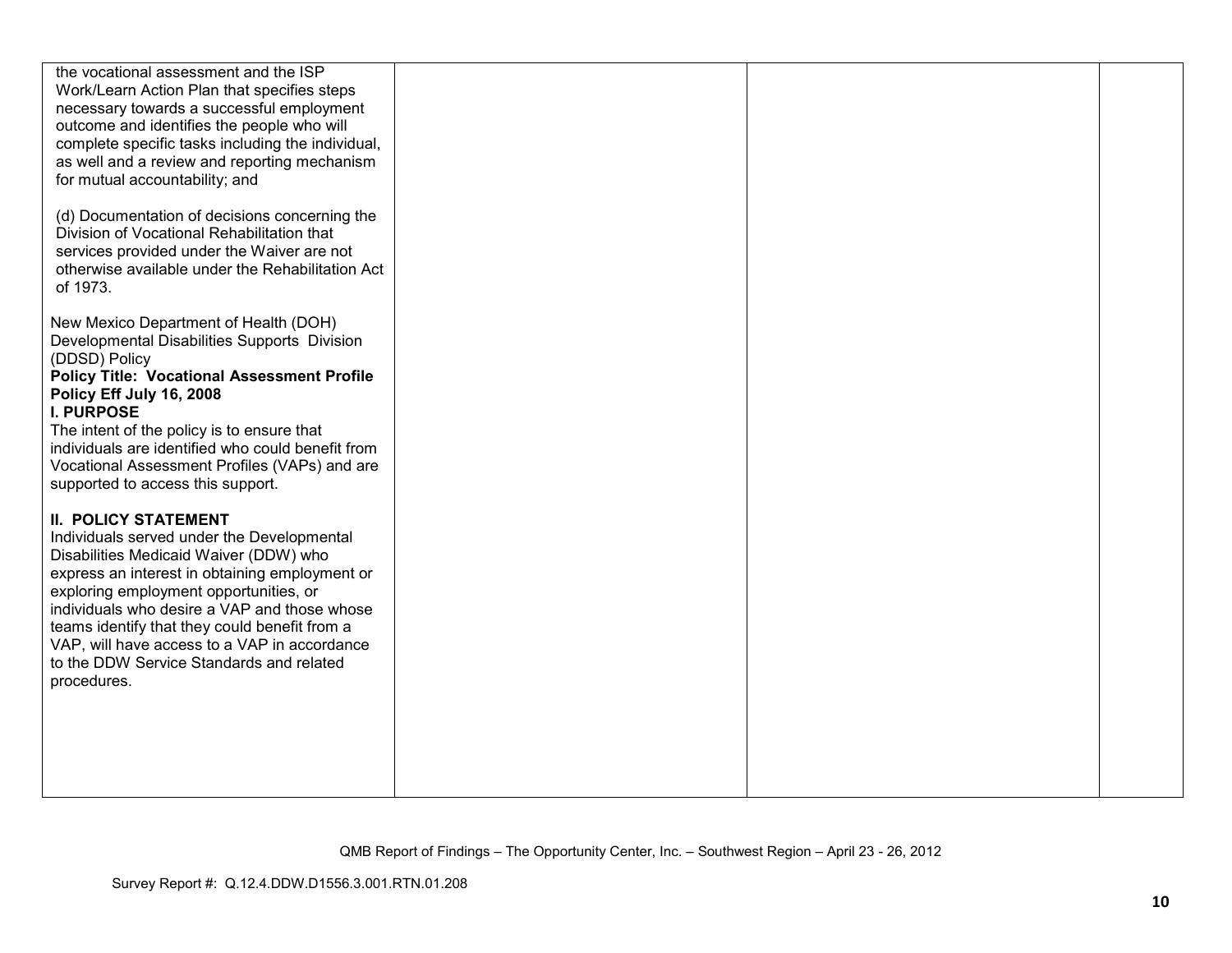| | | | |
|---|---|---|---|
| the vocational assessment and the ISP Work/Learn Action Plan that specifies steps necessary towards a successful employment outcome and identifies the people who will complete specific tasks including the individual, as well and a review and reporting mechanism for mutual accountability; and<br><br>(d) Documentation of decisions concerning the Division of Vocational Rehabilitation that services provided under the Waiver are not otherwise available under the Rehabilitation Act of 1973.<br><br>New Mexico Department of Health (DOH) Developmental Disabilities Supports Division (DDSD) Policy<br>**Policy Title: Vocational Assessment Profile Policy Eff July 16, 2008**<br>**I. PURPOSE**<br>The intent of the policy is to ensure that individuals are identified who could benefit from Vocational Assessment Profiles (VAPs) and are supported to access this support.<br><br>**II. POLICY STATEMENT**<br>Individuals served under the Developmental Disabilities Medicaid Waiver (DDW) who express an interest in obtaining employment or exploring employment opportunities, or individuals who desire a VAP and those whose teams identify that they could benefit from a VAP, will have access to a VAP in accordance to the DDW Service Standards and related procedures. | | | |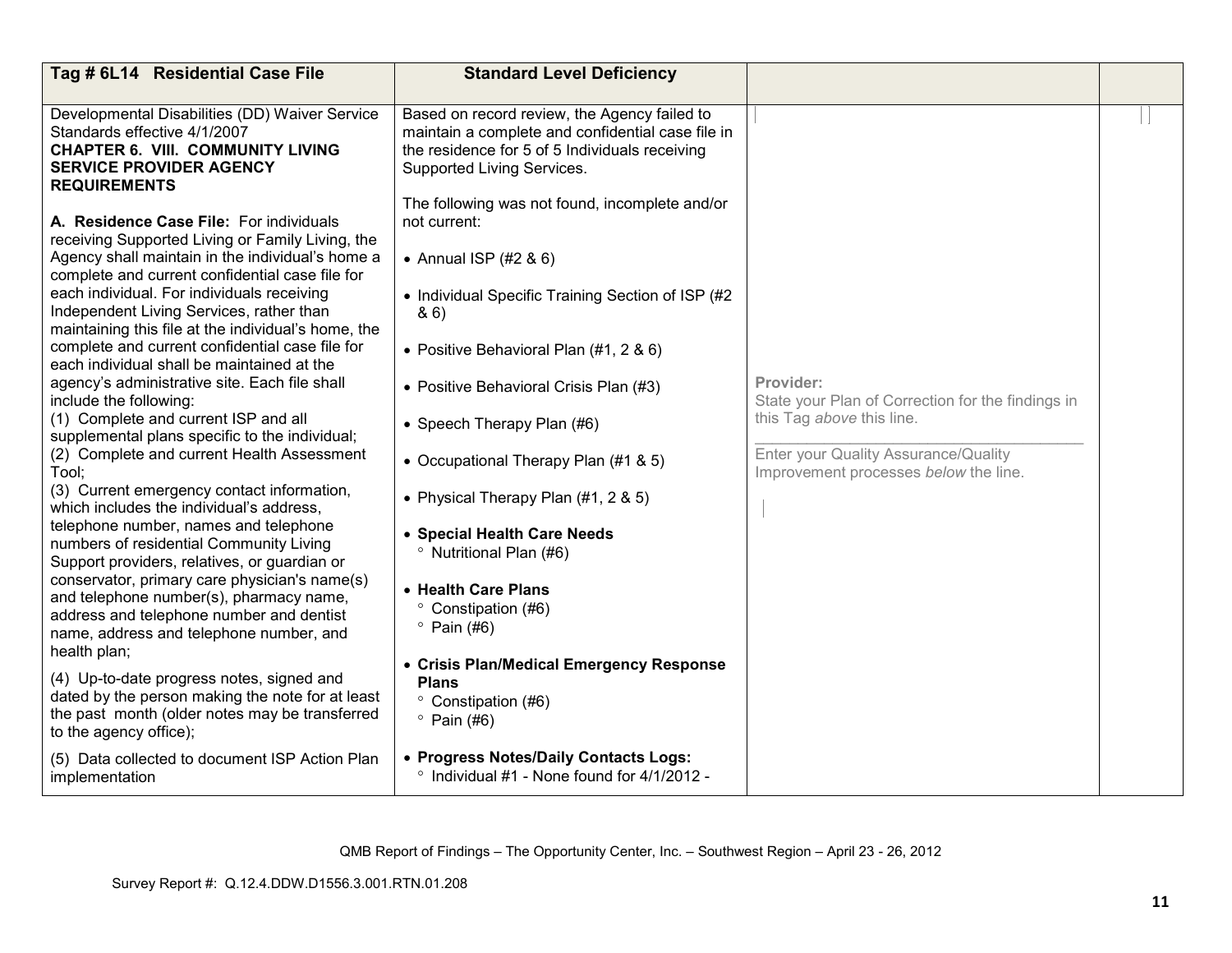| Tag # 6L14 Residential Case File | Standard Level Deficiency | | |
|---|---|---|---|
| Developmental Disabilities (DD) Waiver Service Standards effective 4/1/2007<br>**CHAPTER 6. VIII. COMMUNITY LIVING SERVICE PROVIDER AGENCY REQUIREMENTS**<br><br>**A. Residence Case File:** For individuals receiving Supported Living or Family Living, the Agency shall maintain in the individual's home a complete and current confidential case file for each individual. For individuals receiving Independent Living Services, rather than maintaining this file at the individual's home, the complete and current confidential case file for each individual shall be maintained at the agency's administrative site. Each file shall include the following:<br>(1) Complete and current ISP and all supplemental plans specific to the individual;<br>(2) Complete and current Health Assessment Tool;<br>(3) Current emergency contact information, which includes the individual's address, telephone number, names and telephone numbers of residential Community Living Support providers, relatives, or guardian or conservator, primary care physician's name(s) and telephone number(s), pharmacy name, address and telephone number and dentist name, address and telephone number, and health plan;<br><br>(4) Up-to-date progress notes, signed and dated by the person making the note for at least the past month (older notes may be transferred to the agency office);<br><br>(5) Data collected to document ISP Action Plan implementation | Based on record review, the Agency failed to maintain a complete and confidential case file in the residence for 5 of 5 Individuals receiving Supported Living Services.<br><br>The following was not found, incomplete and/or not current:<br><br>• Annual ISP (#2 & 6)<br><br>• Individual Specific Training Section of ISP (#2 & 6)<br><br>• Positive Behavioral Plan (#1, 2 & 6)<br><br>• Positive Behavioral Crisis Plan (#3)<br><br>• Speech Therapy Plan (#6)<br><br>• Occupational Therapy Plan (#1 & 5)<br><br>• Physical Therapy Plan (#1, 2 & 5)<br><br>• **Special Health Care Needs**<br>° Nutritional Plan (#6)<br><br>• **Health Care Plans**<br>° Constipation (#6)<br>° Pain (#6)<br><br>• **Crisis Plan/Medical Emergency Response Plans**<br>° Constipation (#6)<br>° Pain (#6)<br><br>• **Progress Notes/Daily Contacts Logs:**<br>° Individual #1 - None found for 4/1/2012 - | **Provider:**<br>State your Plan of Correction for the findings in this Tag *above* this line.<br>\_\_\_\_\_\_\_\_\_\_\_\_\_\_\_\_\_\_\_\_\_\_\_\_\_\_\_\_\_\_\_\_<br>Enter your Quality Assurance/Quality Improvement processes *below* the line. | |

QMB Report of Findings – The Opportunity Center, Inc. – Southwest Region – April 23 - 26, 2012

Survey Report #: Q.12.4.DDW.D1556.3.001.RTN.01.208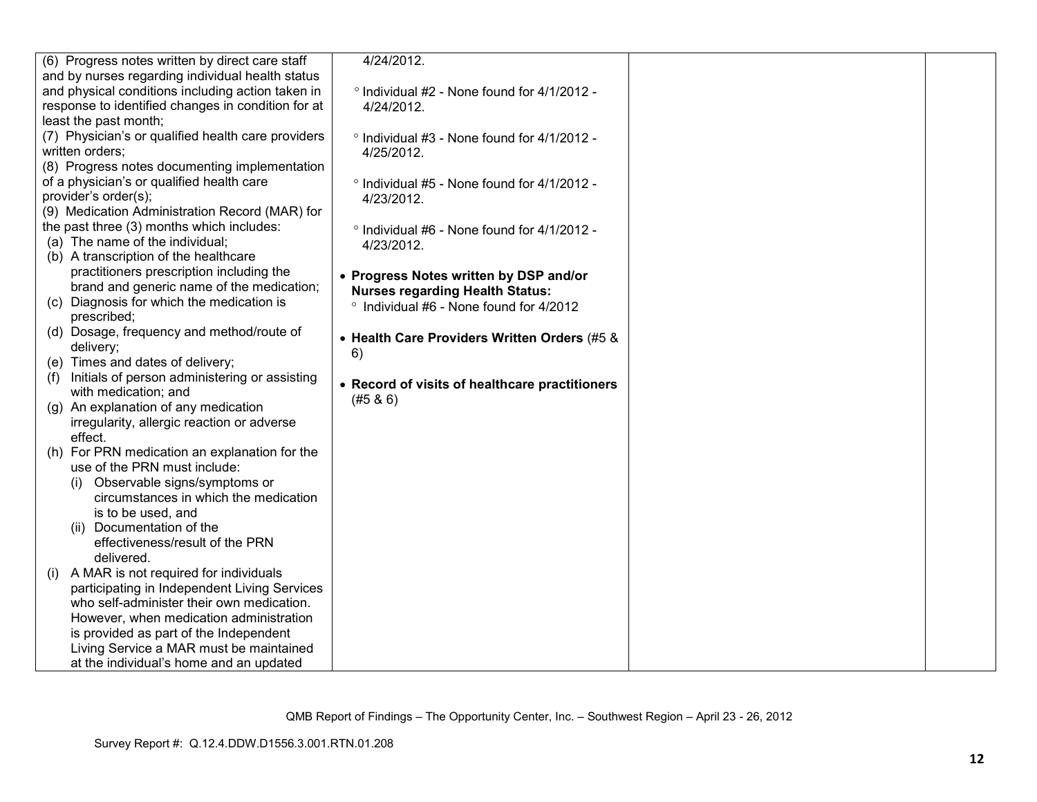| | | | |
|---|---|---|---|
| (6) Progress notes written by direct care staff and by nurses regarding individual health status and physical conditions including action taken in response to identified changes in condition for at least the past month;<br>(7) Physician's or qualified health care providers written orders;<br>(8) Progress notes documenting implementation of a physician's or qualified health care provider's order(s);<br>(9) Medication Administration Record (MAR) for the past three (3) months which includes:<br>(a) The name of the individual;<br>(b) A transcription of the healthcare practitioners prescription including the brand and generic name of the medication;<br>(c) Diagnosis for which the medication is prescribed;<br>(d) Dosage, frequency and method/route of delivery;<br>(e) Times and dates of delivery;<br>(f) Initials of person administering or assisting with medication; and<br>(g) An explanation of any medication irregularity, allergic reaction or adverse effect.<br>(h) For PRN medication an explanation for the use of the PRN must include:<br>(i) Observable signs/symptoms or circumstances in which the medication is to be used, and<br>(ii) Documentation of the effectiveness/result of the PRN delivered.<br>(i) A MAR is not required for individuals participating in Independent Living Services who self-administer their own medication. However, when medication administration is provided as part of the Independent Living Service a MAR must be maintained at the individual's home and an updated | 4/24/2012.<br><br>° Individual #2 - None found for 4/1/2012 - 4/24/2012.<br><br>° Individual #3 - None found for 4/1/2012 - 4/25/2012.<br><br>° Individual #5 - None found for 4/1/2012 - 4/23/2012.<br><br>° Individual #6 - None found for 4/1/2012 - 4/23/2012.<br><br>• **Progress Notes written by DSP and/or Nurses regarding Health Status:**<br>° Individual #6 - None found for 4/2012<br><br>• **Health Care Providers Written Orders** (#5 & 6)<br><br>• **Record of visits of healthcare practitioners** (#5 & 6) | | |

QMB Report of Findings – The Opportunity Center, Inc. – Southwest Region – April 23 - 26, 2012

Survey Report #: Q.12.4.DDW.D1556.3.001.RTN.01.208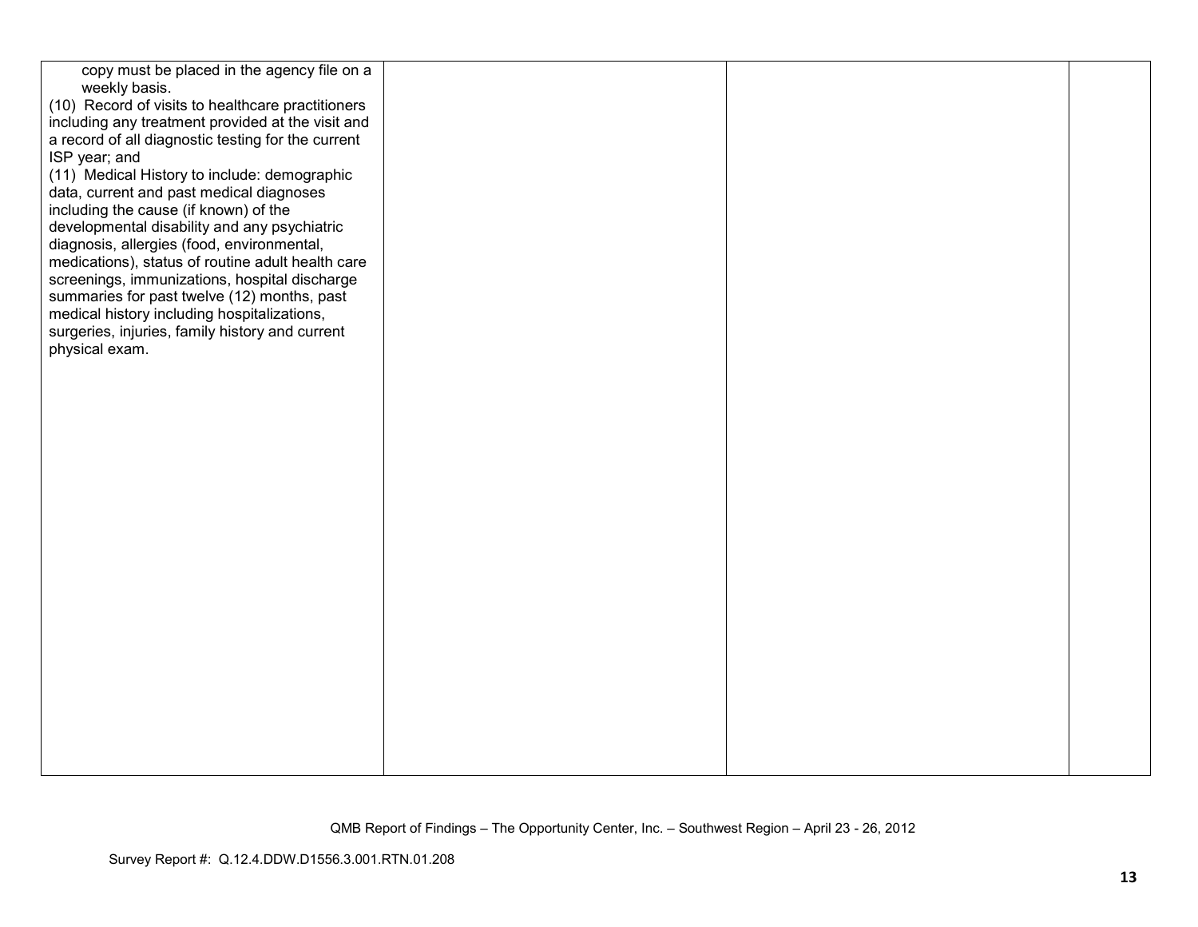| | | | |
|---|---|---|---|
| copy must be placed in the agency file on a weekly basis.<br>(10) Record of visits to healthcare practitioners including any treatment provided at the visit and a record of all diagnostic testing for the current ISP year; and<br>(11) Medical History to include: demographic data, current and past medical diagnoses including the cause (if known) of the developmental disability and any psychiatric diagnosis, allergies (food, environmental, medications), status of routine adult health care screenings, immunizations, hospital discharge summaries for past twelve (12) months, past medical history including hospitalizations, surgeries, injuries, family history and current physical exam. | | | |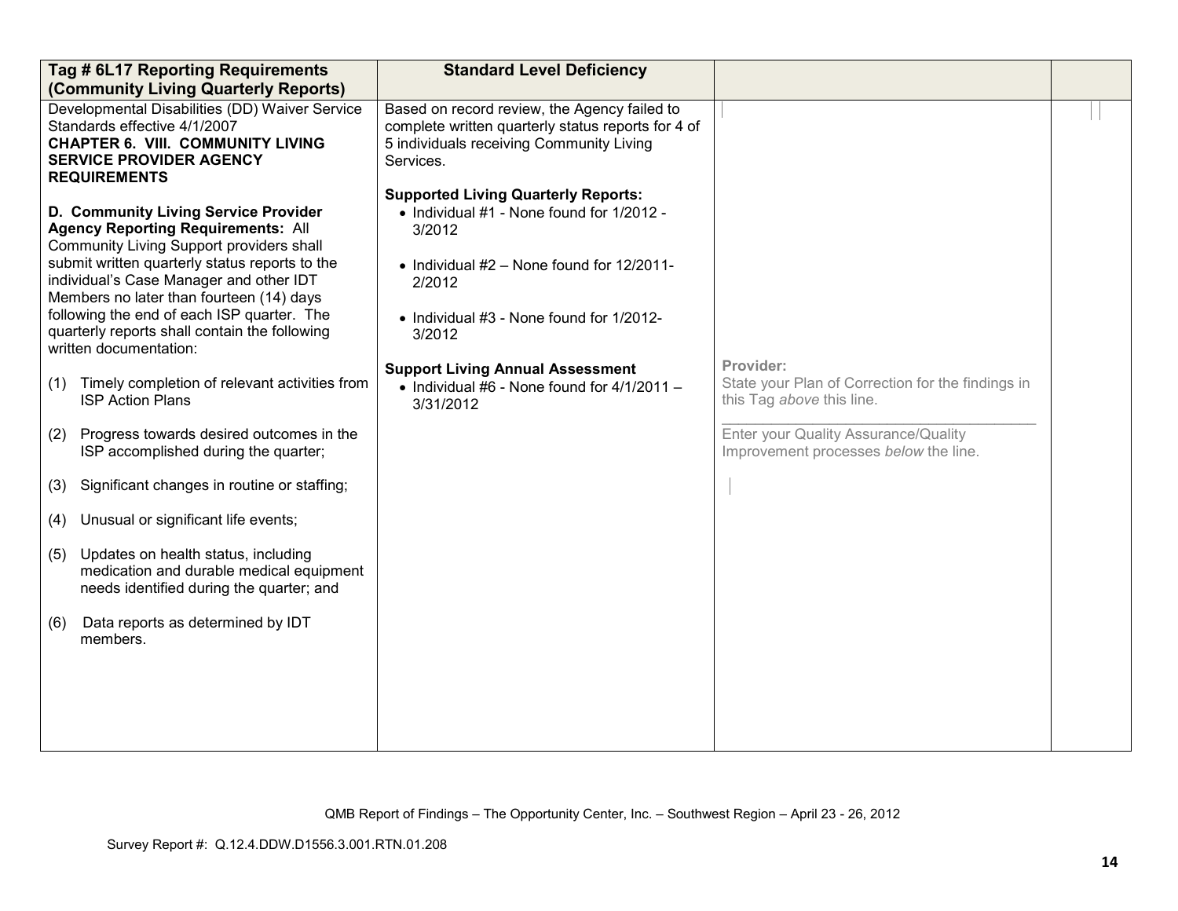| Tag # 6L17 Reporting Requirements (Community Living Quarterly Reports) | Standard Level Deficiency | | |
|---|---|---|---|
| Developmental Disabilities (DD) Waiver Service Standards effective 4/1/2007<br>**CHAPTER 6. VIII. COMMUNITY LIVING SERVICE PROVIDER AGENCY REQUIREMENTS**<br><br>**D. Community Living Service Provider Agency Reporting Requirements:** All Community Living Support providers shall submit written quarterly status reports to the individual's Case Manager and other IDT Members no later than fourteen (14) days following the end of each ISP quarter. The quarterly reports shall contain the following written documentation:<br><br>(1) Timely completion of relevant activities from ISP Action Plans<br><br>(2) Progress towards desired outcomes in the ISP accomplished during the quarter;<br><br>(3) Significant changes in routine or staffing;<br><br>(4) Unusual or significant life events;<br><br>(5) Updates on health status, including medication and durable medical equipment needs identified during the quarter; and<br><br>(6) Data reports as determined by IDT members. | Based on record review, the Agency failed to complete written quarterly status reports for 4 of 5 individuals receiving Community Living Services.<br><br>**Supported Living Quarterly Reports:**<br>• Individual #1 - None found for 1/2012 - 3/2012<br><br>• Individual #2 – None found for 12/2011-2/2012<br><br>• Individual #3 - None found for 1/2012-3/2012<br><br>**Support Living Annual Assessment**<br>• Individual #6 - None found for 4/1/2011 – 3/31/2012 | **Provider:**<br>State your Plan of Correction for the findings in this Tag *above* this line.<br>\_\_\_\_\_\_\_\_\_\_\_\_\_\_\_\_\_\_\_\_\_\_\_\_\_\_\_\_\_\_\_\_\_\_\_\_<br>Enter your Quality Assurance/Quality Improvement processes *below* the line. | |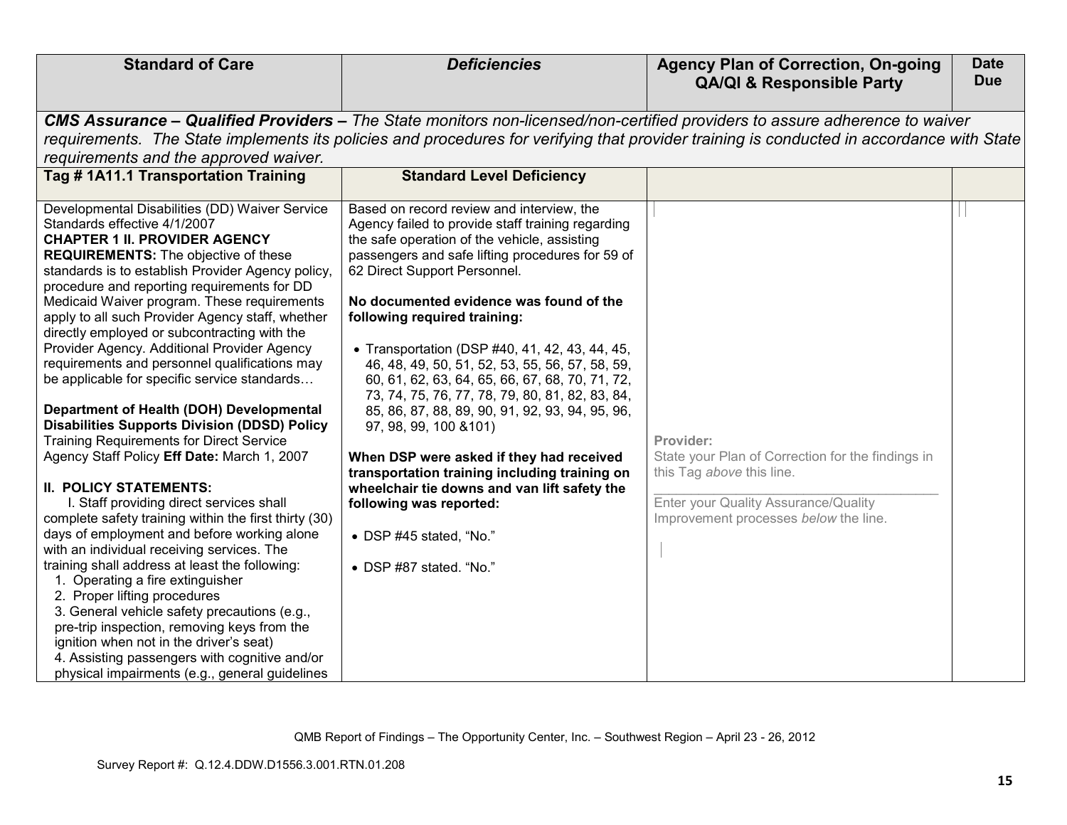| Standard of Care | *Deficiencies* | Agency Plan of Correction, On-going QA/QI & Responsible Party | Date Due |
|---|---|---|---|
| ***CMS Assurance – Qualified Providers –*** *The State monitors non-licensed/non-certified providers to assure adherence to waiver requirements. The State implements its policies and procedures for verifying that provider training is conducted in accordance with State requirements and the approved waiver.* | | | |
| **Tag # 1A11.1 Transportation Training** | **Standard Level Deficiency** | | |
| Developmental Disabilities (DD) Waiver Service Standards effective 4/1/2007<br>**CHAPTER 1 II. PROVIDER AGENCY REQUIREMENTS:** The objective of these standards is to establish Provider Agency policy, procedure and reporting requirements for DD Medicaid Waiver program. These requirements apply to all such Provider Agency staff, whether directly employed or subcontracting with the Provider Agency. Additional Provider Agency requirements and personnel qualifications may be applicable for specific service standards…<br><br>**Department of Health (DOH) Developmental Disabilities Supports Division (DDSD) Policy** Training Requirements for Direct Service Agency Staff Policy **Eff Date:** March 1, 2007<br><br>**II. POLICY STATEMENTS:**<br>I. Staff providing direct services shall complete safety training within the first thirty (30) days of employment and before working alone with an individual receiving services. The training shall address at least the following:<br>1. Operating a fire extinguisher<br>2. Proper lifting procedures<br>3. General vehicle safety precautions (e.g., pre-trip inspection, removing keys from the ignition when not in the driver's seat)<br>4. Assisting passengers with cognitive and/or physical impairments (e.g., general guidelines | Based on record review and interview, the Agency failed to provide staff training regarding the safe operation of the vehicle, assisting passengers and safe lifting procedures for 59 of 62 Direct Support Personnel.<br><br>**No documented evidence was found of the following required training:**<br><br>• Transportation (DSP #40, 41, 42, 43, 44, 45, 46, 48, 49, 50, 51, 52, 53, 55, 56, 57, 58, 59, 60, 61, 62, 63, 64, 65, 66, 67, 68, 70, 71, 72, 73, 74, 75, 76, 77, 78, 79, 80, 81, 82, 83, 84, 85, 86, 87, 88, 89, 90, 91, 92, 93, 94, 95, 96, 97, 98, 99, 100 &101)<br><br>**When DSP were asked if they had received transportation training including training on wheelchair tie downs and van lift safety the following was reported:**<br><br>• DSP #45 stated, "No."<br><br>• DSP #87 stated. "No." | **Provider:**<br>State your Plan of Correction for the findings in this Tag *above* this line.<br>\_\_\_\_\_\_\_\_\_\_\_\_\_\_\_\_\_\_\_\_\_\_\_\_\_\_\_\_\_\_\_\_\_\_\_\_\_\_\_\_<br>Enter your Quality Assurance/Quality Improvement processes *below* the line. | |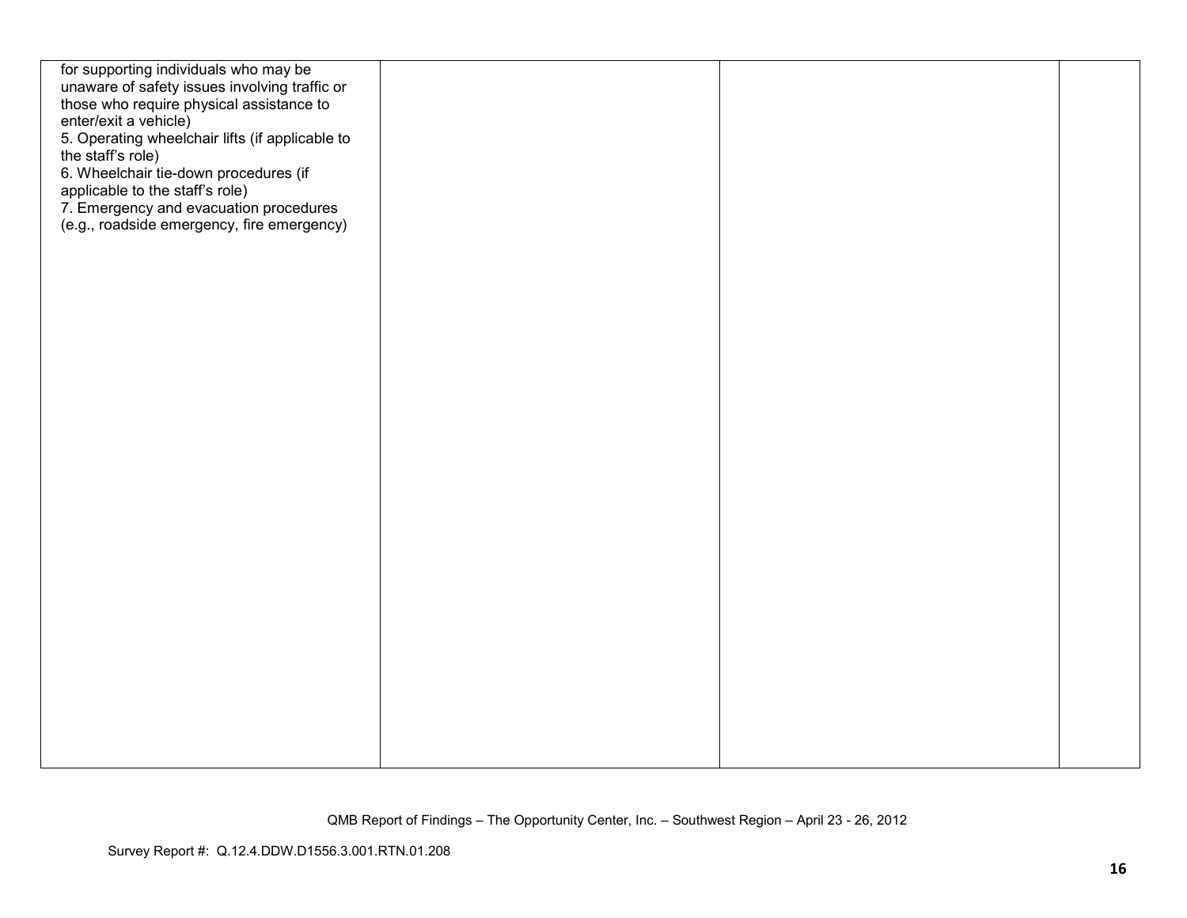| | | | |
|---|---|---|---|
| for supporting individuals who may be unaware of safety issues involving traffic or those who require physical assistance to enter/exit a vehicle)<br>5. Operating wheelchair lifts (if applicable to the staff's role)<br>6. Wheelchair tie-down procedures (if applicable to the staff's role)<br>7. Emergency and evacuation procedures (e.g., roadside emergency, fire emergency) | | | |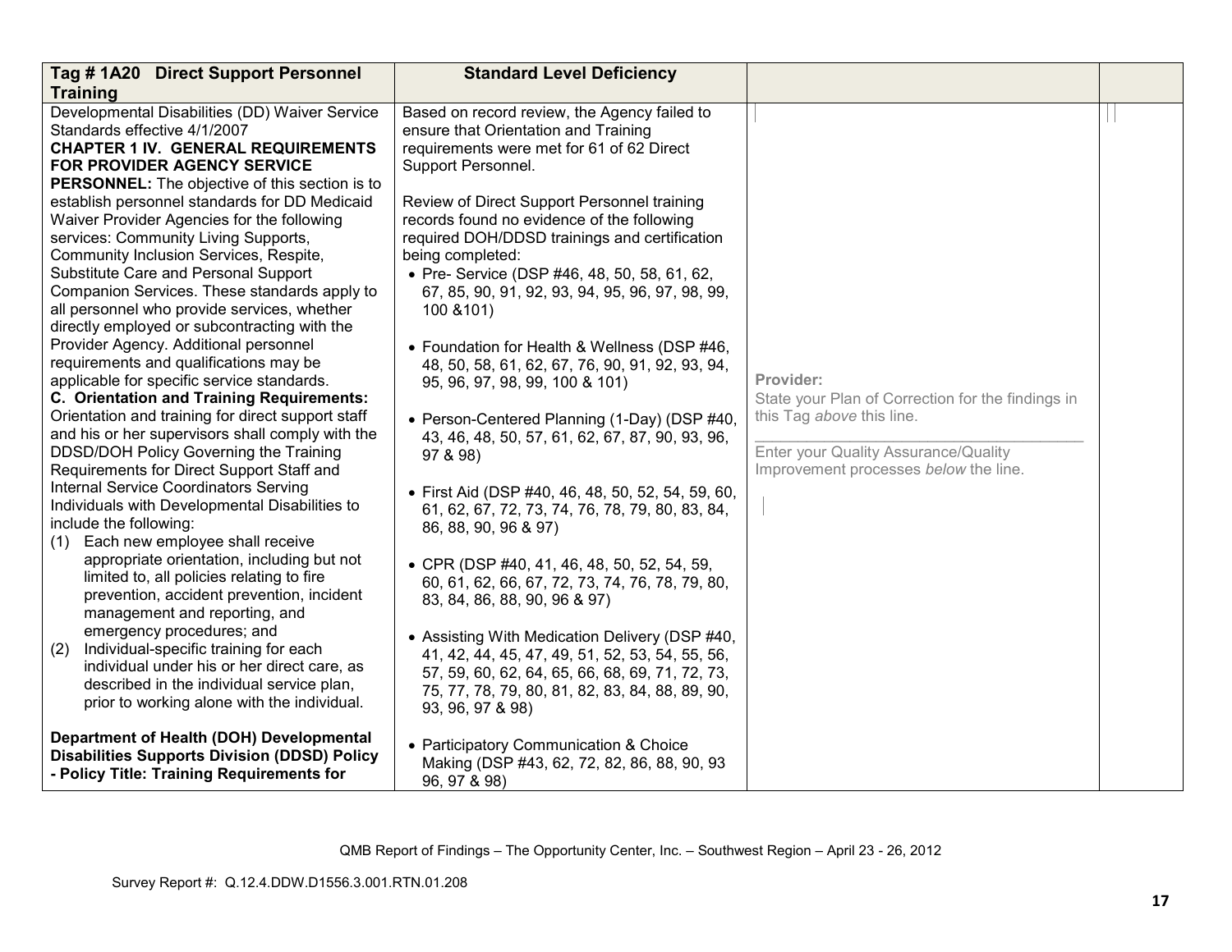| Tag # 1A20 Direct Support Personnel Training | Standard Level Deficiency | | |
|---|---|---|---|
| Developmental Disabilities (DD) Waiver Service Standards effective 4/1/2007<br>**CHAPTER 1 IV. GENERAL REQUIREMENTS FOR PROVIDER AGENCY SERVICE PERSONNEL:** The objective of this section is to establish personnel standards for DD Medicaid Waiver Provider Agencies for the following services: Community Living Supports, Community Inclusion Services, Respite, Substitute Care and Personal Support Companion Services. These standards apply to all personnel who provide services, whether directly employed or subcontracting with the Provider Agency. Additional personnel requirements and qualifications may be applicable for specific service standards.<br>**C. Orientation and Training Requirements:** Orientation and training for direct support staff and his or her supervisors shall comply with the DDSD/DOH Policy Governing the Training Requirements for Direct Support Staff and Internal Service Coordinators Serving Individuals with Developmental Disabilities to include the following:<br>(1) Each new employee shall receive appropriate orientation, including but not limited to, all policies relating to fire prevention, accident prevention, incident management and reporting, and emergency procedures; and<br>(2) Individual-specific training for each individual under his or her direct care, as described in the individual service plan, prior to working alone with the individual.<br><br>**Department of Health (DOH) Developmental Disabilities Supports Division (DDSD) Policy - Policy Title: Training Requirements for** | Based on record review, the Agency failed to ensure that Orientation and Training requirements were met for 61 of 62 Direct Support Personnel.<br><br>Review of Direct Support Personnel training records found no evidence of the following required DOH/DDSD trainings and certification being completed:<br>• Pre- Service (DSP #46, 48, 50, 58, 61, 62, 67, 85, 90, 91, 92, 93, 94, 95, 96, 97, 98, 99, 100 &101)<br><br>• Foundation for Health & Wellness (DSP #46, 48, 50, 58, 61, 62, 67, 76, 90, 91, 92, 93, 94, 95, 96, 97, 98, 99, 100 & 101)<br><br>• Person-Centered Planning (1-Day) (DSP #40, 43, 46, 48, 50, 57, 61, 62, 67, 87, 90, 93, 96, 97 & 98)<br><br>• First Aid (DSP #40, 46, 48, 50, 52, 54, 59, 60, 61, 62, 67, 72, 73, 74, 76, 78, 79, 80, 83, 84, 86, 88, 90, 96 & 97)<br><br>• CPR (DSP #40, 41, 46, 48, 50, 52, 54, 59, 60, 61, 62, 66, 67, 72, 73, 74, 76, 78, 79, 80, 83, 84, 86, 88, 90, 96 & 97)<br><br>• Assisting With Medication Delivery (DSP #40, 41, 42, 44, 45, 47, 49, 51, 52, 53, 54, 55, 56, 57, 59, 60, 62, 64, 65, 66, 68, 69, 71, 72, 73, 75, 77, 78, 79, 80, 81, 82, 83, 84, 88, 89, 90, 93, 96, 97 & 98)<br><br>• Participatory Communication & Choice Making (DSP #43, 62, 72, 82, 86, 88, 90, 93 96, 97 & 98) | **Provider:**<br>State your Plan of Correction for the findings in this Tag *above* this line.<br>\_\_\_\_\_\_\_\_\_\_\_\_\_\_\_\_\_\_\_\_\_\_\_\_\_\_\_\_\_\_\_\_\_\_\_\_\_\_\_\_<br>Enter your Quality Assurance/Quality Improvement processes *below* the line. | |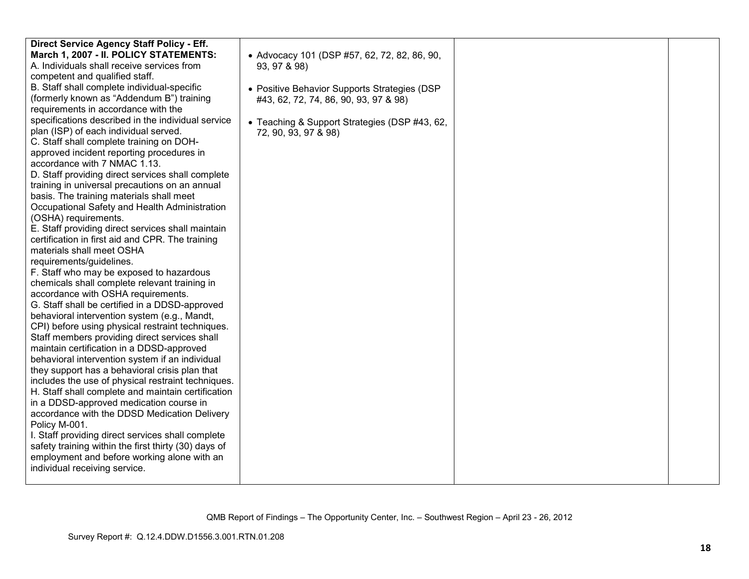| | | | |
|---|---|---|---|
| **Direct Service Agency Staff Policy - Eff. March 1, 2007 - II. POLICY STATEMENTS:**<br>A. Individuals shall receive services from competent and qualified staff.<br>B. Staff shall complete individual-specific (formerly known as "Addendum B") training requirements in accordance with the specifications described in the individual service plan (ISP) of each individual served.<br>C. Staff shall complete training on DOH-approved incident reporting procedures in accordance with 7 NMAC 1.13.<br>D. Staff providing direct services shall complete training in universal precautions on an annual basis. The training materials shall meet Occupational Safety and Health Administration (OSHA) requirements.<br>E. Staff providing direct services shall maintain certification in first aid and CPR. The training materials shall meet OSHA requirements/guidelines.<br>F. Staff who may be exposed to hazardous chemicals shall complete relevant training in accordance with OSHA requirements.<br>G. Staff shall be certified in a DDSD-approved behavioral intervention system (e.g., Mandt, CPI) before using physical restraint techniques. Staff members providing direct services shall maintain certification in a DDSD-approved behavioral intervention system if an individual they support has a behavioral crisis plan that includes the use of physical restraint techniques.<br>H. Staff shall complete and maintain certification in a DDSD-approved medication course in accordance with the DDSD Medication Delivery Policy M-001.<br>I. Staff providing direct services shall complete safety training within the first thirty (30) days of employment and before working alone with an individual receiving service. | • Advocacy 101 (DSP #57, 62, 72, 82, 86, 90, 93, 97 & 98)<br><br>• Positive Behavior Supports Strategies (DSP #43, 62, 72, 74, 86, 90, 93, 97 & 98)<br><br>• Teaching & Support Strategies (DSP #43, 62, 72, 90, 93, 97 & 98) | | |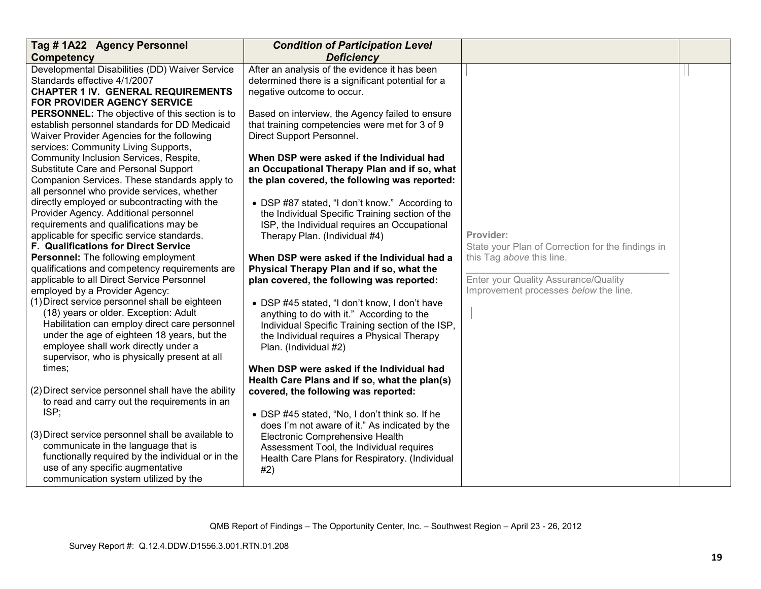| Tag # 1A22 Agency Personnel Competency | *Condition of Participation Level Deficiency* | | |
|---|---|---|---|
| Developmental Disabilities (DD) Waiver Service Standards effective 4/1/2007<br>**CHAPTER 1 IV. GENERAL REQUIREMENTS FOR PROVIDER AGENCY SERVICE PERSONNEL:** The objective of this section is to establish personnel standards for DD Medicaid Waiver Provider Agencies for the following services: Community Living Supports, Community Inclusion Services, Respite, Substitute Care and Personal Support Companion Services. These standards apply to all personnel who provide services, whether directly employed or subcontracting with the Provider Agency. Additional personnel requirements and qualifications may be applicable for specific service standards.<br>**F. Qualifications for Direct Service Personnel:** The following employment qualifications and competency requirements are applicable to all Direct Service Personnel employed by a Provider Agency:<br>(1) Direct service personnel shall be eighteen (18) years or older. Exception: Adult Habilitation can employ direct care personnel under the age of eighteen 18 years, but the employee shall work directly under a supervisor, who is physically present at all times;<br><br>(2) Direct service personnel shall have the ability to read and carry out the requirements in an ISP;<br><br>(3) Direct service personnel shall be available to communicate in the language that is functionally required by the individual or in the use of any specific augmentative communication system utilized by the | After an analysis of the evidence it has been determined there is a significant potential for a negative outcome to occur.<br><br>Based on interview, the Agency failed to ensure that training competencies were met for 3 of 9 Direct Support Personnel.<br><br>**When DSP were asked if the Individual had an Occupational Therapy Plan and if so, what the plan covered, the following was reported:**<br><br>• DSP #87 stated, "I don't know." According to the Individual Specific Training section of the ISP, the Individual requires an Occupational Therapy Plan. (Individual #4)<br><br>**When DSP were asked if the Individual had a Physical Therapy Plan and if so, what the plan covered, the following was reported:**<br><br>• DSP #45 stated, "I don't know, I don't have anything to do with it." According to the Individual Specific Training section of the ISP, the Individual requires a Physical Therapy Plan. (Individual #2)<br><br>**When DSP were asked if the Individual had Health Care Plans and if so, what the plan(s) covered, the following was reported:**<br><br>• DSP #45 stated, "No, I don't think so. If he does I'm not aware of it." As indicated by the Electronic Comprehensive Health Assessment Tool, the Individual requires Health Care Plans for Respiratory. (Individual #2) | **Provider:**<br>State your Plan of Correction for the findings in this Tag *above* this line.<br>\_\_\_\_\_\_\_\_\_\_\_\_\_\_\_\_\_\_\_\_\_\_\_\_\_\_\_\_\_\_\_\_\_\_\_\_\_\_\_\_<br>Enter your Quality Assurance/Quality Improvement processes *below* the line. | |

QMB Report of Findings – The Opportunity Center, Inc. – Southwest Region – April 23 - 26, 2012

Survey Report #: Q.12.4.DDW.D1556.3.001.RTN.01.208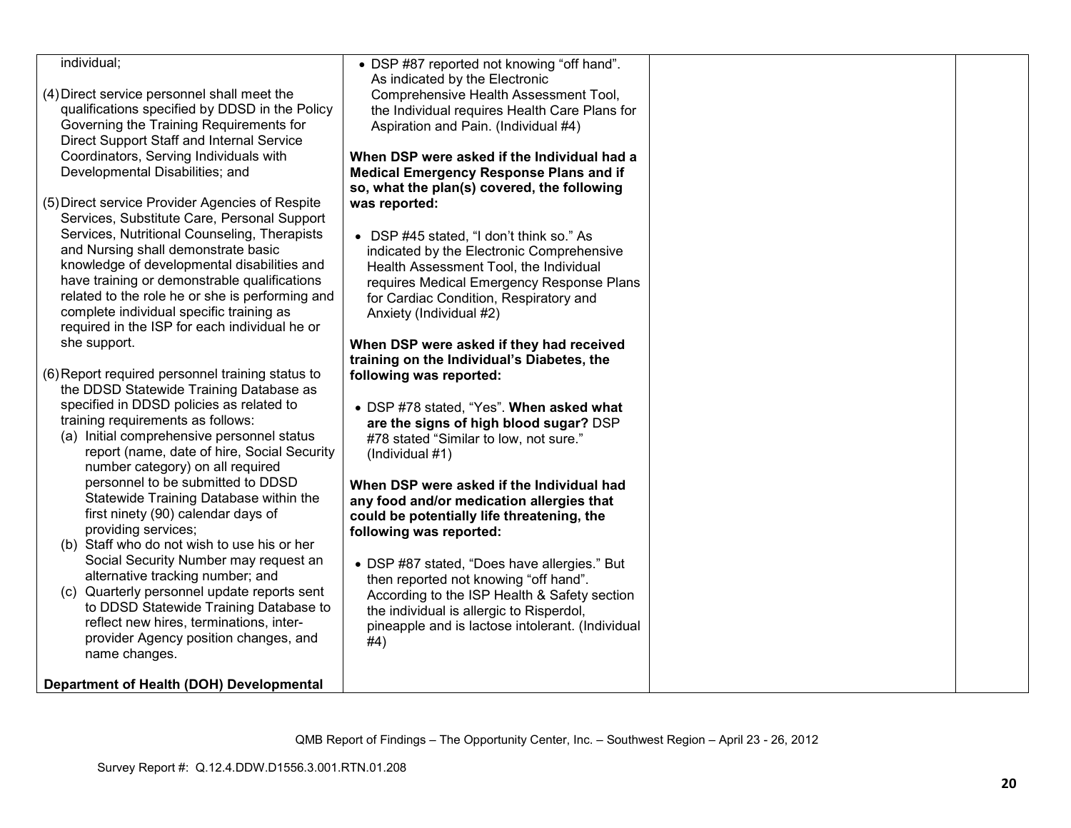| | | | |
|---|---|---|---|
| individual;<br><br>(4) Direct service personnel shall meet the qualifications specified by DDSD in the Policy Governing the Training Requirements for Direct Support Staff and Internal Service Coordinators, Serving Individuals with Developmental Disabilities; and<br><br>(5) Direct service Provider Agencies of Respite Services, Substitute Care, Personal Support Services, Nutritional Counseling, Therapists and Nursing shall demonstrate basic knowledge of developmental disabilities and have training or demonstrable qualifications related to the role he or she is performing and complete individual specific training as required in the ISP for each individual he or she support.<br><br>(6) Report required personnel training status to the DDSD Statewide Training Database as specified in DDSD policies as related to training requirements as follows:<br>(a) Initial comprehensive personnel status report (name, date of hire, Social Security number category) on all required personnel to be submitted to DDSD Statewide Training Database within the first ninety (90) calendar days of providing services;<br>(b) Staff who do not wish to use his or her Social Security Number may request an alternative tracking number; and<br>(c) Quarterly personnel update reports sent to DDSD Statewide Training Database to reflect new hires, terminations, inter-provider Agency position changes, and name changes.<br><br>**Department of Health (DOH) Developmental** | • DSP #87 reported not knowing "off hand". As indicated by the Electronic Comprehensive Health Assessment Tool, the Individual requires Health Care Plans for Aspiration and Pain. (Individual #4)<br><br>**When DSP were asked if the Individual had a Medical Emergency Response Plans and if so, what the plan(s) covered, the following was reported:**<br><br>• DSP #45 stated, "I don't think so." As indicated by the Electronic Comprehensive Health Assessment Tool, the Individual requires Medical Emergency Response Plans for Cardiac Condition, Respiratory and Anxiety (Individual #2)<br><br>**When DSP were asked if they had received training on the Individual's Diabetes, the following was reported:**<br><br>• DSP #78 stated, "Yes". **When asked what are the signs of high blood sugar?** DSP #78 stated "Similar to low, not sure." (Individual #1)<br><br>**When DSP were asked if the Individual had any food and/or medication allergies that could be potentially life threatening, the following was reported:**<br><br>• DSP #87 stated, "Does have allergies." But then reported not knowing "off hand". According to the ISP Health & Safety section the individual is allergic to Risperdol, pineapple and is lactose intolerant. (Individual #4) | | |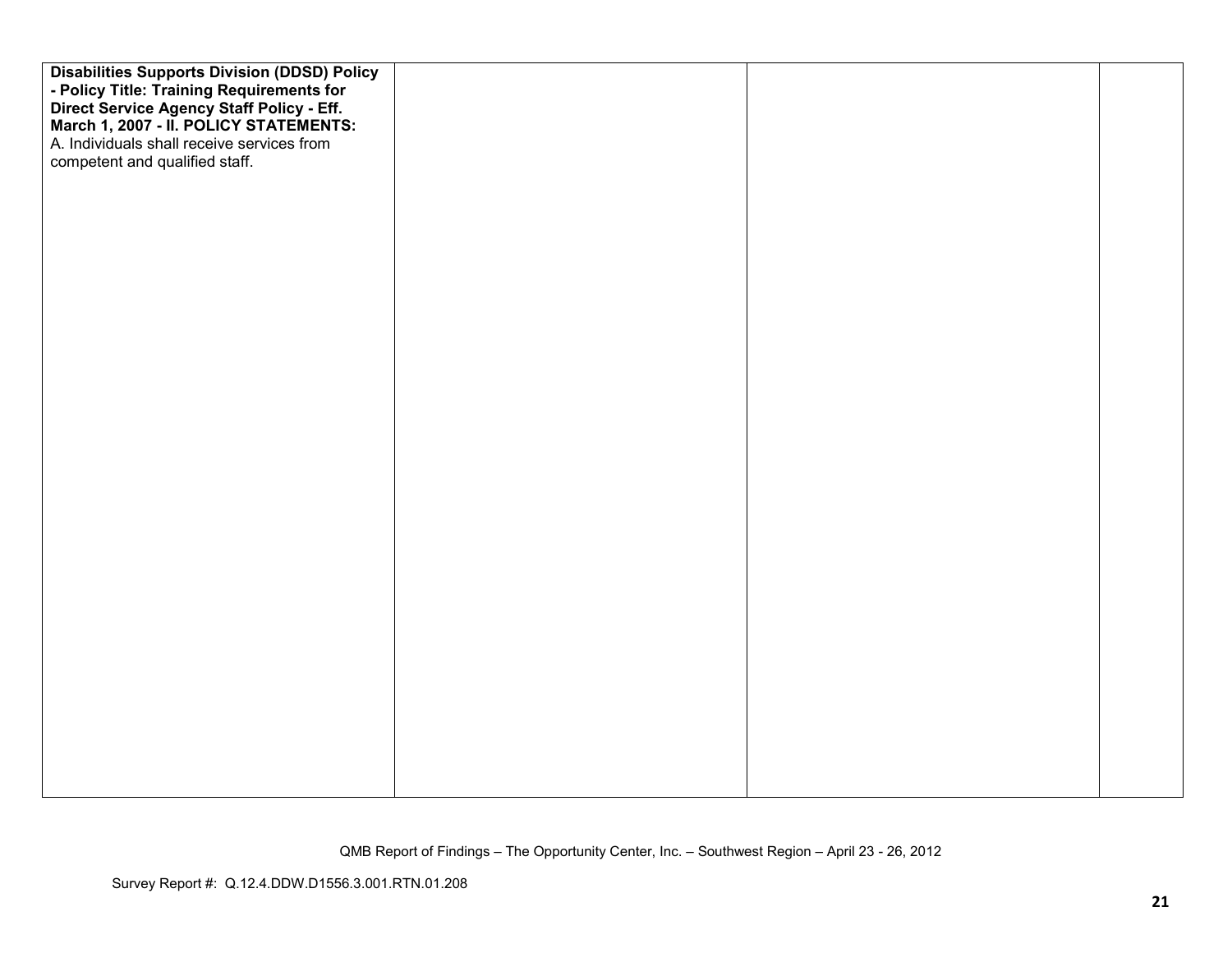| | | | |
|---|---|---|---|
| **Disabilities Supports Division (DDSD) Policy - Policy Title: Training Requirements for Direct Service Agency Staff Policy - Eff. March 1, 2007 - II. POLICY STATEMENTS:** A. Individuals shall receive services from competent and qualified staff. | | | |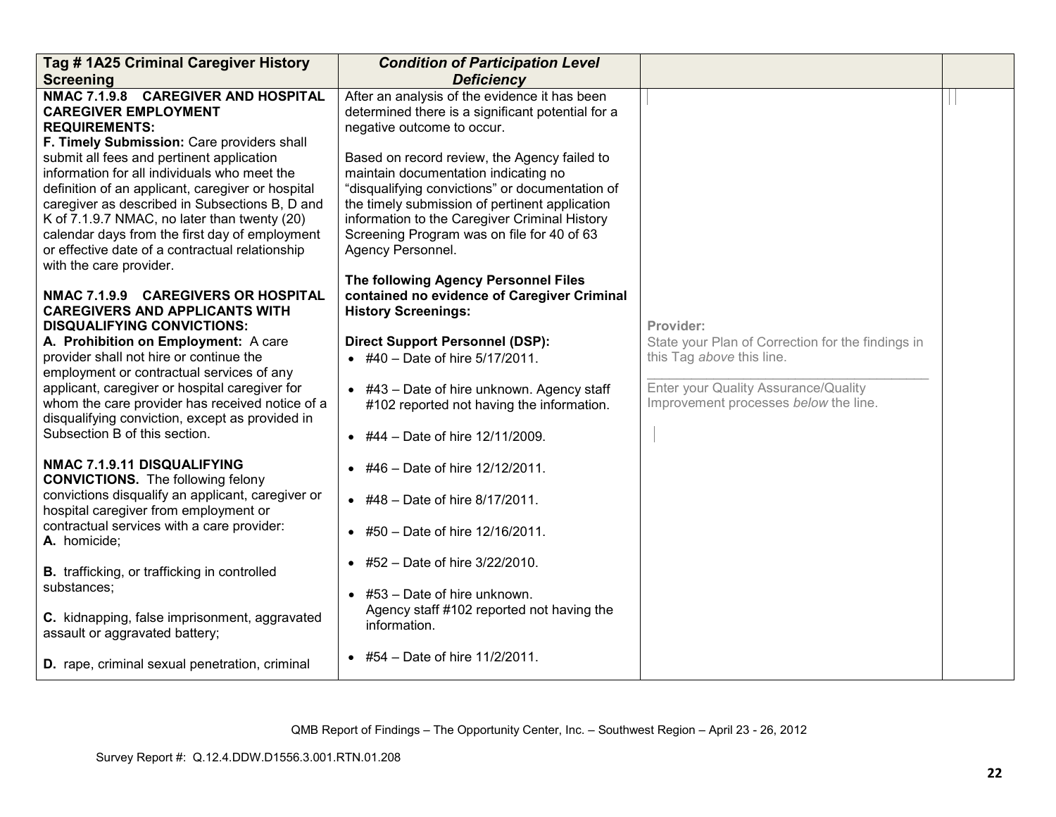| Tag # 1A25 Criminal Caregiver History Screening | *Condition of Participation Level Deficiency* | | |
|---|---|---|---|
| **NMAC 7.1.9.8 CAREGIVER AND HOSPITAL CAREGIVER EMPLOYMENT REQUIREMENTS:**<br>**F. Timely Submission:** Care providers shall submit all fees and pertinent application information for all individuals who meet the definition of an applicant, caregiver or hospital caregiver as described in Subsections B, D and K of 7.1.9.7 NMAC, no later than twenty (20) calendar days from the first day of employment or effective date of a contractual relationship with the care provider.<br><br>**NMAC 7.1.9.9 CAREGIVERS OR HOSPITAL CAREGIVERS AND APPLICANTS WITH DISQUALIFYING CONVICTIONS:**<br>**A. Prohibition on Employment:** A care provider shall not hire or continue the employment or contractual services of any applicant, caregiver or hospital caregiver for whom the care provider has received notice of a disqualifying conviction, except as provided in Subsection B of this section.<br><br>**NMAC 7.1.9.11 DISQUALIFYING CONVICTIONS.** The following felony convictions disqualify an applicant, caregiver or hospital caregiver from employment or contractual services with a care provider:<br>**A.** homicide;<br><br>**B.** trafficking, or trafficking in controlled substances;<br><br>**C.** kidnapping, false imprisonment, aggravated assault or aggravated battery;<br><br>**D.** rape, criminal sexual penetration, criminal | After an analysis of the evidence it has been determined there is a significant potential for a negative outcome to occur.<br><br>Based on record review, the Agency failed to maintain documentation indicating no "disqualifying convictions" or documentation of the timely submission of pertinent application information to the Caregiver Criminal History Screening Program was on file for 40 of 63 Agency Personnel.<br><br>**The following Agency Personnel Files contained no evidence of Caregiver Criminal History Screenings:**<br><br>**Direct Support Personnel (DSP):**<br>• #40 – Date of hire 5/17/2011.<br><br>• #43 – Date of hire unknown. Agency staff #102 reported not having the information.<br><br>• #44 – Date of hire 12/11/2009.<br><br>• #46 – Date of hire 12/12/2011.<br><br>• #48 – Date of hire 8/17/2011.<br><br>• #50 – Date of hire 12/16/2011.<br><br>• #52 – Date of hire 3/22/2010.<br><br>• #53 – Date of hire unknown. Agency staff #102 reported not having the information.<br><br>• #54 – Date of hire 11/2/2011. | **Provider:**<br>State your Plan of Correction for the findings in this Tag *above* this line.<br><br>Enter your Quality Assurance/Quality Improvement processes *below* the line. | |

QMB Report of Findings – The Opportunity Center, Inc. – Southwest Region – April 23 - 26, 2012

Survey Report #: Q.12.4.DDW.D1556.3.001.RTN.01.208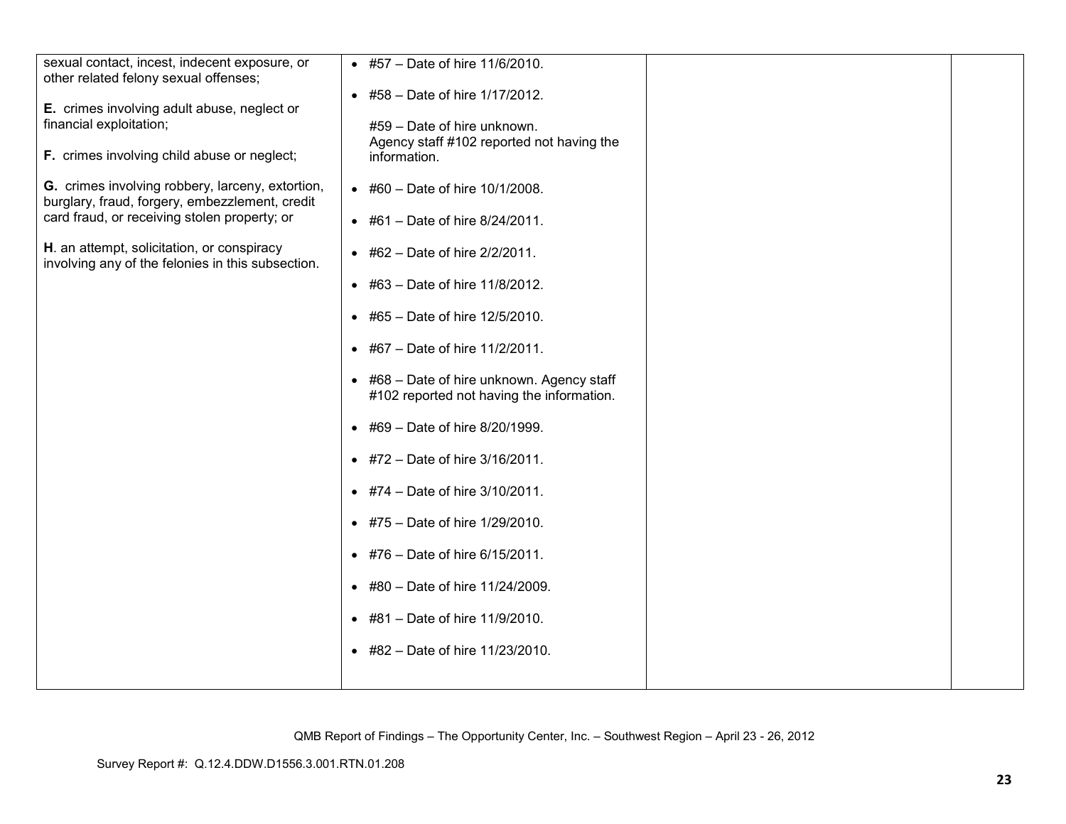| | | | |
|---|---|---|---|
| sexual contact, incest, indecent exposure, or other related felony sexual offenses;<br><br>**E.** crimes involving adult abuse, neglect or financial exploitation;<br><br>**F.** crimes involving child abuse or neglect;<br><br>**G.** crimes involving robbery, larceny, extortion, burglary, fraud, forgery, embezzlement, credit card fraud, or receiving stolen property; or<br><br>**H**. an attempt, solicitation, or conspiracy involving any of the felonies in this subsection. | • #57 – Date of hire 11/6/2010.<br><br>• #58 – Date of hire 1/17/2012.<br><br>#59 – Date of hire unknown. Agency staff #102 reported not having the information.<br><br>• #60 – Date of hire 10/1/2008.<br><br>• #61 – Date of hire 8/24/2011.<br><br>• #62 – Date of hire 2/2/2011.<br><br>• #63 – Date of hire 11/8/2012.<br><br>• #65 – Date of hire 12/5/2010.<br><br>• #67 – Date of hire 11/2/2011.<br><br>• #68 – Date of hire unknown. Agency staff #102 reported not having the information.<br><br>• #69 – Date of hire 8/20/1999.<br><br>• #72 – Date of hire 3/16/2011.<br><br>• #74 – Date of hire 3/10/2011.<br><br>• #75 – Date of hire 1/29/2010.<br><br>• #76 – Date of hire 6/15/2011.<br><br>• #80 – Date of hire 11/24/2009.<br><br>• #81 – Date of hire 11/9/2010.<br><br>• #82 – Date of hire 11/23/2010. | | |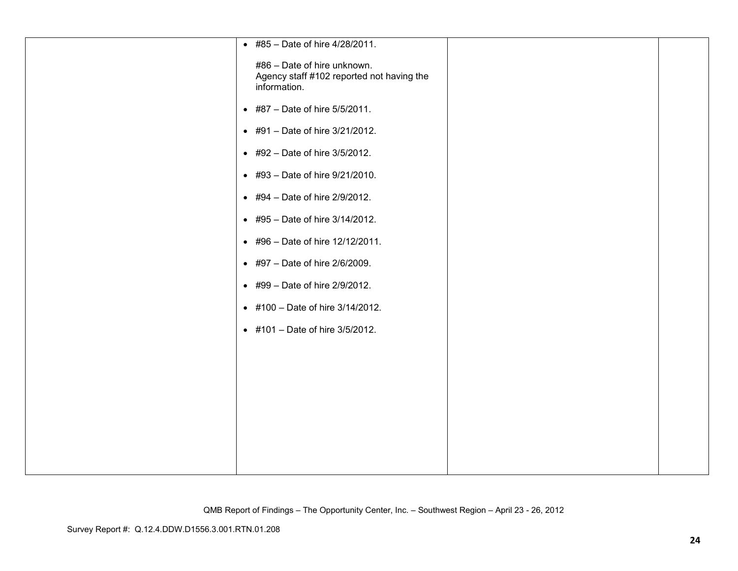| | | | |
|---|---|---|---|
| | • #85 – Date of hire 4/28/2011.<br><br>#86 – Date of hire unknown.<br>Agency staff #102 reported not having the information.<br><br>• #87 – Date of hire 5/5/2011.<br><br>• #91 – Date of hire 3/21/2012.<br><br>• #92 – Date of hire 3/5/2012.<br><br>• #93 – Date of hire 9/21/2010.<br><br>• #94 – Date of hire 2/9/2012.<br><br>• #95 – Date of hire 3/14/2012.<br><br>• #96 – Date of hire 12/12/2011.<br><br>• #97 – Date of hire 2/6/2009.<br><br>• #99 – Date of hire 2/9/2012.<br><br>• #100 – Date of hire 3/14/2012.<br><br>• #101 – Date of hire 3/5/2012. | | |

QMB Report of Findings – The Opportunity Center, Inc. – Southwest Region – April 23 - 26, 2012

Survey Report #: Q.12.4.DDW.D1556.3.001.RTN.01.208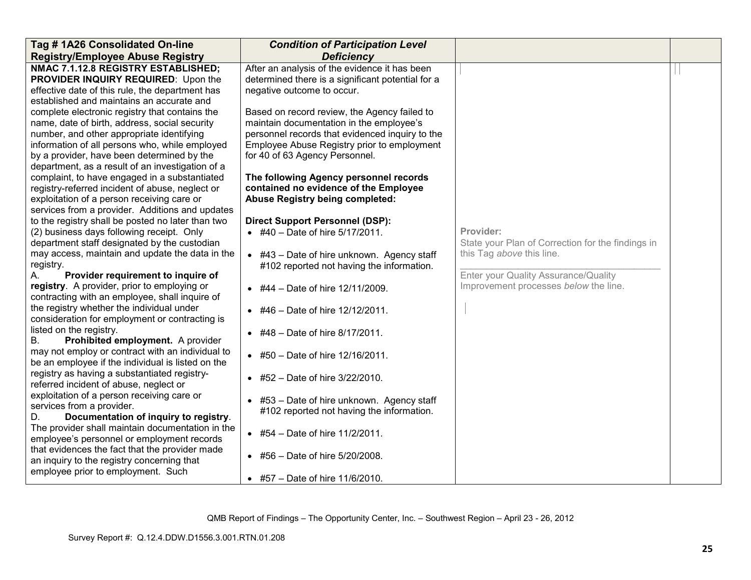| Tag # 1A26 Consolidated On-line Registry/Employee Abuse Registry | *Condition of Participation Level Deficiency* | | |
|---|---|---|---|
| **NMAC 7.1.12.8 REGISTRY ESTABLISHED; PROVIDER INQUIRY REQUIRED**: Upon the effective date of this rule, the department has established and maintains an accurate and complete electronic registry that contains the name, date of birth, address, social security number, and other appropriate identifying information of all persons who, while employed by a provider, have been determined by the department, as a result of an investigation of a complaint, to have engaged in a substantiated registry-referred incident of abuse, neglect or exploitation of a person receiving care or services from a provider. Additions and updates to the registry shall be posted no later than two (2) business days following receipt. Only department staff designated by the custodian may access, maintain and update the data in the registry.<br>A. **Provider requirement to inquire of registry**. A provider, prior to employing or contracting with an employee, shall inquire of the registry whether the individual under consideration for employment or contracting is listed on the registry.<br>B. **Prohibited employment.** A provider may not employ or contract with an individual to be an employee if the individual is listed on the registry as having a substantiated registry-referred incident of abuse, neglect or exploitation of a person receiving care or services from a provider.<br>D. **Documentation of inquiry to registry**. The provider shall maintain documentation in the employee's personnel or employment records that evidences the fact that the provider made an inquiry to the registry concerning that employee prior to employment. Such | After an analysis of the evidence it has been determined there is a significant potential for a negative outcome to occur.<br><br>Based on record review, the Agency failed to maintain documentation in the employee's personnel records that evidenced inquiry to the Employee Abuse Registry prior to employment for 40 of 63 Agency Personnel.<br><br>**The following Agency personnel records contained no evidence of the Employee Abuse Registry being completed:**<br><br>**Direct Support Personnel (DSP):**<br>• #40 – Date of hire 5/17/2011.<br>• #43 – Date of hire unknown. Agency staff #102 reported not having the information.<br>• #44 – Date of hire 12/11/2009.<br>• #46 – Date of hire 12/12/2011.<br>• #48 – Date of hire 8/17/2011.<br>• #50 – Date of hire 12/16/2011.<br>• #52 – Date of hire 3/22/2010.<br>• #53 – Date of hire unknown. Agency staff #102 reported not having the information.<br>• #54 – Date of hire 11/2/2011.<br>• #56 – Date of hire 5/20/2008.<br>• #57 – Date of hire 11/6/2010. | Provider:<br>State your Plan of Correction for the findings in this Tag *above* this line.<br>______________________________<br>Enter your Quality Assurance/Quality Improvement processes *below* the line. | |

QMB Report of Findings – The Opportunity Center, Inc. – Southwest Region – April 23 - 26, 2012

Survey Report #: Q.12.4.DDW.D1556.3.001.RTN.01.208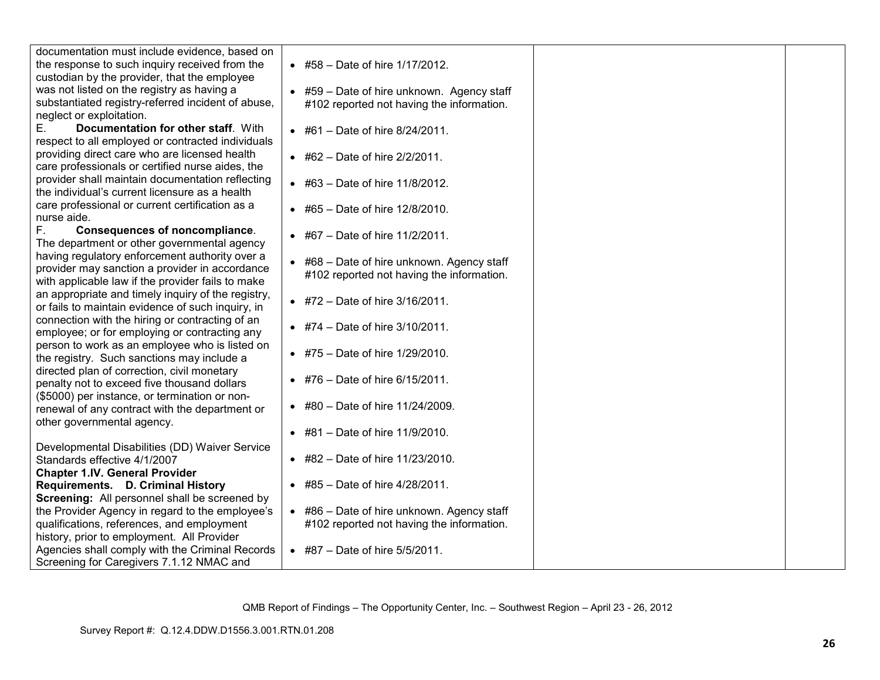| | | | |
|---|---|---|---|
| documentation must include evidence, based on the response to such inquiry received from the custodian by the provider, that the employee was not listed on the registry as having a substantiated registry-referred incident of abuse, neglect or exploitation.<br>E. **Documentation for other staff**. With respect to all employed or contracted individuals providing direct care who are licensed health care professionals or certified nurse aides, the provider shall maintain documentation reflecting the individual's current licensure as a health care professional or current certification as a nurse aide.<br>F. **Consequences of noncompliance**. The department or other governmental agency having regulatory enforcement authority over a provider may sanction a provider in accordance with applicable law if the provider fails to make an appropriate and timely inquiry of the registry, or fails to maintain evidence of such inquiry, in connection with the hiring or contracting of an employee; or for employing or contracting any person to work as an employee who is listed on the registry. Such sanctions may include a directed plan of correction, civil monetary penalty not to exceed five thousand dollars ($5000) per instance, or termination or non-renewal of any contract with the department or other governmental agency.<br><br>Developmental Disabilities (DD) Waiver Service Standards effective 4/1/2007<br>**Chapter 1.IV. General Provider Requirements. D. Criminal History Screening:** All personnel shall be screened by the Provider Agency in regard to the employee's qualifications, references, and employment history, prior to employment. All Provider Agencies shall comply with the Criminal Records Screening for Caregivers 7.1.12 NMAC and | • #58 – Date of hire 1/17/2012.<br>• #59 – Date of hire unknown. Agency staff #102 reported not having the information.<br>• #61 – Date of hire 8/24/2011.<br>• #62 – Date of hire 2/2/2011.<br>• #63 – Date of hire 11/8/2012.<br>• #65 – Date of hire 12/8/2010.<br>• #67 – Date of hire 11/2/2011.<br>• #68 – Date of hire unknown. Agency staff #102 reported not having the information.<br>• #72 – Date of hire 3/16/2011.<br>• #74 – Date of hire 3/10/2011.<br>• #75 – Date of hire 1/29/2010.<br>• #76 – Date of hire 6/15/2011.<br>• #80 – Date of hire 11/24/2009.<br>• #81 – Date of hire 11/9/2010.<br>• #82 – Date of hire 11/23/2010.<br>• #85 – Date of hire 4/28/2011.<br>• #86 – Date of hire unknown. Agency staff #102 reported not having the information.<br>• #87 – Date of hire 5/5/2011. | | |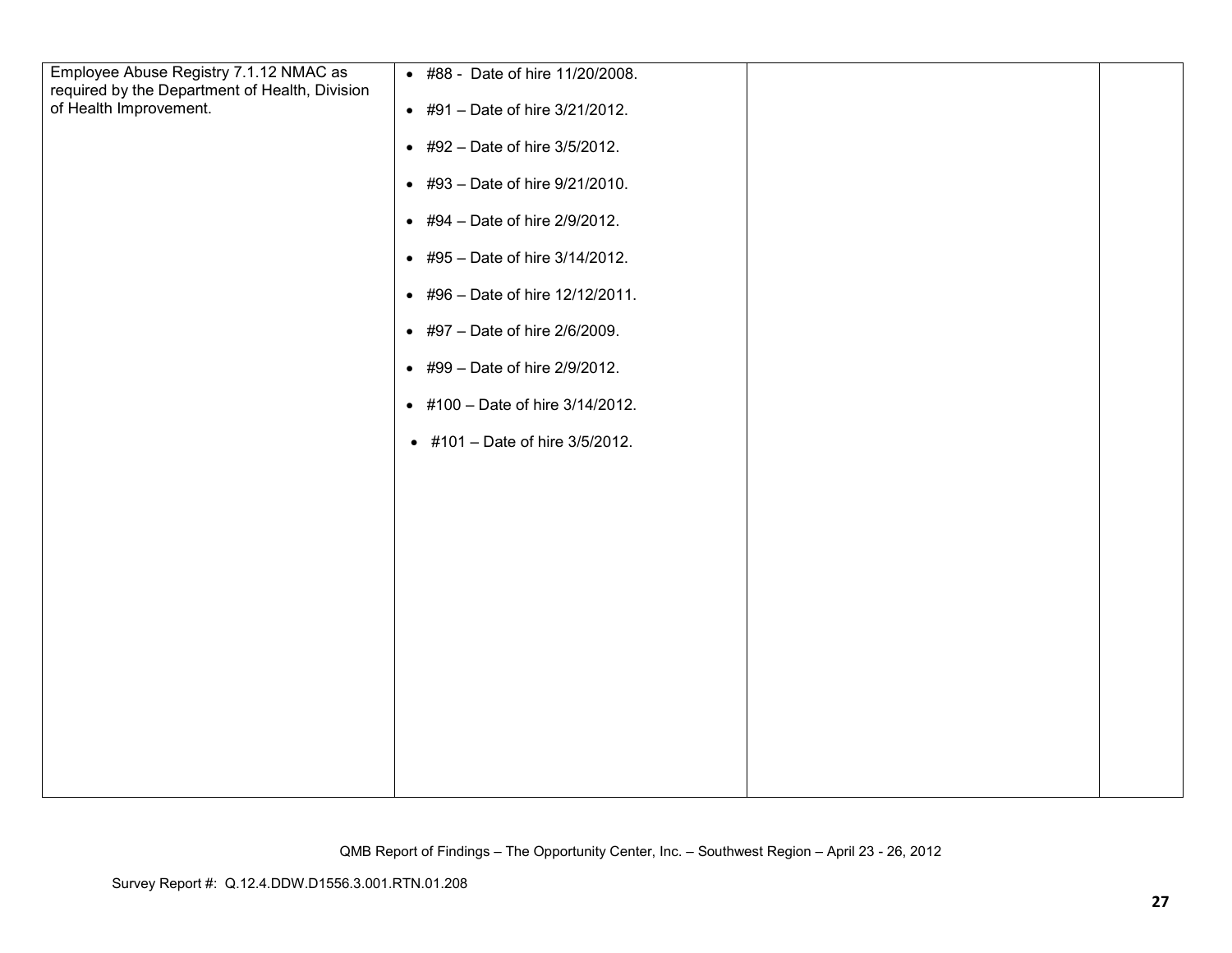| | | | |
|---|---|---|---|
| Employee Abuse Registry 7.1.12 NMAC as required by the Department of Health, Division of Health Improvement. | • #88 - Date of hire 11/20/2008.<br><br>• #91 – Date of hire 3/21/2012.<br><br>• #92 – Date of hire 3/5/2012.<br><br>• #93 – Date of hire 9/21/2010.<br><br>• #94 – Date of hire 2/9/2012.<br><br>• #95 – Date of hire 3/14/2012.<br><br>• #96 – Date of hire 12/12/2011.<br><br>• #97 – Date of hire 2/6/2009.<br><br>• #99 – Date of hire 2/9/2012.<br><br>• #100 – Date of hire 3/14/2012.<br><br>• #101 – Date of hire 3/5/2012. | | |

QMB Report of Findings – The Opportunity Center, Inc. – Southwest Region – April 23 - 26, 2012

Survey Report #: Q.12.4.DDW.D1556.3.001.RTN.01.208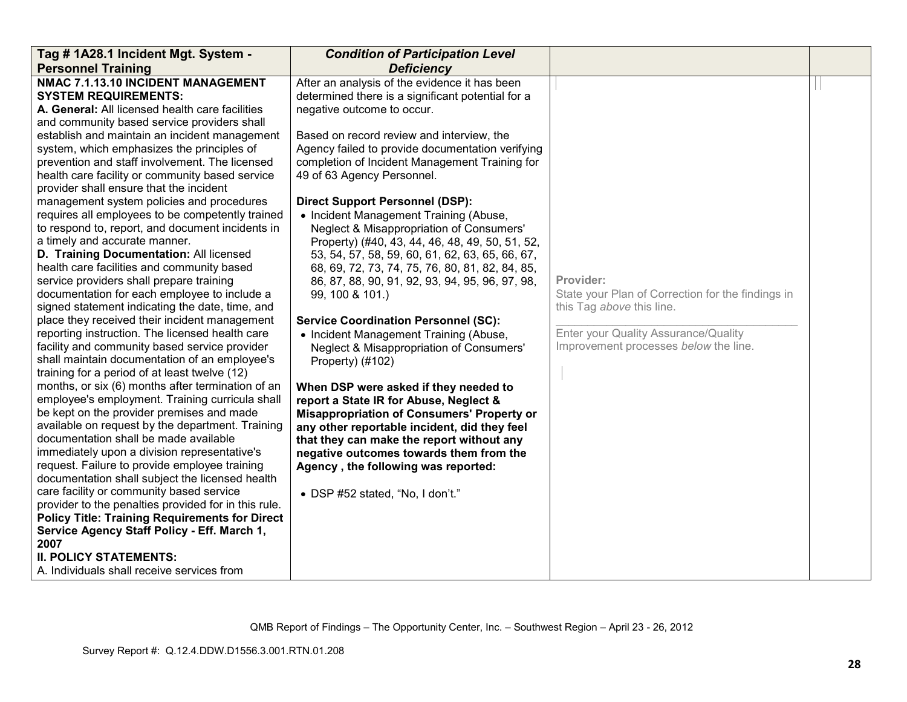| Tag # 1A28.1 Incident Mgt. System - Personnel Training | *Condition of Participation Level Deficiency* | | |
|---|---|---|---|
| **NMAC 7.1.13.10 INCIDENT MANAGEMENT SYSTEM REQUIREMENTS:**<br>**A. General:** All licensed health care facilities and community based service providers shall establish and maintain an incident management system, which emphasizes the principles of prevention and staff involvement. The licensed health care facility or community based service provider shall ensure that the incident management system policies and procedures requires all employees to be competently trained to respond to, report, and document incidents in a timely and accurate manner.<br>**D. Training Documentation:** All licensed health care facilities and community based service providers shall prepare training documentation for each employee to include a signed statement indicating the date, time, and place they received their incident management reporting instruction. The licensed health care facility and community based service provider shall maintain documentation of an employee's training for a period of at least twelve (12) months, or six (6) months after termination of an employee's employment. Training curricula shall be kept on the provider premises and made available on request by the department. Training documentation shall be made available immediately upon a division representative's request. Failure to provide employee training documentation shall subject the licensed health care facility or community based service provider to the penalties provided for in this rule.<br>**Policy Title: Training Requirements for Direct Service Agency Staff Policy - Eff. March 1, 2007**<br>**II. POLICY STATEMENTS:**<br>A. Individuals shall receive services from | After an analysis of the evidence it has been determined there is a significant potential for a negative outcome to occur.<br><br>Based on record review and interview, the Agency failed to provide documentation verifying completion of Incident Management Training for 49 of 63 Agency Personnel.<br><br>**Direct Support Personnel (DSP):**<br>• Incident Management Training (Abuse, Neglect & Misappropriation of Consumers' Property) (#40, 43, 44, 46, 48, 49, 50, 51, 52, 53, 54, 57, 58, 59, 60, 61, 62, 63, 65, 66, 67, 68, 69, 72, 73, 74, 75, 76, 80, 81, 82, 84, 85, 86, 87, 88, 90, 91, 92, 93, 94, 95, 96, 97, 98, 99, 100 & 101.)<br><br>**Service Coordination Personnel (SC):**<br>• Incident Management Training (Abuse, Neglect & Misappropriation of Consumers' Property) (#102)<br><br>**When DSP were asked if they needed to report a State IR for Abuse, Neglect & Misappropriation of Consumers' Property or any other reportable incident, did they feel that they can make the report without any negative outcomes towards them from the Agency , the following was reported:**<br><br>• DSP #52 stated, "No, I don't." | Provider:<br>State your Plan of Correction for the findings in this Tag *above* this line.<br>\_\_\_\_\_\_\_\_\_\_\_\_\_\_\_\_\_\_\_\_\_\_\_\_\_\_\_\_\_\_\_\_\_\_\_\_\_\_<br>Enter your Quality Assurance/Quality Improvement processes *below* the line. | |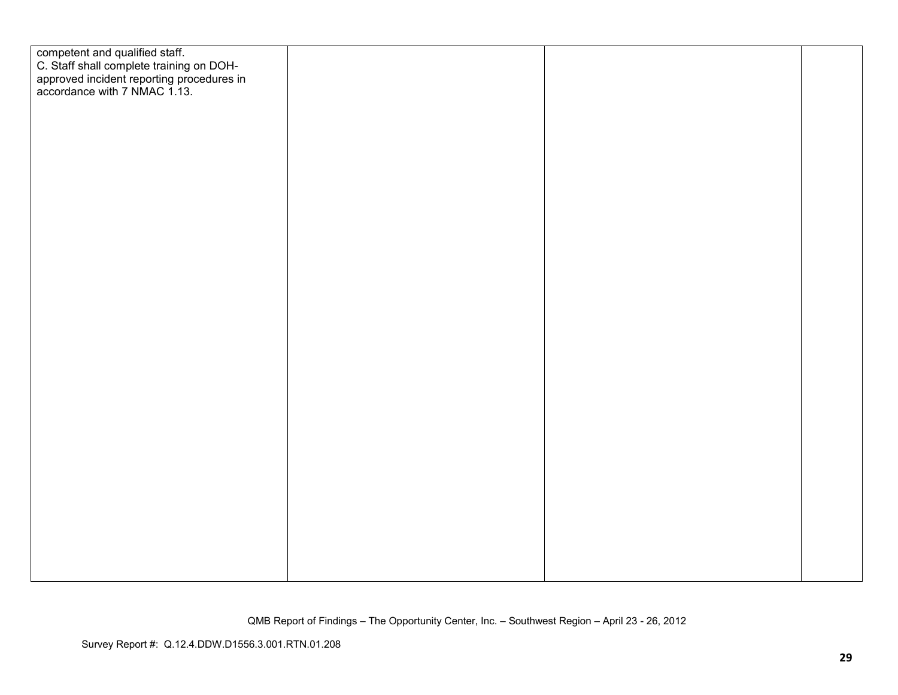| | | | |
|---|---|---|---|
| competent and qualified staff.<br>C. Staff shall complete training on DOH-approved incident reporting procedures in accordance with 7 NMAC 1.13. | | | |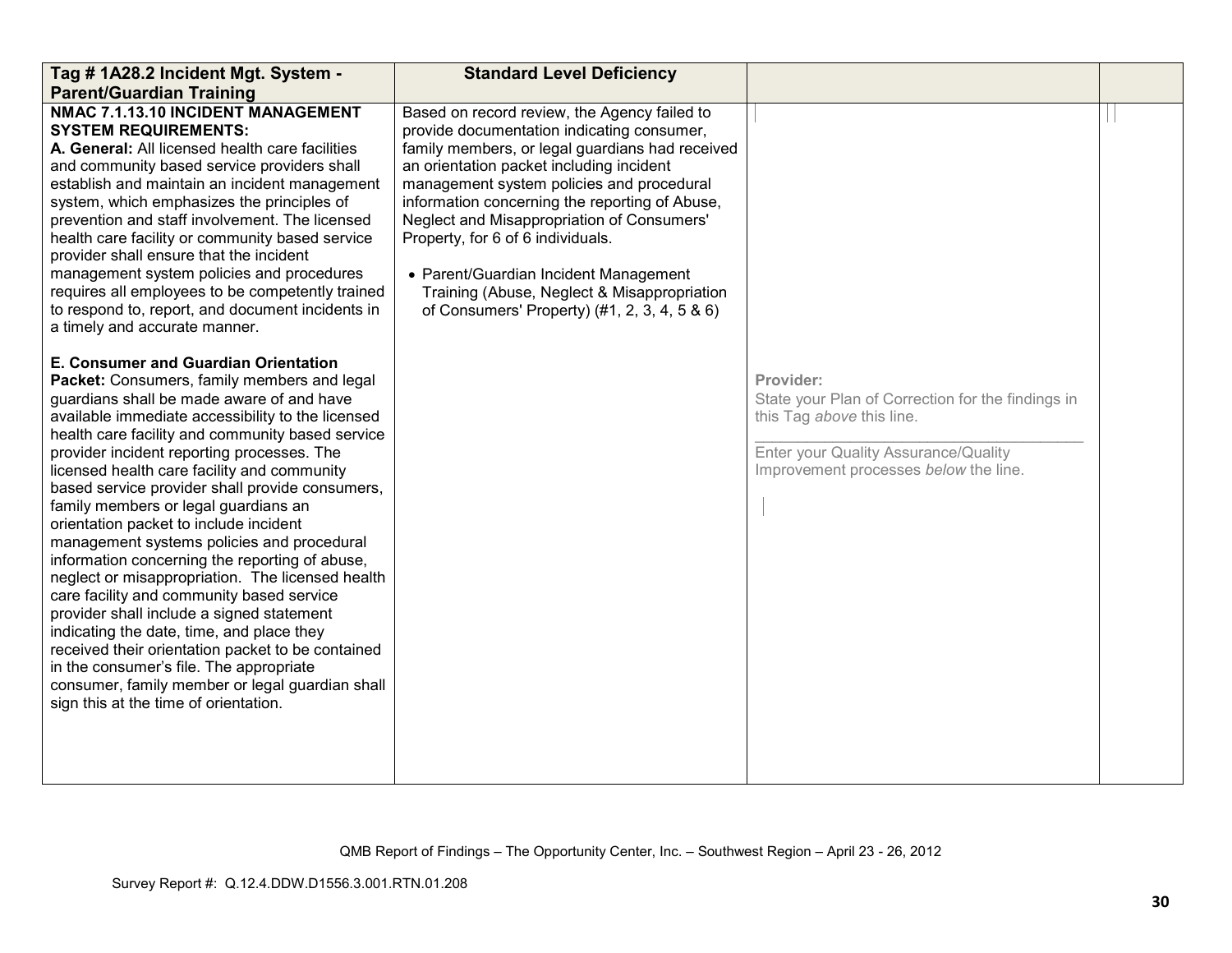| Tag # 1A28.2 Incident Mgt. System - Parent/Guardian Training | Standard Level Deficiency | | |
|---|---|---|---|
| **NMAC 7.1.13.10 INCIDENT MANAGEMENT SYSTEM REQUIREMENTS:**<br>**A. General:** All licensed health care facilities and community based service providers shall establish and maintain an incident management system, which emphasizes the principles of prevention and staff involvement. The licensed health care facility or community based service provider shall ensure that the incident management system policies and procedures requires all employees to be competently trained to respond to, report, and document incidents in a timely and accurate manner.<br><br>**E. Consumer and Guardian Orientation Packet:** Consumers, family members and legal guardians shall be made aware of and have available immediate accessibility to the licensed health care facility and community based service provider incident reporting processes. The licensed health care facility and community based service provider shall provide consumers, family members or legal guardians an orientation packet to include incident management systems policies and procedural information concerning the reporting of abuse, neglect or misappropriation. The licensed health care facility and community based service provider shall include a signed statement indicating the date, time, and place they received their orientation packet to be contained in the consumer's file. The appropriate consumer, family member or legal guardian shall sign this at the time of orientation. | Based on record review, the Agency failed to provide documentation indicating consumer, family members, or legal guardians had received an orientation packet including incident management system policies and procedural information concerning the reporting of Abuse, Neglect and Misappropriation of Consumers' Property, for 6 of 6 individuals.<br><br>• Parent/Guardian Incident Management Training (Abuse, Neglect & Misappropriation of Consumers' Property) (#1, 2, 3, 4, 5 & 6) | **Provider:**<br>State your Plan of Correction for the findings in this Tag *above* this line.<br>\_\_\_\_\_\_\_\_\_\_\_\_\_\_\_\_\_\_\_\_\_\_\_\_\_\_\_\_\_\_\_\_\_\_\_\_<br>Enter your Quality Assurance/Quality Improvement processes *below* the line. | |

QMB Report of Findings – The Opportunity Center, Inc. – Southwest Region – April 23 - 26, 2012

Survey Report #: Q.12.4.DDW.D1556.3.001.RTN.01.208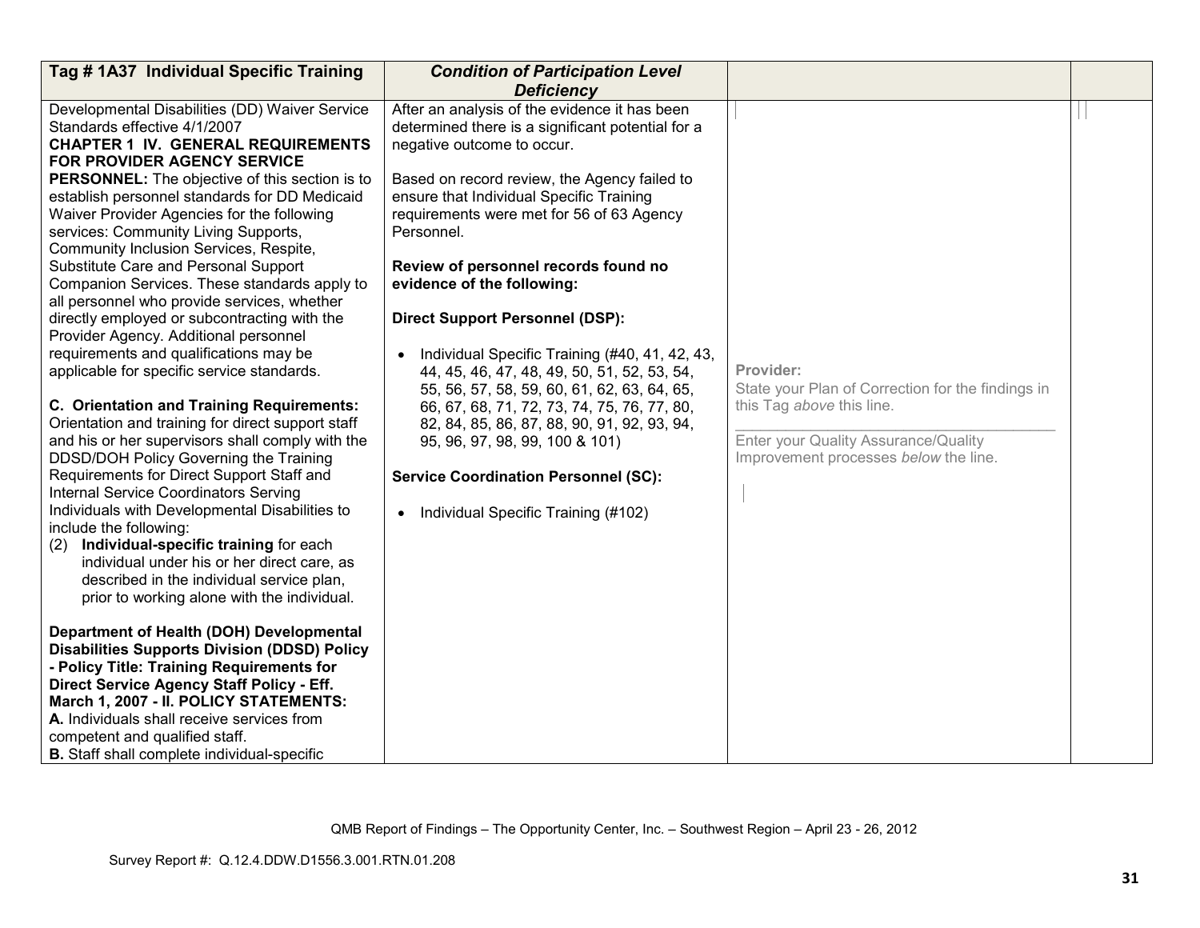| Tag # 1A37 Individual Specific Training | *Condition of Participation Level Deficiency* | | |
|---|---|---|---|
| Developmental Disabilities (DD) Waiver Service Standards effective 4/1/2007<br>**CHAPTER 1 IV. GENERAL REQUIREMENTS FOR PROVIDER AGENCY SERVICE PERSONNEL:** The objective of this section is to establish personnel standards for DD Medicaid Waiver Provider Agencies for the following services: Community Living Supports, Community Inclusion Services, Respite, Substitute Care and Personal Support Companion Services. These standards apply to all personnel who provide services, whether directly employed or subcontracting with the Provider Agency. Additional personnel requirements and qualifications may be applicable for specific service standards.<br><br>**C. Orientation and Training Requirements:** Orientation and training for direct support staff and his or her supervisors shall comply with the DDSD/DOH Policy Governing the Training Requirements for Direct Support Staff and Internal Service Coordinators Serving Individuals with Developmental Disabilities to include the following:<br>(2) **Individual-specific training** for each individual under his or her direct care, as described in the individual service plan, prior to working alone with the individual.<br><br>**Department of Health (DOH) Developmental Disabilities Supports Division (DDSD) Policy - Policy Title: Training Requirements for Direct Service Agency Staff Policy - Eff. March 1, 2007 - II. POLICY STATEMENTS:**<br>**A.** Individuals shall receive services from competent and qualified staff.<br>**B.** Staff shall complete individual-specific | After an analysis of the evidence it has been determined there is a significant potential for a negative outcome to occur.<br><br>Based on record review, the Agency failed to ensure that Individual Specific Training requirements were met for 56 of 63 Agency Personnel.<br><br>**Review of personnel records found no evidence of the following:**<br><br>**Direct Support Personnel (DSP):**<br><br>• Individual Specific Training (#40, 41, 42, 43, 44, 45, 46, 47, 48, 49, 50, 51, 52, 53, 54, 55, 56, 57, 58, 59, 60, 61, 62, 63, 64, 65, 66, 67, 68, 71, 72, 73, 74, 75, 76, 77, 80, 82, 84, 85, 86, 87, 88, 90, 91, 92, 93, 94, 95, 96, 97, 98, 99, 100 & 101)<br><br>**Service Coordination Personnel (SC):**<br><br>• Individual Specific Training (#102) | Provider:<br>State your Plan of Correction for the findings in this Tag *above* this line.<br>\_\_\_\_\_\_\_\_\_\_\_\_\_\_\_\_\_\_\_\_\_\_\_\_\_\_\_\_\_\_\_\_\_\_<br>Enter your Quality Assurance/Quality Improvement processes *below* the line. | |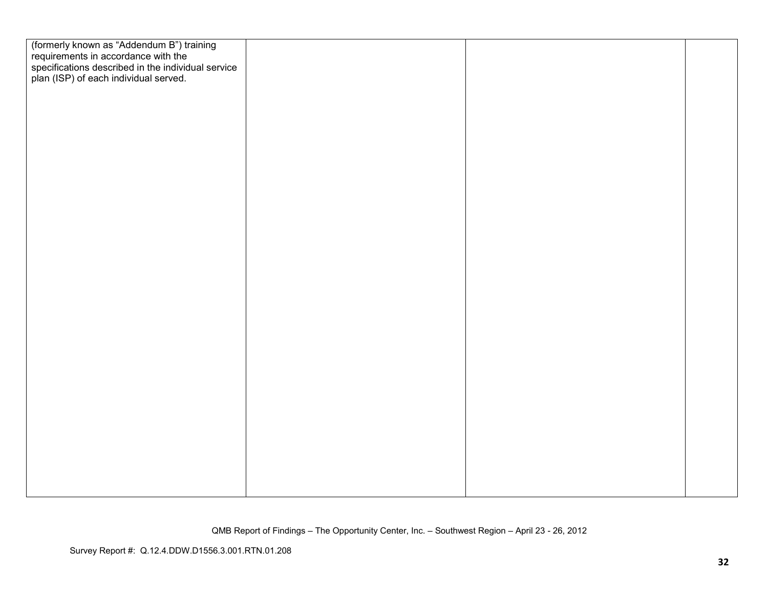| | | | |
|---|---|---|---|
| (formerly known as “Addendum B”) training requirements in accordance with the specifications described in the individual service plan (ISP) of each individual served. | | | |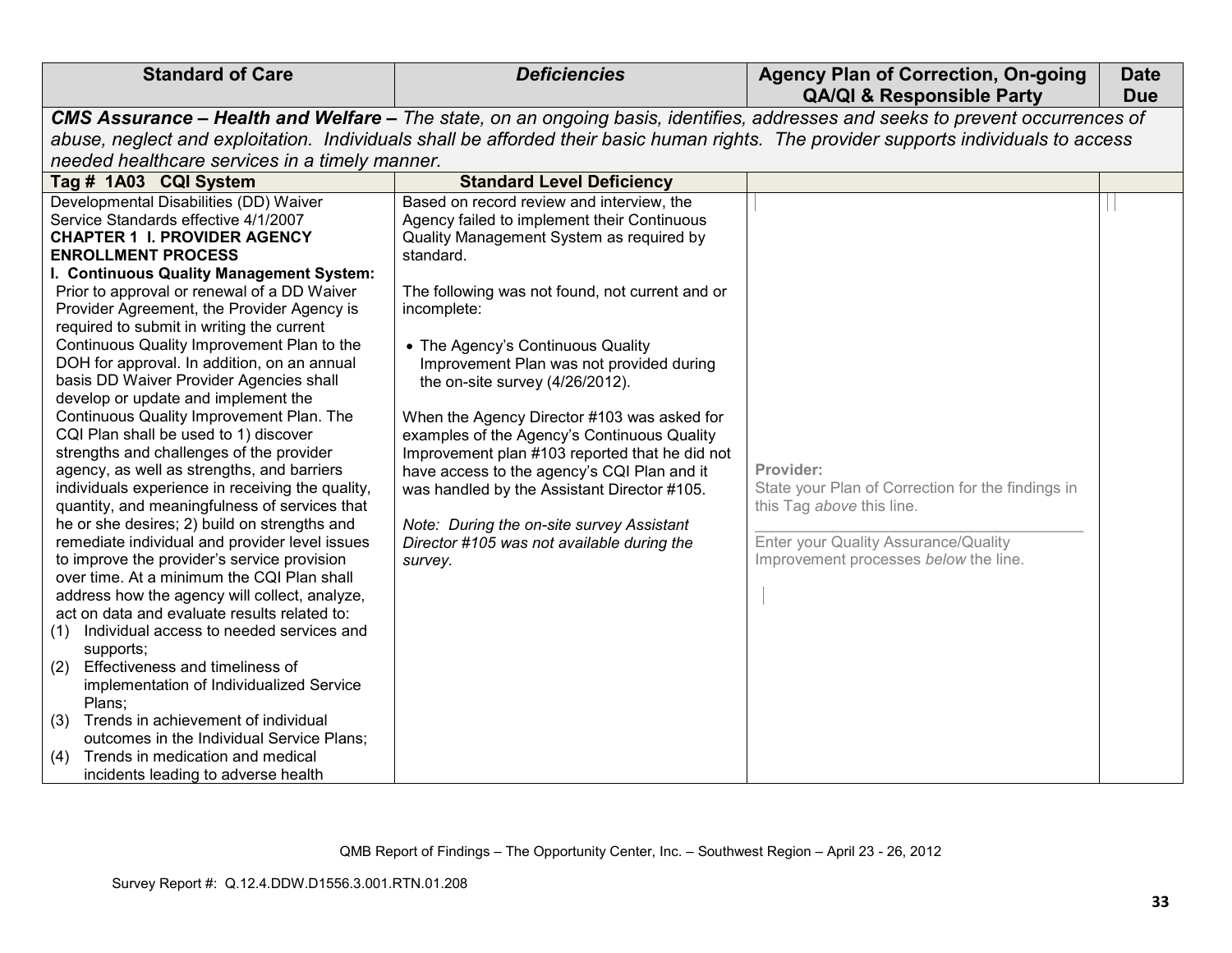| Standard of Care | *Deficiencies* | Agency Plan of Correction, On-going QA/QI & Responsible Party | Date Due |
|---|---|---|---|
| ***CMS Assurance – Health and Welfare –*** *The state, on an ongoing basis, identifies, addresses and seeks to prevent occurrences of abuse, neglect and exploitation. Individuals shall be afforded their basic human rights. The provider supports individuals to access needed healthcare services in a timely manner.* | | | |
| **Tag # 1A03 CQI System** | **Standard Level Deficiency** | | |
| Developmental Disabilities (DD) Waiver Service Standards effective 4/1/2007<br>**CHAPTER 1 I. PROVIDER AGENCY ENROLLMENT PROCESS**<br>**I. Continuous Quality Management System:** Prior to approval or renewal of a DD Waiver Provider Agreement, the Provider Agency is required to submit in writing the current Continuous Quality Improvement Plan to the DOH for approval. In addition, on an annual basis DD Waiver Provider Agencies shall develop or update and implement the Continuous Quality Improvement Plan. The CQI Plan shall be used to 1) discover strengths and challenges of the provider agency, as well as strengths, and barriers individuals experience in receiving the quality, quantity, and meaningfulness of services that he or she desires; 2) build on strengths and remediate individual and provider level issues to improve the provider's service provision over time. At a minimum the CQI Plan shall address how the agency will collect, analyze, act on data and evaluate results related to:<br>(1) Individual access to needed services and supports;<br>(2) Effectiveness and timeliness of implementation of Individualized Service Plans;<br>(3) Trends in achievement of individual outcomes in the Individual Service Plans;<br>(4) Trends in medication and medical incidents leading to adverse health | Based on record review and interview, the Agency failed to implement their Continuous Quality Management System as required by standard.<br><br>The following was not found, not current and or incomplete:<br><br>• The Agency's Continuous Quality Improvement Plan was not provided during the on-site survey (4/26/2012).<br><br>When the Agency Director #103 was asked for examples of the Agency's Continuous Quality Improvement plan #103 reported that he did not have access to the agency's CQI Plan and it was handled by the Assistant Director #105.<br><br>*Note: During the on-site survey Assistant Director #105 was not available during the survey.* | **Provider:**<br>State your Plan of Correction for the findings in this Tag *above* this line.<br>\_\_\_\_\_\_\_\_\_\_\_\_\_\_\_\_\_\_\_\_\_\_\_\_\_\_\_\_\_\_\_\_<br>Enter your Quality Assurance/Quality Improvement processes *below* the line. | |

QMB Report of Findings – The Opportunity Center, Inc. – Southwest Region – April 23 - 26, 2012

Survey Report #: Q.12.4.DDW.D1556.3.001.RTN.01.208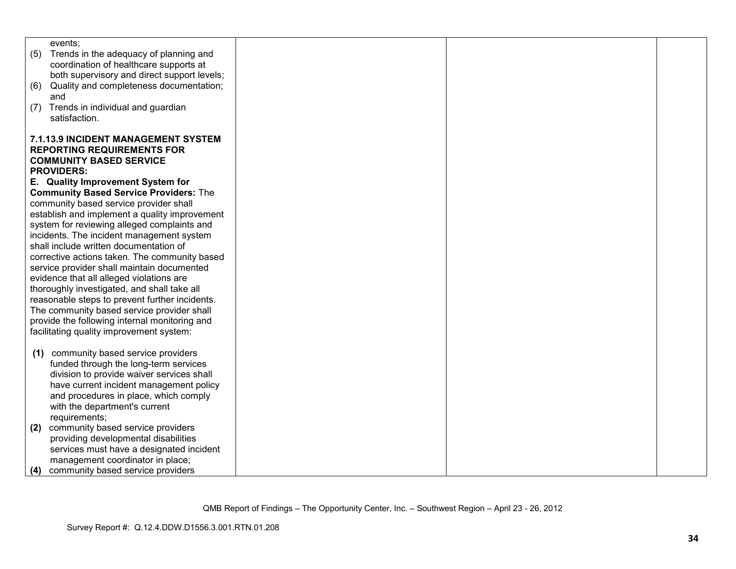| | | | |
|---|---|---|---|
| events;<br>(5) Trends in the adequacy of planning and coordination of healthcare supports at both supervisory and direct support levels;<br>(6) Quality and completeness documentation; and<br>(7) Trends in individual and guardian satisfaction.<br><br>**7.1.13.9 INCIDENT MANAGEMENT SYSTEM REPORTING REQUIREMENTS FOR COMMUNITY BASED SERVICE PROVIDERS:**<br>**E. Quality Improvement System for Community Based Service Providers:** The community based service provider shall establish and implement a quality improvement system for reviewing alleged complaints and incidents. The incident management system shall include written documentation of corrective actions taken. The community based service provider shall maintain documented evidence that all alleged violations are thoroughly investigated, and shall take all reasonable steps to prevent further incidents. The community based service provider shall provide the following internal monitoring and facilitating quality improvement system:<br><br>**(1)** community based service providers funded through the long-term services division to provide waiver services shall have current incident management policy and procedures in place, which comply with the department's current requirements;<br>**(2)** community based service providers providing developmental disabilities services must have a designated incident management coordinator in place;<br>**(4)** community based service providers | | | |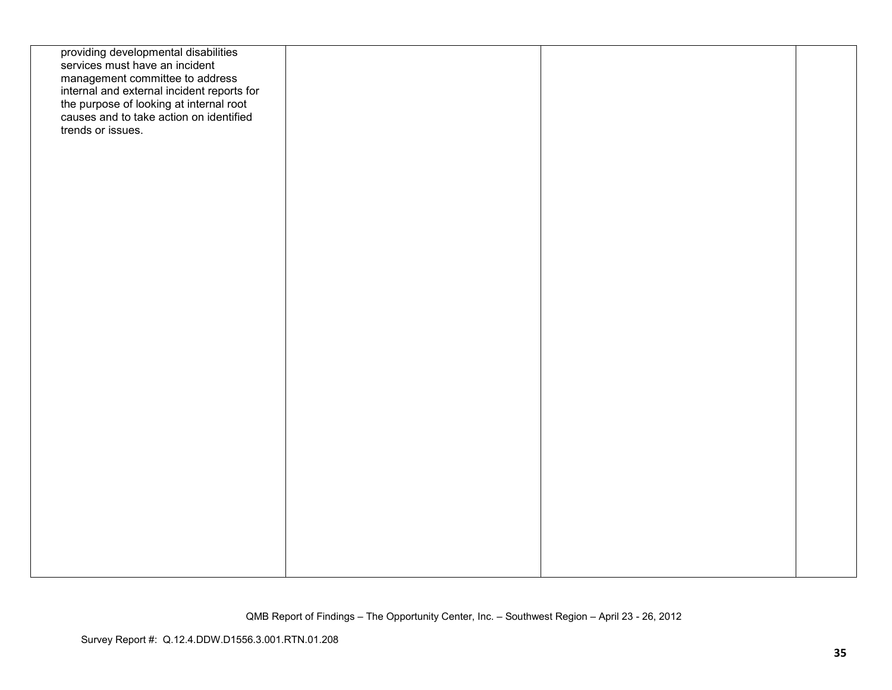| | | | |
|---|---|---|---|
| providing developmental disabilities services must have an incident management committee to address internal and external incident reports for the purpose of looking at internal root causes and to take action on identified trends or issues. | | | |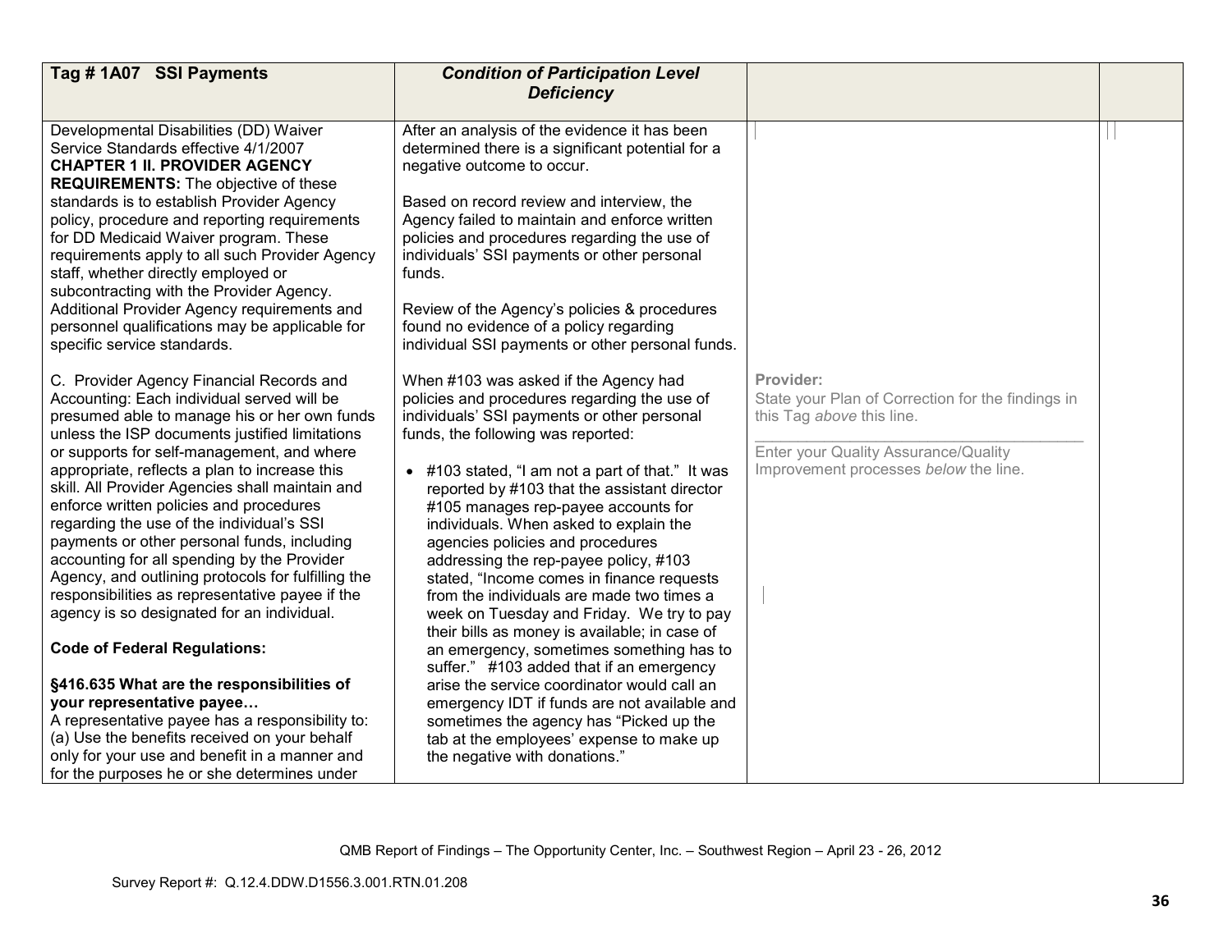| Tag # 1A07 SSI Payments | *Condition of Participation Level Deficiency* | | |
|---|---|---|---|
| Developmental Disabilities (DD) Waiver Service Standards effective 4/1/2007<br>**CHAPTER 1 II. PROVIDER AGENCY REQUIREMENTS:** The objective of these standards is to establish Provider Agency policy, procedure and reporting requirements for DD Medicaid Waiver program. These requirements apply to all such Provider Agency staff, whether directly employed or subcontracting with the Provider Agency. Additional Provider Agency requirements and personnel qualifications may be applicable for specific service standards.<br><br>C. Provider Agency Financial Records and Accounting: Each individual served will be presumed able to manage his or her own funds unless the ISP documents justified limitations or supports for self-management, and where appropriate, reflects a plan to increase this skill. All Provider Agencies shall maintain and enforce written policies and procedures regarding the use of the individual's SSI payments or other personal funds, including accounting for all spending by the Provider Agency, and outlining protocols for fulfilling the responsibilities as representative payee if the agency is so designated for an individual.<br><br>**Code of Federal Regulations:**<br><br>**§416.635 What are the responsibilities of your representative payee…**<br>A representative payee has a responsibility to:<br>(a) Use the benefits received on your behalf only for your use and benefit in a manner and for the purposes he or she determines under | After an analysis of the evidence it has been determined there is a significant potential for a negative outcome to occur.<br><br>Based on record review and interview, the Agency failed to maintain and enforce written policies and procedures regarding the use of individuals' SSI payments or other personal funds.<br><br>Review of the Agency's policies & procedures found no evidence of a policy regarding individual SSI payments or other personal funds.<br><br>When #103 was asked if the Agency had policies and procedures regarding the use of individuals' SSI payments or other personal funds, the following was reported:<br><br>• #103 stated, "I am not a part of that." It was reported by #103 that the assistant director #105 manages rep-payee accounts for individuals. When asked to explain the agencies policies and procedures addressing the rep-payee policy, #103 stated, "Income comes in finance requests from the individuals are made two times a week on Tuesday and Friday. We try to pay their bills as money is available; in case of an emergency, sometimes something has to suffer." #103 added that if an emergency arise the service coordinator would call an emergency IDT if funds are not available and sometimes the agency has "Picked up the tab at the employees' expense to make up the negative with donations." | **Provider:**<br>State your Plan of Correction for the findings in this Tag *above* this line.<br><br>Enter your Quality Assurance/Quality Improvement processes *below* the line. | |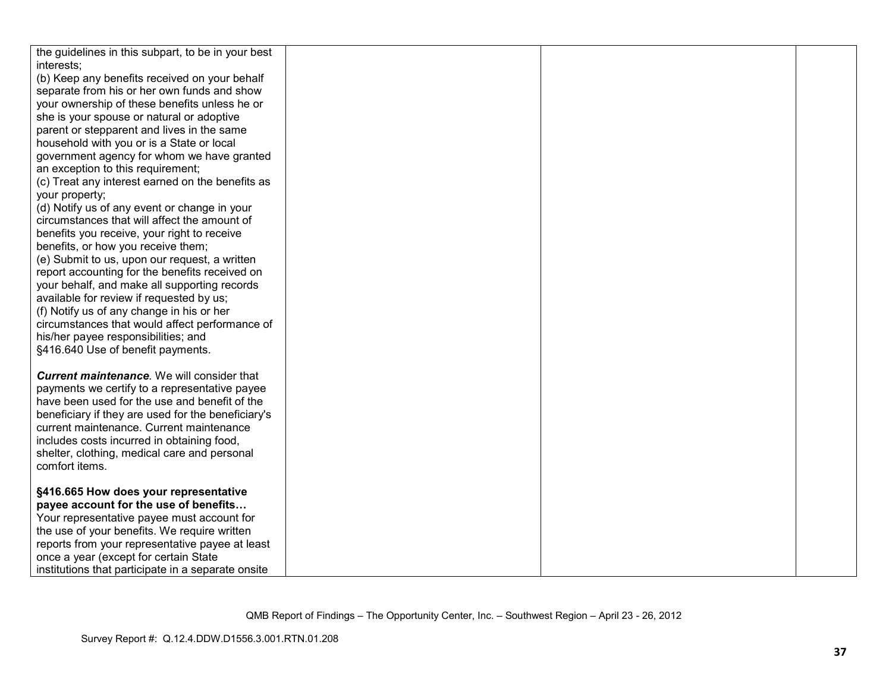| | | | |
|---|---|---|---|
| the guidelines in this subpart, to be in your best interests;<br>(b) Keep any benefits received on your behalf separate from his or her own funds and show your ownership of these benefits unless he or she is your spouse or natural or adoptive parent or stepparent and lives in the same household with you or is a State or local government agency for whom we have granted an exception to this requirement;<br>(c) Treat any interest earned on the benefits as your property;<br>(d) Notify us of any event or change in your circumstances that will affect the amount of benefits you receive, your right to receive benefits, or how you receive them;<br>(e) Submit to us, upon our request, a written report accounting for the benefits received on your behalf, and make all supporting records available for review if requested by us;<br>(f) Notify us of any change in his or her circumstances that would affect performance of his/her payee responsibilities; and<br>§416.640 Use of benefit payments.<br><br>***Current maintenance***. We will consider that payments we certify to a representative payee have been used for the use and benefit of the beneficiary if they are used for the beneficiary's current maintenance. Current maintenance includes costs incurred in obtaining food, shelter, clothing, medical care and personal comfort items.<br><br>**§416.665 How does your representative payee account for the use of benefits…**<br>Your representative payee must account for the use of your benefits. We require written reports from your representative payee at least once a year (except for certain State institutions that participate in a separate onsite | | | |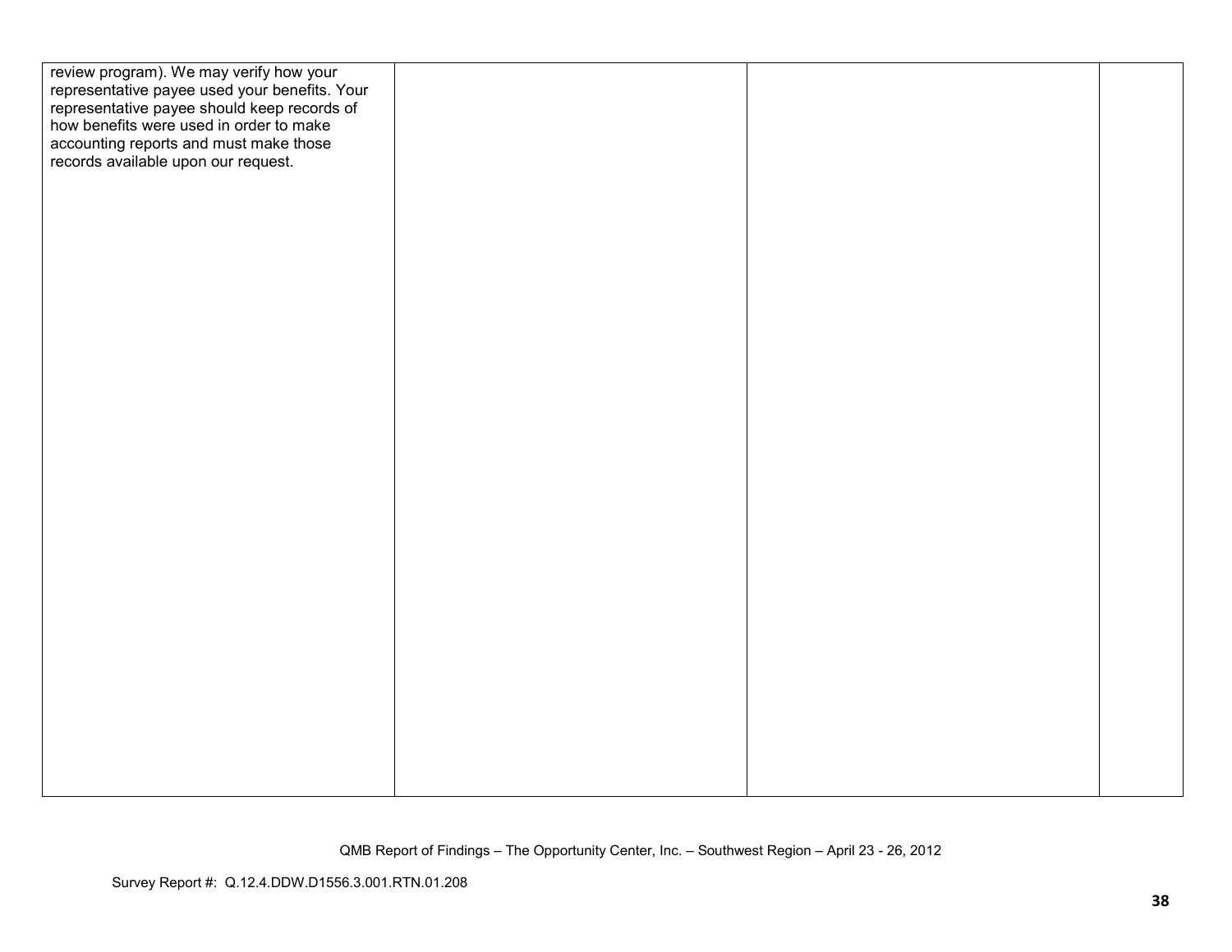| | | | |
|---|---|---|---|
| review program). We may verify how your representative payee used your benefits. Your representative payee should keep records of how benefits were used in order to make accounting reports and must make those records available upon our request. | | | |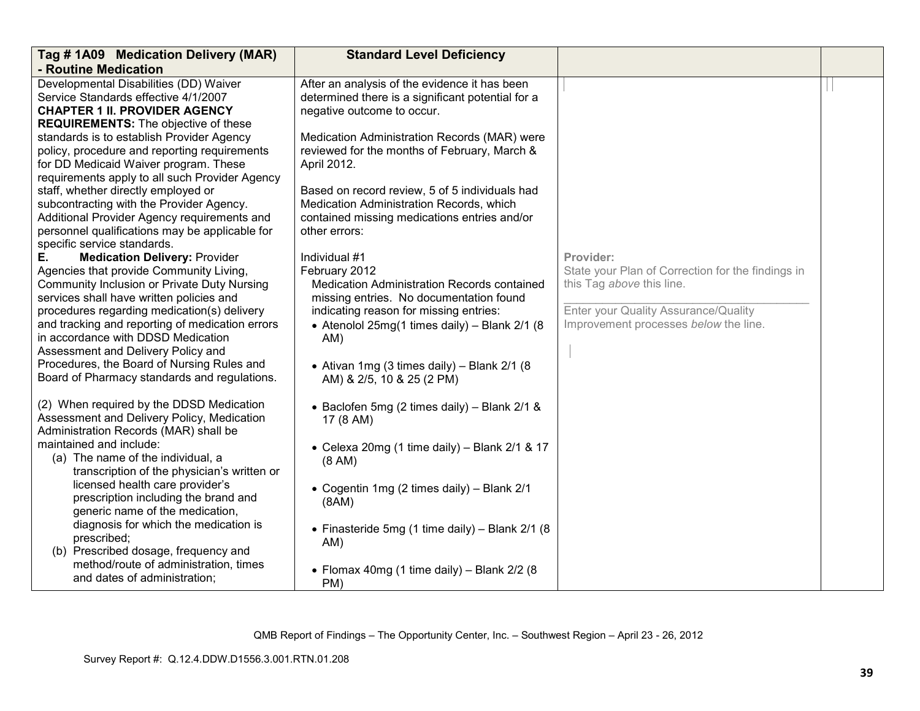| Tag # 1A09 Medication Delivery (MAR) - Routine Medication | Standard Level Deficiency | | |
|---|---|---|---|
| Developmental Disabilities (DD) Waiver Service Standards effective 4/1/2007<br>**CHAPTER 1 II. PROVIDER AGENCY REQUIREMENTS:** The objective of these standards is to establish Provider Agency policy, procedure and reporting requirements for DD Medicaid Waiver program. These requirements apply to all such Provider Agency staff, whether directly employed or subcontracting with the Provider Agency. Additional Provider Agency requirements and personnel qualifications may be applicable for specific service standards.<br>**E. Medication Delivery:** Provider Agencies that provide Community Living, Community Inclusion or Private Duty Nursing services shall have written policies and procedures regarding medication(s) delivery and tracking and reporting of medication errors in accordance with DDSD Medication Assessment and Delivery Policy and Procedures, the Board of Nursing Rules and Board of Pharmacy standards and regulations.<br><br>(2) When required by the DDSD Medication Assessment and Delivery Policy, Medication Administration Records (MAR) shall be maintained and include:<br>(a) The name of the individual, a transcription of the physician's written or licensed health care provider's prescription including the brand and generic name of the medication, diagnosis for which the medication is prescribed;<br>(b) Prescribed dosage, frequency and method/route of administration, times and dates of administration; | After an analysis of the evidence it has been determined there is a significant potential for a negative outcome to occur.<br><br>Medication Administration Records (MAR) were reviewed for the months of February, March & April 2012.<br><br>Based on record review, 5 of 5 individuals had Medication Administration Records, which contained missing medications entries and/or other errors:<br><br>Individual #1<br>February 2012<br>Medication Administration Records contained missing entries. No documentation found indicating reason for missing entries:<br>• Atenolol 25mg(1 times daily) – Blank 2/1 (8 AM)<br>• Ativan 1mg (3 times daily) – Blank 2/1 (8 AM) & 2/5, 10 & 25 (2 PM)<br>• Baclofen 5mg (2 times daily) – Blank 2/1 & 17 (8 AM)<br>• Celexa 20mg (1 time daily) – Blank 2/1 & 17 (8 AM)<br>• Cogentin 1mg (2 times daily) – Blank 2/1 (8AM)<br>• Finasteride 5mg (1 time daily) – Blank 2/1 (8 AM)<br>• Flomax 40mg (1 time daily) – Blank 2/2 (8 PM) | **Provider:**<br>State your Plan of Correction for the findings in this Tag *above* this line.<br><br>Enter your Quality Assurance/Quality Improvement processes *below* the line. | |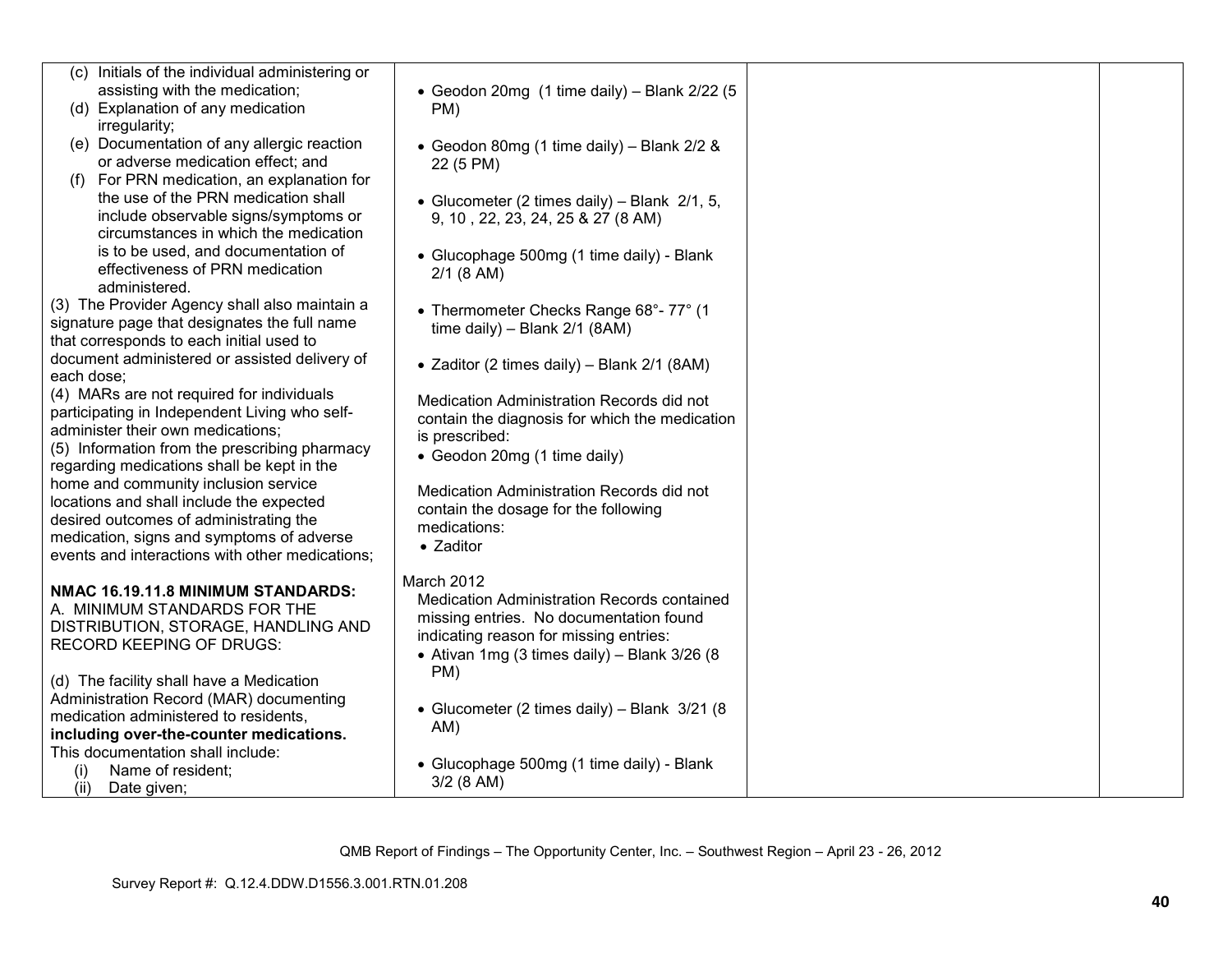| | | | |
|---|---|---|---|
| (c) Initials of the individual administering or assisting with the medication;<br>(d) Explanation of any medication irregularity;<br>(e) Documentation of any allergic reaction or adverse medication effect; and<br>(f) For PRN medication, an explanation for the use of the PRN medication shall include observable signs/symptoms or circumstances in which the medication is to be used, and documentation of effectiveness of PRN medication administered.<br>(3) The Provider Agency shall also maintain a signature page that designates the full name that corresponds to each initial used to document administered or assisted delivery of each dose;<br>(4) MARs are not required for individuals participating in Independent Living who self-administer their own medications;<br>(5) Information from the prescribing pharmacy regarding medications shall be kept in the home and community inclusion service locations and shall include the expected desired outcomes of administrating the medication, signs and symptoms of adverse events and interactions with other medications;<br><br>**NMAC 16.19.11.8 MINIMUM STANDARDS:**<br>A. MINIMUM STANDARDS FOR THE DISTRIBUTION, STORAGE, HANDLING AND RECORD KEEPING OF DRUGS:<br><br>(d) The facility shall have a Medication Administration Record (MAR) documenting medication administered to residents, **including over-the-counter medications.** This documentation shall include:<br>(i) Name of resident;<br>(ii) Date given; | • Geodon 20mg (1 time daily) – Blank 2/22 (5 PM)<br><br>• Geodon 80mg (1 time daily) – Blank 2/2 & 22 (5 PM)<br><br>• Glucometer (2 times daily) – Blank 2/1, 5, 9, 10 , 22, 23, 24, 25 & 27 (8 AM)<br><br>• Glucophage 500mg (1 time daily) - Blank 2/1 (8 AM)<br><br>• Thermometer Checks Range 68°- 77° (1 time daily) – Blank 2/1 (8AM)<br><br>• Zaditor (2 times daily) – Blank 2/1 (8AM)<br><br>Medication Administration Records did not contain the diagnosis for which the medication is prescribed:<br>• Geodon 20mg (1 time daily)<br><br>Medication Administration Records did not contain the dosage for the following medications:<br>• Zaditor<br><br>March 2012<br>Medication Administration Records contained missing entries. No documentation found indicating reason for missing entries:<br>• Ativan 1mg (3 times daily) – Blank 3/26 (8 PM)<br><br>• Glucometer (2 times daily) – Blank 3/21 (8 AM)<br><br>• Glucophage 500mg (1 time daily) - Blank 3/2 (8 AM) | | |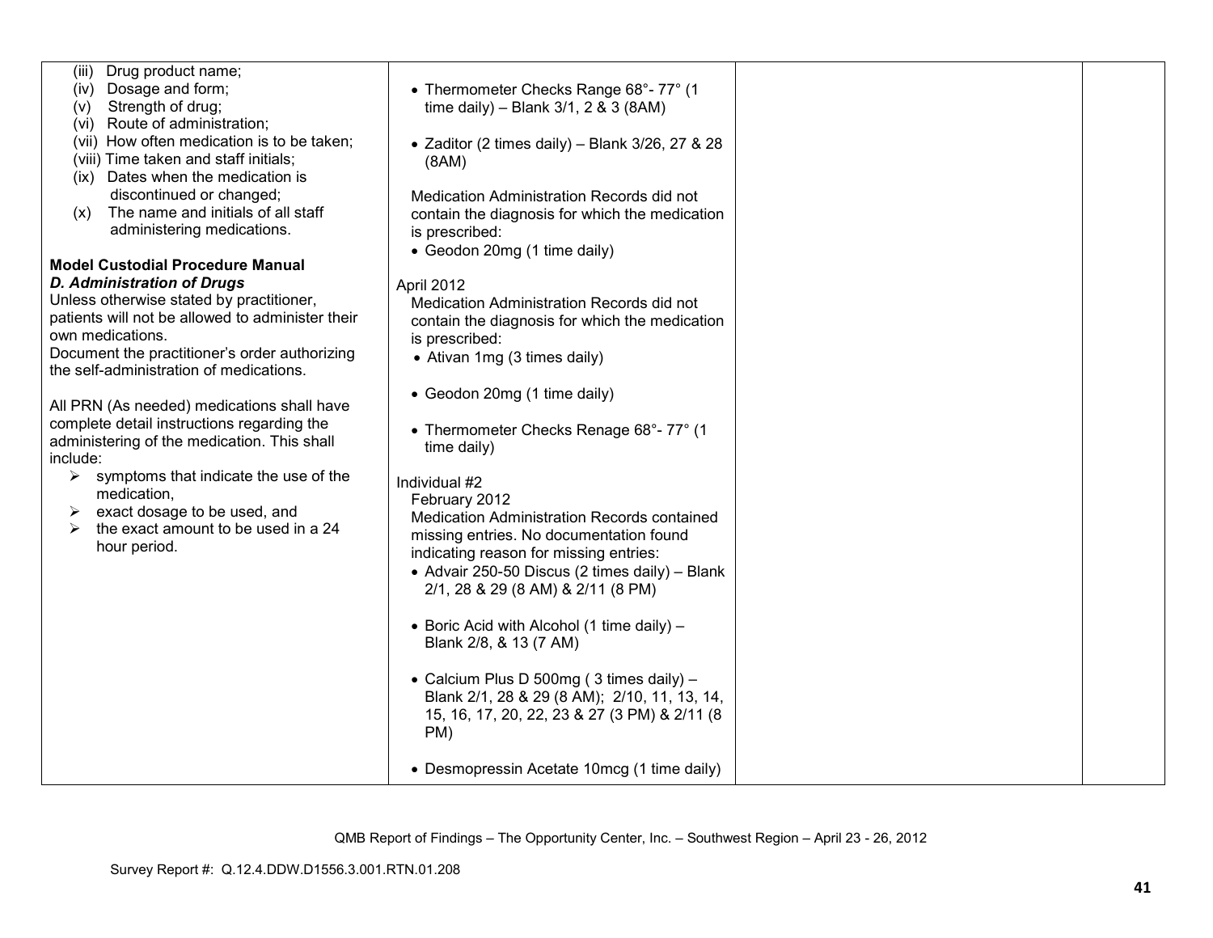| | | | |
|---|---|---|---|
| (iii) Drug product name;<br>(iv) Dosage and form;<br>(v) Strength of drug;<br>(vi) Route of administration;<br>(vii) How often medication is to be taken;<br>(viii) Time taken and staff initials;<br>(ix) Dates when the medication is discontinued or changed;<br>(x) The name and initials of all staff administering medications.<br><br>**Model Custodial Procedure Manual**<br>***D. Administration of Drugs***<br>Unless otherwise stated by practitioner, patients will not be allowed to administer their own medications.<br>Document the practitioner's order authorizing the self-administration of medications.<br><br>All PRN (As needed) medications shall have complete detail instructions regarding the administering of the medication. This shall include:<br>➢ symptoms that indicate the use of the medication,<br>➢ exact dosage to be used, and<br>➢ the exact amount to be used in a 24 hour period. | • Thermometer Checks Range 68°- 77° (1 time daily) – Blank 3/1, 2 & 3 (8AM)<br><br>• Zaditor (2 times daily) – Blank 3/26, 27 & 28 (8AM)<br><br>Medication Administration Records did not contain the diagnosis for which the medication is prescribed:<br>• Geodon 20mg (1 time daily)<br><br>April 2012<br>Medication Administration Records did not contain the diagnosis for which the medication is prescribed:<br>• Ativan 1mg (3 times daily)<br><br>• Geodon 20mg (1 time daily)<br><br>• Thermometer Checks Renage 68°- 77° (1 time daily)<br><br>Individual #2<br>February 2012<br>Medication Administration Records contained missing entries. No documentation found indicating reason for missing entries:<br>• Advair 250-50 Discus (2 times daily) – Blank 2/1, 28 & 29 (8 AM) & 2/11 (8 PM)<br><br>• Boric Acid with Alcohol (1 time daily) – Blank 2/8, & 13 (7 AM)<br><br>• Calcium Plus D 500mg ( 3 times daily) – Blank 2/1, 28 & 29 (8 AM); 2/10, 11, 13, 14, 15, 16, 17, 20, 22, 23 & 27 (3 PM) & 2/11 (8 PM)<br><br>• Desmopressin Acetate 10mcg (1 time daily) | | |

QMB Report of Findings – The Opportunity Center, Inc. – Southwest Region – April 23 - 26, 2012

Survey Report #: Q.12.4.DDW.D1556.3.001.RTN.01.208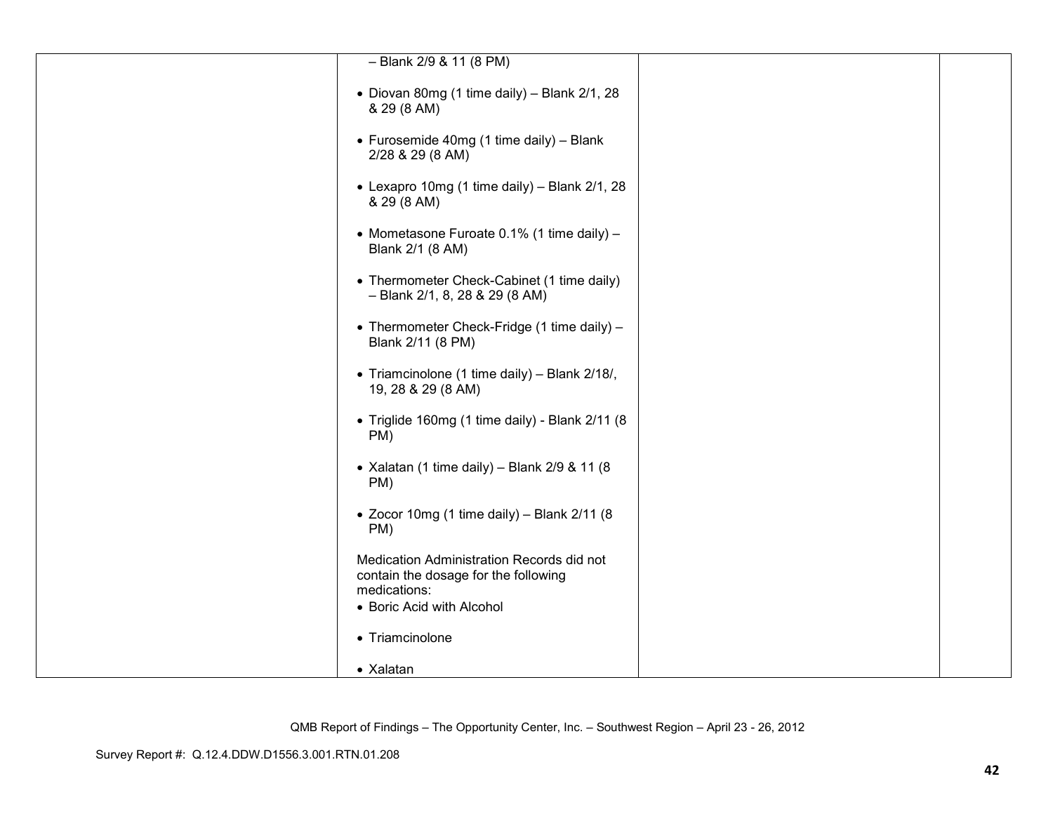| | | | |
|---|---|---|---|
| | – Blank 2/9 & 11 (8 PM)<br><br>• Diovan 80mg (1 time daily) – Blank 2/1, 28 & 29 (8 AM)<br><br>• Furosemide 40mg (1 time daily) – Blank 2/28 & 29 (8 AM)<br><br>• Lexapro 10mg (1 time daily) – Blank 2/1, 28 & 29 (8 AM)<br><br>• Mometasone Furoate 0.1% (1 time daily) – Blank 2/1 (8 AM)<br><br>• Thermometer Check-Cabinet (1 time daily) – Blank 2/1, 8, 28 & 29 (8 AM)<br><br>• Thermometer Check-Fridge (1 time daily) – Blank 2/11 (8 PM)<br><br>• Triamcinolone (1 time daily) – Blank 2/18/, 19, 28 & 29 (8 AM)<br><br>• Triglide 160mg (1 time daily) - Blank 2/11 (8 PM)<br><br>• Xalatan (1 time daily) – Blank 2/9 & 11 (8 PM)<br><br>• Zocor 10mg (1 time daily) – Blank 2/11 (8 PM)<br><br>Medication Administration Records did not contain the dosage for the following medications:<br>• Boric Acid with Alcohol<br><br>• Triamcinolone<br><br>• Xalatan | | |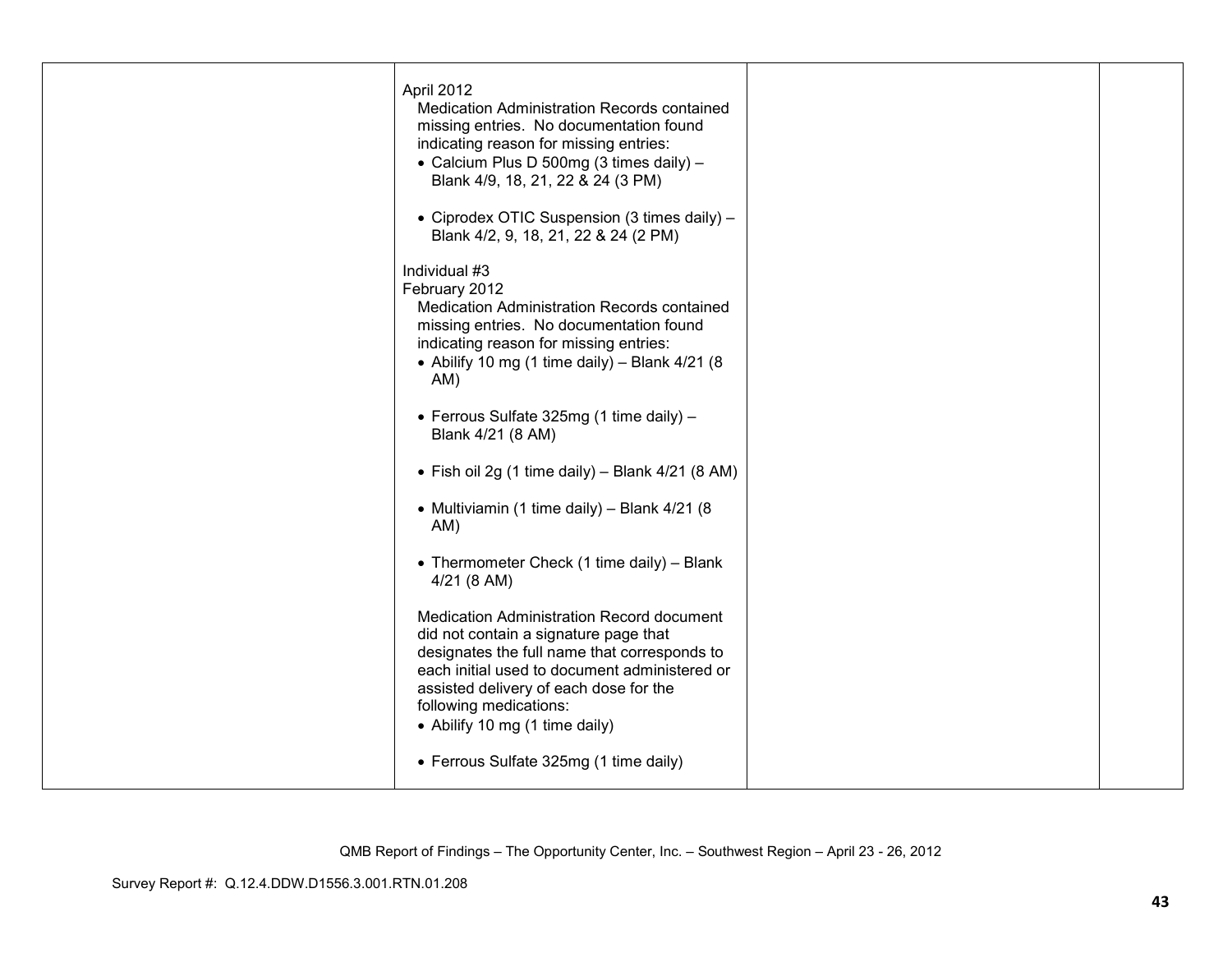| | | | |
|---|---|---|---|
| | April 2012<br>Medication Administration Records contained missing entries. No documentation found indicating reason for missing entries:<br>• Calcium Plus D 500mg (3 times daily) – Blank 4/9, 18, 21, 22 & 24 (3 PM)<br><br>• Ciprodex OTIC Suspension (3 times daily) – Blank 4/2, 9, 18, 21, 22 & 24 (2 PM)<br><br>Individual #3<br>February 2012<br>Medication Administration Records contained missing entries. No documentation found indicating reason for missing entries:<br>• Abilify 10 mg (1 time daily) – Blank 4/21 (8 AM)<br><br>• Ferrous Sulfate 325mg (1 time daily) – Blank 4/21 (8 AM)<br><br>• Fish oil 2g (1 time daily) – Blank 4/21 (8 AM)<br><br>• Multiviamin (1 time daily) – Blank 4/21 (8 AM)<br><br>• Thermometer Check (1 time daily) – Blank 4/21 (8 AM)<br><br>Medication Administration Record document did not contain a signature page that designates the full name that corresponds to each initial used to document administered or assisted delivery of each dose for the following medications:<br>• Abilify 10 mg (1 time daily)<br><br>• Ferrous Sulfate 325mg (1 time daily) | | |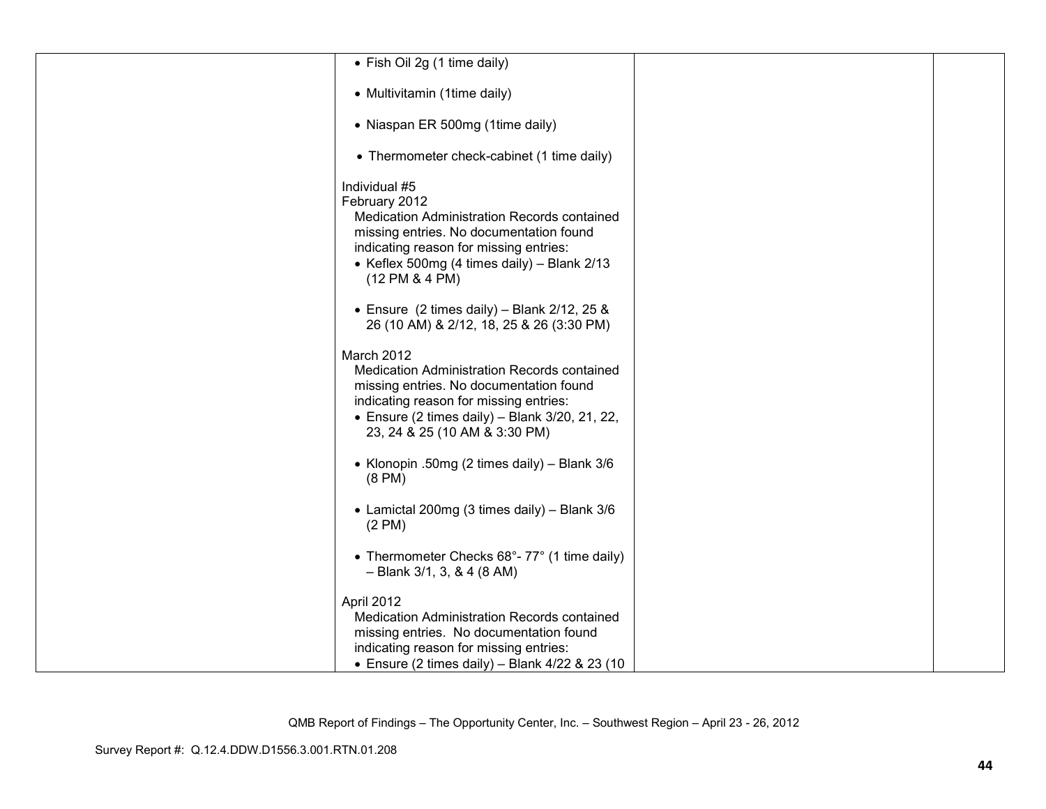| | | | |
|---|---|---|---|
| | • Fish Oil 2g (1 time daily)<br><br>• Multivitamin (1time daily)<br><br>• Niaspan ER 500mg (1time daily)<br><br>• Thermometer check-cabinet (1 time daily)<br><br>Individual #5<br>February 2012<br>Medication Administration Records contained missing entries. No documentation found indicating reason for missing entries:<br>• Keflex 500mg (4 times daily) – Blank 2/13 (12 PM & 4 PM)<br><br>• Ensure (2 times daily) – Blank 2/12, 25 & 26 (10 AM) & 2/12, 18, 25 & 26 (3:30 PM)<br><br>March 2012<br>Medication Administration Records contained missing entries. No documentation found indicating reason for missing entries:<br>• Ensure (2 times daily) – Blank 3/20, 21, 22, 23, 24 & 25 (10 AM & 3:30 PM)<br><br>• Klonopin .50mg (2 times daily) – Blank 3/6 (8 PM)<br><br>• Lamictal 200mg (3 times daily) – Blank 3/6 (2 PM)<br><br>• Thermometer Checks 68°- 77° (1 time daily) – Blank 3/1, 3, & 4 (8 AM)<br><br>April 2012<br>Medication Administration Records contained missing entries. No documentation found indicating reason for missing entries:<br>• Ensure (2 times daily) – Blank 4/22 & 23 (10 | | |

QMB Report of Findings – The Opportunity Center, Inc. – Southwest Region – April 23 - 26, 2012

Survey Report #: Q.12.4.DDW.D1556.3.001.RTN.01.208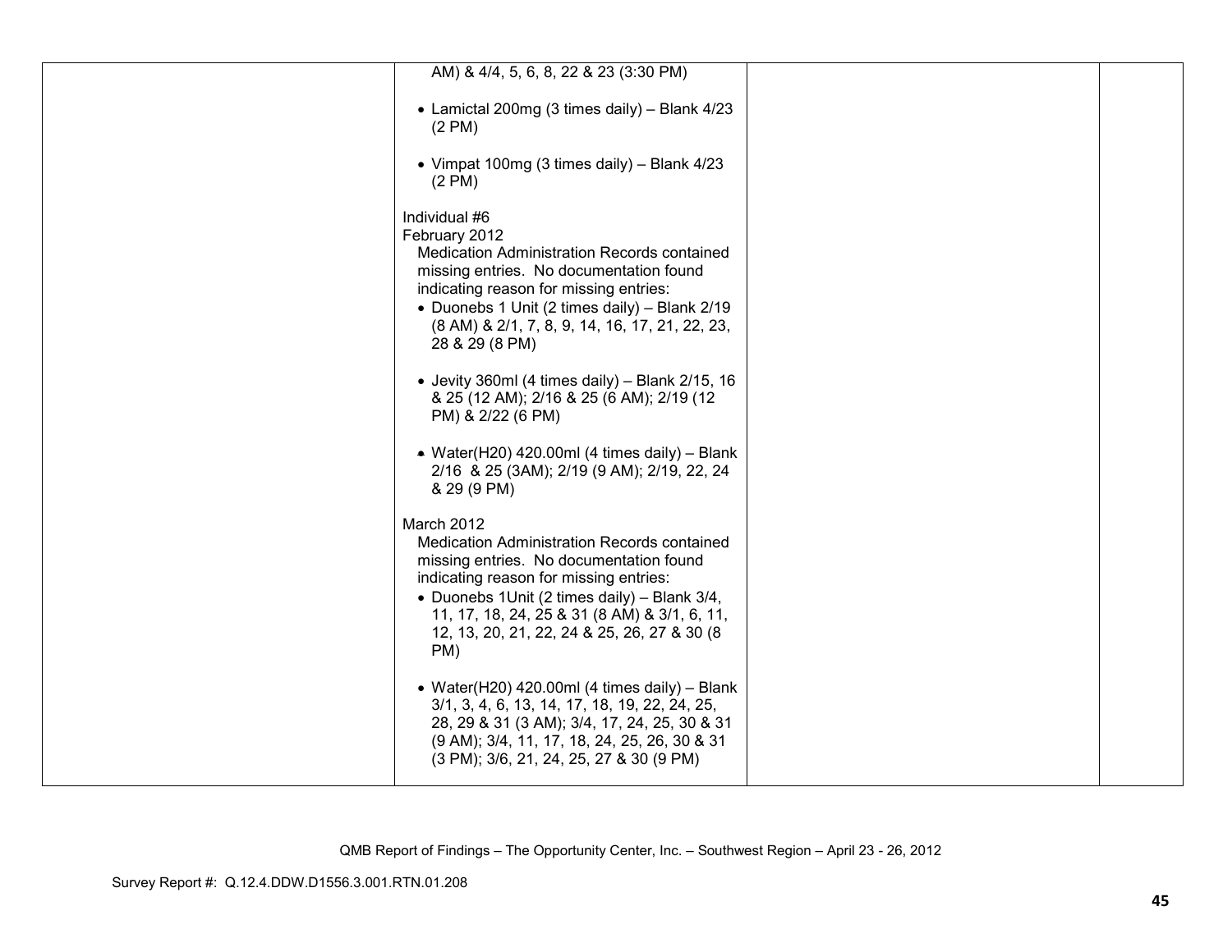| | | | |
|---|---|---|---|
| | AM) & 4/4, 5, 6, 8, 22 & 23 (3:30 PM)<br><br>• Lamictal 200mg (3 times daily) – Blank 4/23 (2 PM)<br><br>• Vimpat 100mg (3 times daily) – Blank 4/23 (2 PM)<br><br>Individual #6<br>February 2012<br>Medication Administration Records contained missing entries. No documentation found indicating reason for missing entries:<br>• Duonebs 1 Unit (2 times daily) – Blank 2/19 (8 AM) & 2/1, 7, 8, 9, 14, 16, 17, 21, 22, 23, 28 & 29 (8 PM)<br><br>• Jevity 360ml (4 times daily) – Blank 2/15, 16 & 25 (12 AM); 2/16 & 25 (6 AM); 2/19 (12 PM) & 2/22 (6 PM)<br><br>• Water(H20) 420.00ml (4 times daily) – Blank 2/16 & 25 (3AM); 2/19 (9 AM); 2/19, 22, 24 & 29 (9 PM)<br><br>March 2012<br>Medication Administration Records contained missing entries. No documentation found indicating reason for missing entries:<br>• Duonebs 1Unit (2 times daily) – Blank 3/4, 11, 17, 18, 24, 25 & 31 (8 AM) & 3/1, 6, 11, 12, 13, 20, 21, 22, 24 & 25, 26, 27 & 30 (8 PM)<br><br>• Water(H20) 420.00ml (4 times daily) – Blank 3/1, 3, 4, 6, 13, 14, 17, 18, 19, 22, 24, 25, 28, 29 & 31 (3 AM); 3/4, 17, 24, 25, 30 & 31 (9 AM); 3/4, 11, 17, 18, 24, 25, 26, 30 & 31 (3 PM); 3/6, 21, 24, 25, 27 & 30 (9 PM) | | |

QMB Report of Findings – The Opportunity Center, Inc. – Southwest Region – April 23 - 26, 2012

Survey Report #: Q.12.4.DDW.D1556.3.001.RTN.01.208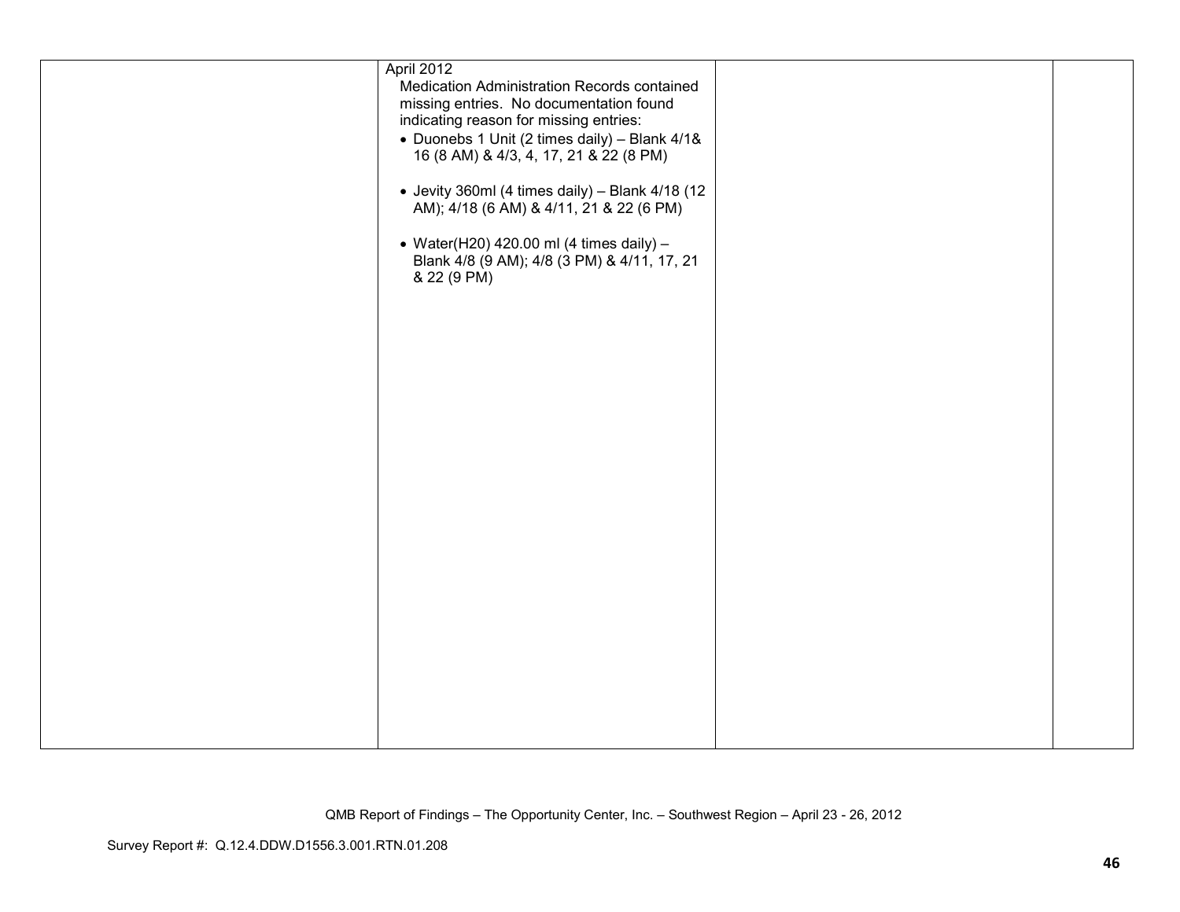| | | | |
|---|---|---|---|
| | April 2012<br>Medication Administration Records contained missing entries. No documentation found indicating reason for missing entries:<br>• Duonebs 1 Unit (2 times daily) – Blank 4/1& 16 (8 AM) & 4/3, 4, 17, 21 & 22 (8 PM)<br>• Jevity 360ml (4 times daily) – Blank 4/18 (12 AM); 4/18 (6 AM) & 4/11, 21 & 22 (6 PM)<br>• Water(H20) 420.00 ml (4 times daily) – Blank 4/8 (9 AM); 4/8 (3 PM) & 4/11, 17, 21 & 22 (9 PM) | | |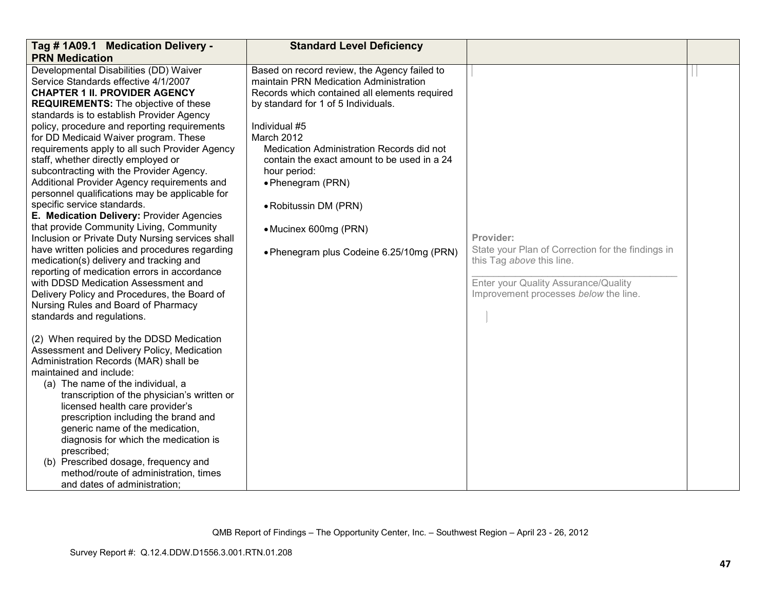| Tag # 1A09.1 Medication Delivery - PRN Medication | Standard Level Deficiency | | |
|---|---|---|---|
| Developmental Disabilities (DD) Waiver Service Standards effective 4/1/2007<br>**CHAPTER 1 II. PROVIDER AGENCY REQUIREMENTS:** The objective of these standards is to establish Provider Agency policy, procedure and reporting requirements for DD Medicaid Waiver program. These requirements apply to all such Provider Agency staff, whether directly employed or subcontracting with the Provider Agency. Additional Provider Agency requirements and personnel qualifications may be applicable for specific service standards.<br>**E. Medication Delivery:** Provider Agencies that provide Community Living, Community Inclusion or Private Duty Nursing services shall have written policies and procedures regarding medication(s) delivery and tracking and reporting of medication errors in accordance with DDSD Medication Assessment and Delivery Policy and Procedures, the Board of Nursing Rules and Board of Pharmacy standards and regulations.<br><br>(2) When required by the DDSD Medication Assessment and Delivery Policy, Medication Administration Records (MAR) shall be maintained and include:<br>(a) The name of the individual, a transcription of the physician's written or licensed health care provider's prescription including the brand and generic name of the medication, diagnosis for which the medication is prescribed;<br>(b) Prescribed dosage, frequency and method/route of administration, times and dates of administration; | Based on record review, the Agency failed to maintain PRN Medication Administration Records which contained all elements required by standard for 1 of 5 Individuals.<br><br>Individual #5<br>March 2012<br>Medication Administration Records did not contain the exact amount to be used in a 24 hour period:<br>• Phenegram (PRN)<br><br>• Robitussin DM (PRN)<br><br>• Mucinex 600mg (PRN)<br><br>• Phenegram plus Codeine 6.25/10mg (PRN) | **Provider:**<br>State your Plan of Correction for the findings in this Tag *above* this line.<br>\_\_\_\_\_\_\_\_\_\_\_\_\_\_\_\_\_\_\_\_\_\_\_\_\_\_\_\_\_\_\_\_\_\_\_<br>Enter your Quality Assurance/Quality Improvement processes *below* the line. | |

QMB Report of Findings – The Opportunity Center, Inc. – Southwest Region – April 23 - 26, 2012

Survey Report #: Q.12.4.DDW.D1556.3.001.RTN.01.208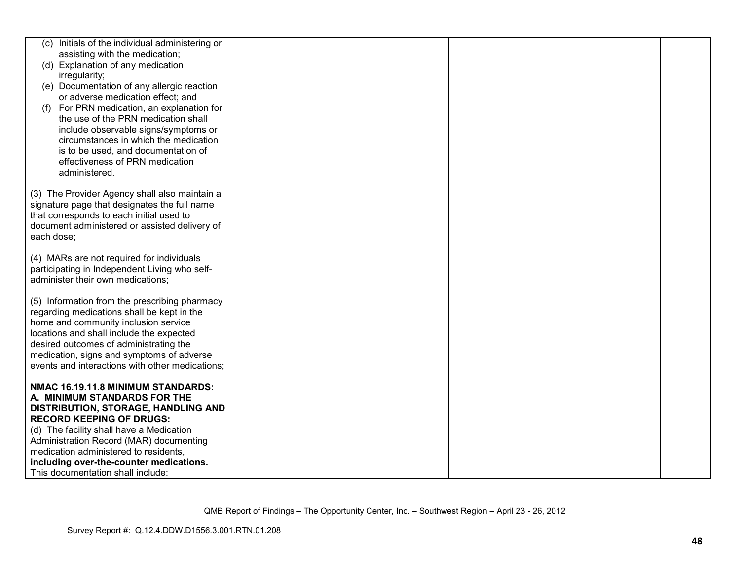| | | | |
|---|---|---|---|
| (c) Initials of the individual administering or assisting with the medication;<br>(d) Explanation of any medication irregularity;<br>(e) Documentation of any allergic reaction or adverse medication effect; and<br>(f) For PRN medication, an explanation for the use of the PRN medication shall include observable signs/symptoms or circumstances in which the medication is to be used, and documentation of effectiveness of PRN medication administered.<br><br>(3) The Provider Agency shall also maintain a signature page that designates the full name that corresponds to each initial used to document administered or assisted delivery of each dose;<br><br>(4) MARs are not required for individuals participating in Independent Living who self-administer their own medications;<br><br>(5) Information from the prescribing pharmacy regarding medications shall be kept in the home and community inclusion service locations and shall include the expected desired outcomes of administrating the medication, signs and symptoms of adverse events and interactions with other medications;<br><br>**NMAC 16.19.11.8 MINIMUM STANDARDS: A. MINIMUM STANDARDS FOR THE DISTRIBUTION, STORAGE, HANDLING AND RECORD KEEPING OF DRUGS:**<br>(d) The facility shall have a Medication Administration Record (MAR) documenting medication administered to residents, **including over-the-counter medications.** This documentation shall include: | | | |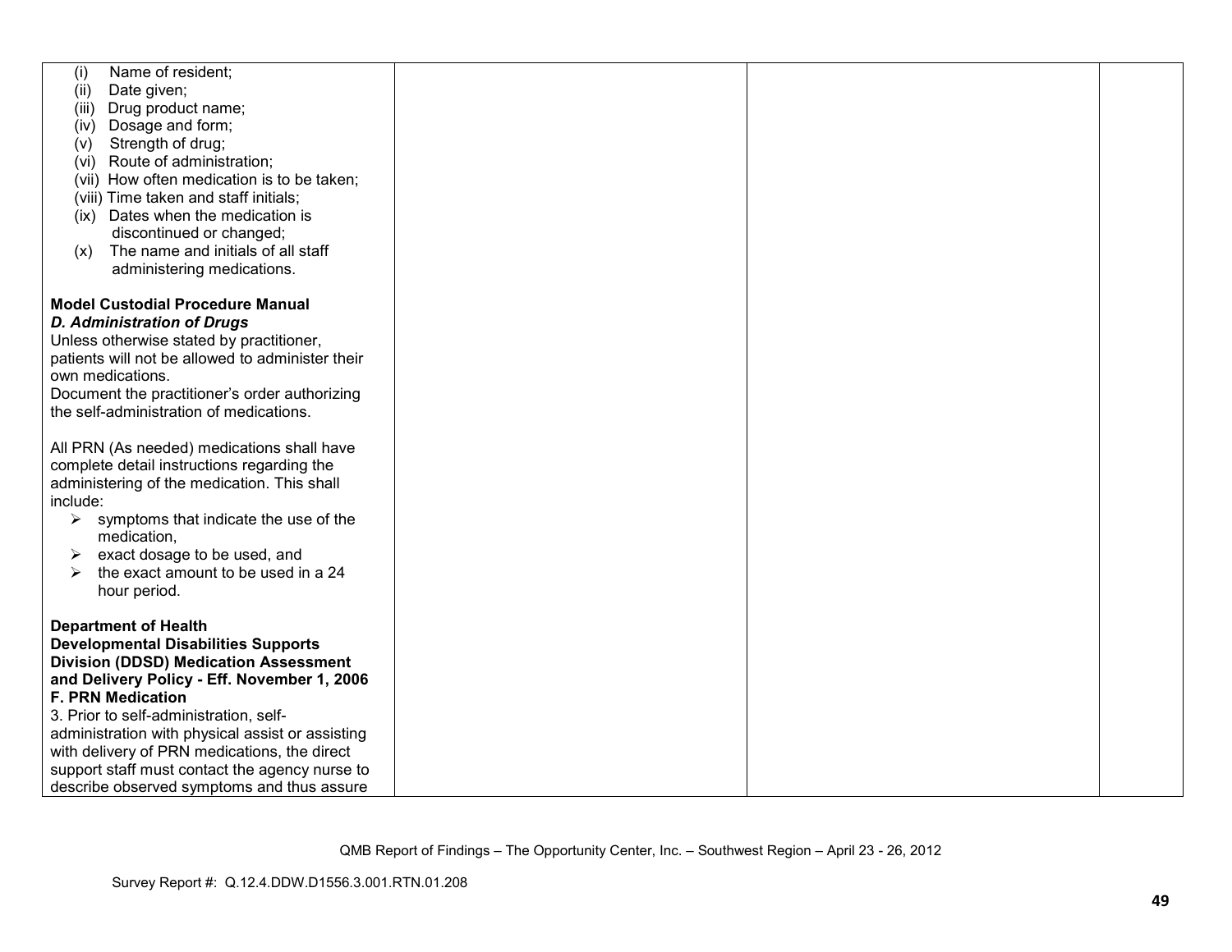| | | | |
|---|---|---|---|
| (i) Name of resident;<br>(ii) Date given;<br>(iii) Drug product name;<br>(iv) Dosage and form;<br>(v) Strength of drug;<br>(vi) Route of administration;<br>(vii) How often medication is to be taken;<br>(viii) Time taken and staff initials;<br>(ix) Dates when the medication is discontinued or changed;<br>(x) The name and initials of all staff administering medications.<br><br>**Model Custodial Procedure Manual**<br>***D. Administration of Drugs***<br>Unless otherwise stated by practitioner, patients will not be allowed to administer their own medications.<br>Document the practitioner's order authorizing the self-administration of medications.<br><br>All PRN (As needed) medications shall have complete detail instructions regarding the administering of the medication. This shall include:<br>➢ symptoms that indicate the use of the medication,<br>➢ exact dosage to be used, and<br>➢ the exact amount to be used in a 24 hour period.<br><br>**Department of Health Developmental Disabilities Supports Division (DDSD) Medication Assessment and Delivery Policy - Eff. November 1, 2006**<br>**F. PRN Medication**<br>3. Prior to self-administration, self-administration with physical assist or assisting with delivery of PRN medications, the direct support staff must contact the agency nurse to describe observed symptoms and thus assure | | | |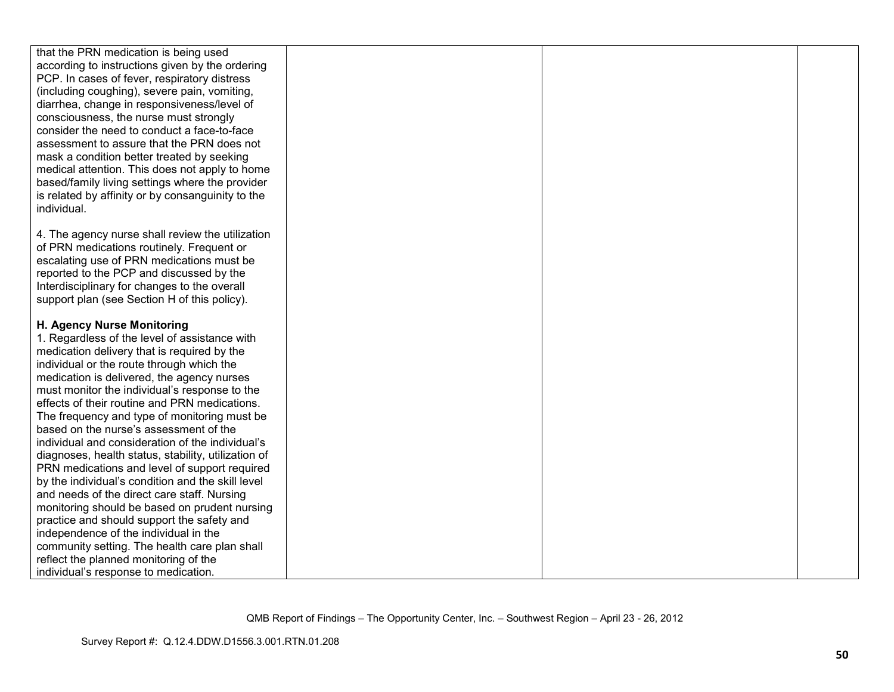| | | | |
|---|---|---|---|
| that the PRN medication is being used according to instructions given by the ordering PCP. In cases of fever, respiratory distress (including coughing), severe pain, vomiting, diarrhea, change in responsiveness/level of consciousness, the nurse must strongly consider the need to conduct a face-to-face assessment to assure that the PRN does not mask a condition better treated by seeking medical attention. This does not apply to home based/family living settings where the provider is related by affinity or by consanguinity to the individual.<br><br>4. The agency nurse shall review the utilization of PRN medications routinely. Frequent or escalating use of PRN medications must be reported to the PCP and discussed by the Interdisciplinary for changes to the overall support plan (see Section H of this policy).<br><br>**H. Agency Nurse Monitoring**<br>1. Regardless of the level of assistance with medication delivery that is required by the individual or the route through which the medication is delivered, the agency nurses must monitor the individual's response to the effects of their routine and PRN medications. The frequency and type of monitoring must be based on the nurse's assessment of the individual and consideration of the individual's diagnoses, health status, stability, utilization of PRN medications and level of support required by the individual's condition and the skill level and needs of the direct care staff. Nursing monitoring should be based on prudent nursing practice and should support the safety and independence of the individual in the community setting. The health care plan shall reflect the planned monitoring of the individual's response to medication. | | | |

QMB Report of Findings – The Opportunity Center, Inc. – Southwest Region – April 23 - 26, 2012

Survey Report #: Q.12.4.DDW.D1556.3.001.RTN.01.208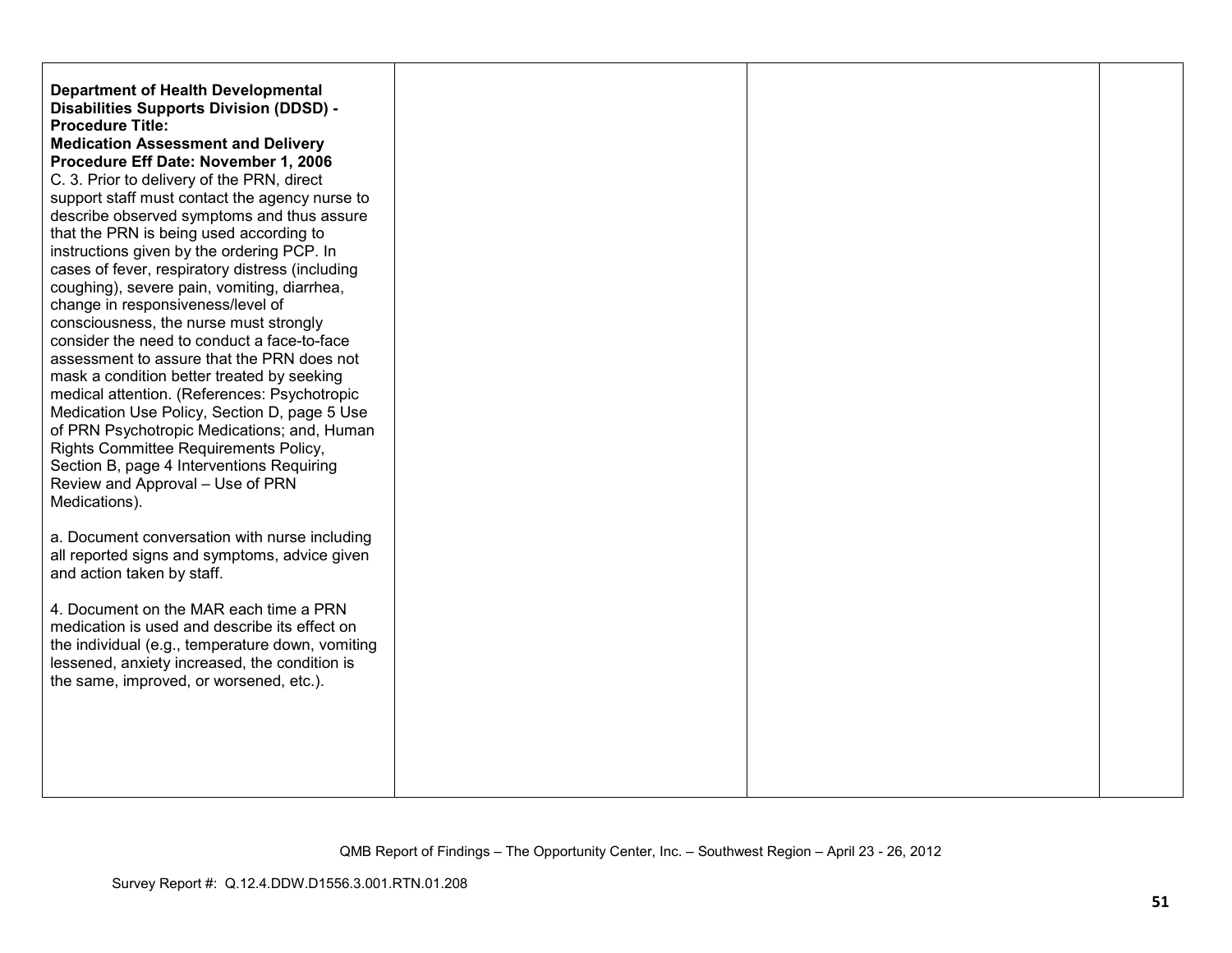| | | | |
|---|---|---|---|
| **Department of Health Developmental Disabilities Supports Division (DDSD) - Procedure Title: Medication Assessment and Delivery Procedure Eff Date: November 1, 2006**<br>C. 3. Prior to delivery of the PRN, direct support staff must contact the agency nurse to describe observed symptoms and thus assure that the PRN is being used according to instructions given by the ordering PCP. In cases of fever, respiratory distress (including coughing), severe pain, vomiting, diarrhea, change in responsiveness/level of consciousness, the nurse must strongly consider the need to conduct a face-to-face assessment to assure that the PRN does not mask a condition better treated by seeking medical attention. (References: Psychotropic Medication Use Policy, Section D, page 5 Use of PRN Psychotropic Medications; and, Human Rights Committee Requirements Policy, Section B, page 4 Interventions Requiring Review and Approval – Use of PRN Medications).<br><br>a. Document conversation with nurse including all reported signs and symptoms, advice given and action taken by staff.<br><br>4. Document on the MAR each time a PRN medication is used and describe its effect on the individual (e.g., temperature down, vomiting lessened, anxiety increased, the condition is the same, improved, or worsened, etc.). | | | |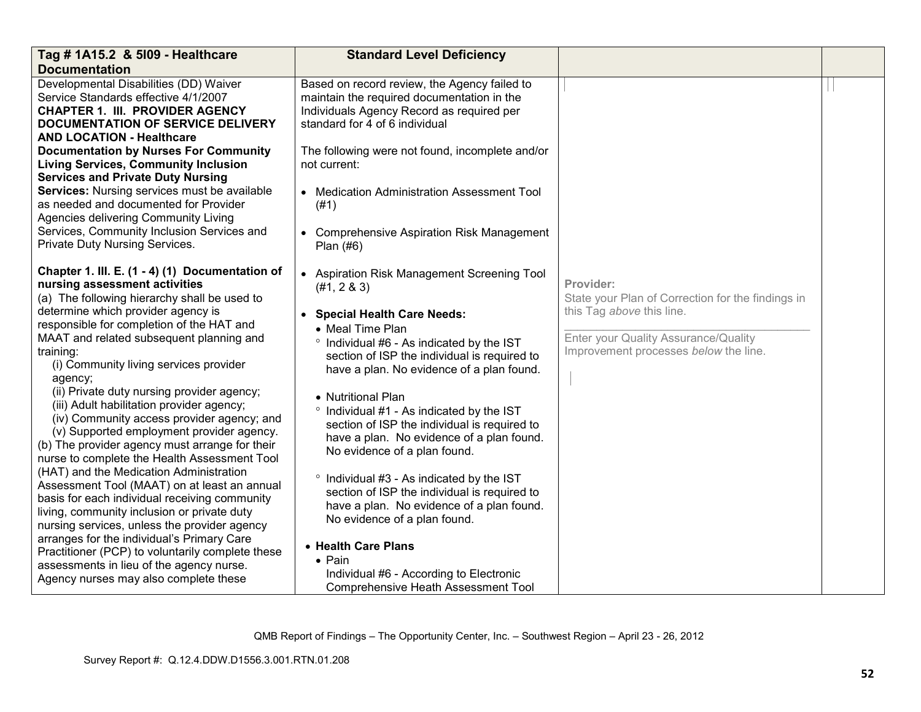| Tag # 1A15.2 & 5I09 - Healthcare Documentation | Standard Level Deficiency | | |
|---|---|---|---|
| Developmental Disabilities (DD) Waiver Service Standards effective 4/1/2007<br>**CHAPTER 1. III. PROVIDER AGENCY DOCUMENTATION OF SERVICE DELIVERY AND LOCATION - Healthcare Documentation by Nurses For Community Living Services, Community Inclusion Services and Private Duty Nursing Services:** Nursing services must be available as needed and documented for Provider Agencies delivering Community Living Services, Community Inclusion Services and Private Duty Nursing Services.<br><br>**Chapter 1. III. E. (1 - 4) (1) Documentation of nursing assessment activities**<br>(a) The following hierarchy shall be used to determine which provider agency is responsible for completion of the HAT and MAAT and related subsequent planning and training:<br>(i) Community living services provider agency;<br>(ii) Private duty nursing provider agency;<br>(iii) Adult habilitation provider agency;<br>(iv) Community access provider agency; and<br>(v) Supported employment provider agency.<br>(b) The provider agency must arrange for their nurse to complete the Health Assessment Tool (HAT) and the Medication Administration Assessment Tool (MAAT) on at least an annual basis for each individual receiving community living, community inclusion or private duty nursing services, unless the provider agency arranges for the individual's Primary Care Practitioner (PCP) to voluntarily complete these assessments in lieu of the agency nurse. Agency nurses may also complete these | Based on record review, the Agency failed to maintain the required documentation in the Individuals Agency Record as required per standard for 4 of 6 individual<br><br>The following were not found, incomplete and/or not current:<br><br>• Medication Administration Assessment Tool (#1)<br><br>• Comprehensive Aspiration Risk Management Plan (#6)<br><br>• Aspiration Risk Management Screening Tool (#1, 2 & 3)<br><br>• **Special Health Care Needs:**<br>• Meal Time Plan<br>° Individual #6 - As indicated by the IST section of ISP the individual is required to have a plan. No evidence of a plan found.<br><br>• Nutritional Plan<br>° Individual #1 - As indicated by the IST section of ISP the individual is required to have a plan. No evidence of a plan found. No evidence of a plan found.<br><br>° Individual #3 - As indicated by the IST section of ISP the individual is required to have a plan. No evidence of a plan found. No evidence of a plan found.<br><br>• **Health Care Plans**<br>• Pain<br>Individual #6 - According to Electronic Comprehensive Heath Assessment Tool | **Provider:**<br>State your Plan of Correction for the findings in this Tag *above* this line.<br>\_\_\_\_\_\_\_\_\_\_\_\_\_\_\_\_\_\_\_\_\_\_\_\_\_\_\_\_\_\_\_\_<br>Enter your Quality Assurance/Quality Improvement processes *below* the line. | |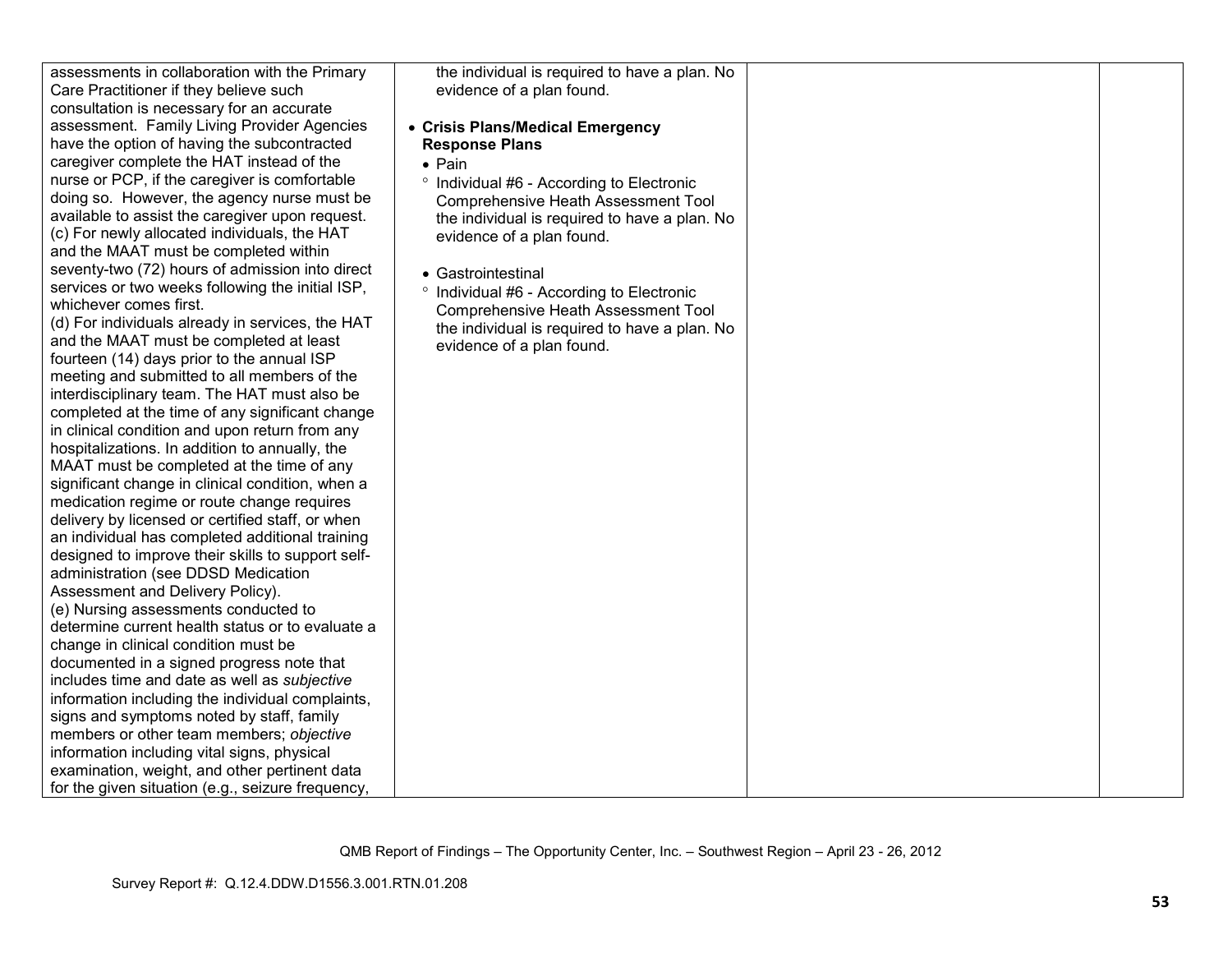| | | | |
|---|---|---|---|
| assessments in collaboration with the Primary Care Practitioner if they believe such consultation is necessary for an accurate assessment. Family Living Provider Agencies have the option of having the subcontracted caregiver complete the HAT instead of the nurse or PCP, if the caregiver is comfortable doing so. However, the agency nurse must be available to assist the caregiver upon request.<br>(c) For newly allocated individuals, the HAT and the MAAT must be completed within seventy-two (72) hours of admission into direct services or two weeks following the initial ISP, whichever comes first.<br>(d) For individuals already in services, the HAT and the MAAT must be completed at least fourteen (14) days prior to the annual ISP meeting and submitted to all members of the interdisciplinary team. The HAT must also be completed at the time of any significant change in clinical condition and upon return from any hospitalizations. In addition to annually, the MAAT must be completed at the time of any significant change in clinical condition, when a medication regime or route change requires delivery by licensed or certified staff, or when an individual has completed additional training designed to improve their skills to support self-administration (see DDSD Medication Assessment and Delivery Policy).<br>(e) Nursing assessments conducted to determine current health status or to evaluate a change in clinical condition must be documented in a signed progress note that includes time and date as well as *subjective* information including the individual complaints, signs and symptoms noted by staff, family members or other team members; *objective* information including vital signs, physical examination, weight, and other pertinent data for the given situation (e.g., seizure frequency, | the individual is required to have a plan. No evidence of a plan found.<br><br>• **Crisis Plans/Medical Emergency Response Plans**<br>• Pain<br>° Individual #6 - According to Electronic Comprehensive Heath Assessment Tool the individual is required to have a plan. No evidence of a plan found.<br><br>• Gastrointestinal<br>° Individual #6 - According to Electronic Comprehensive Heath Assessment Tool the individual is required to have a plan. No evidence of a plan found. | | |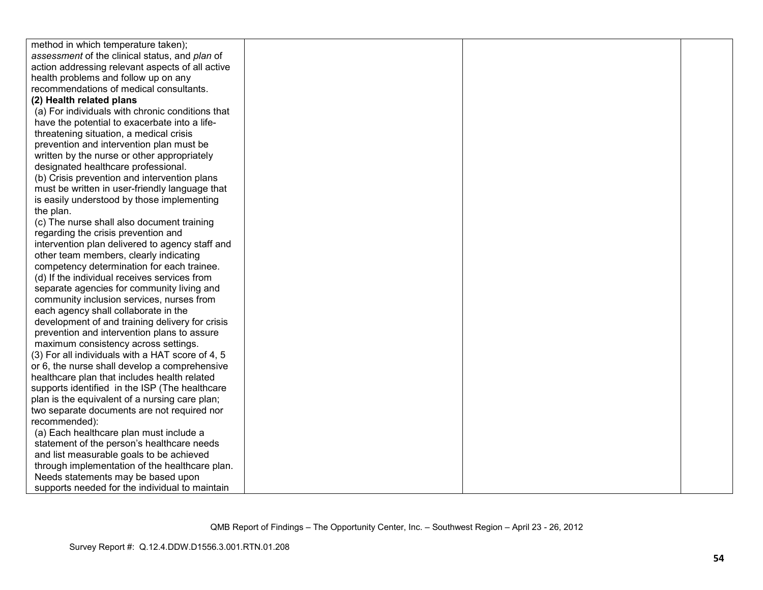| | | | |
|---|---|---|---|
| method in which temperature taken); *assessment* of the clinical status, and *plan* of action addressing relevant aspects of all active health problems and follow up on any recommendations of medical consultants.<br>**(2) Health related plans**<br>(a) For individuals with chronic conditions that have the potential to exacerbate into a life-threatening situation, a medical crisis prevention and intervention plan must be written by the nurse or other appropriately designated healthcare professional.<br>(b) Crisis prevention and intervention plans must be written in user-friendly language that is easily understood by those implementing the plan.<br>(c) The nurse shall also document training regarding the crisis prevention and intervention plan delivered to agency staff and other team members, clearly indicating competency determination for each trainee.<br>(d) If the individual receives services from separate agencies for community living and community inclusion services, nurses from each agency shall collaborate in the development of and training delivery for crisis prevention and intervention plans to assure maximum consistency across settings.<br>(3) For all individuals with a HAT score of 4, 5 or 6, the nurse shall develop a comprehensive healthcare plan that includes health related supports identified in the ISP (The healthcare plan is the equivalent of a nursing care plan; two separate documents are not required nor recommended):<br>(a) Each healthcare plan must include a statement of the person's healthcare needs and list measurable goals to be achieved through implementation of the healthcare plan. Needs statements may be based upon supports needed for the individual to maintain | | | |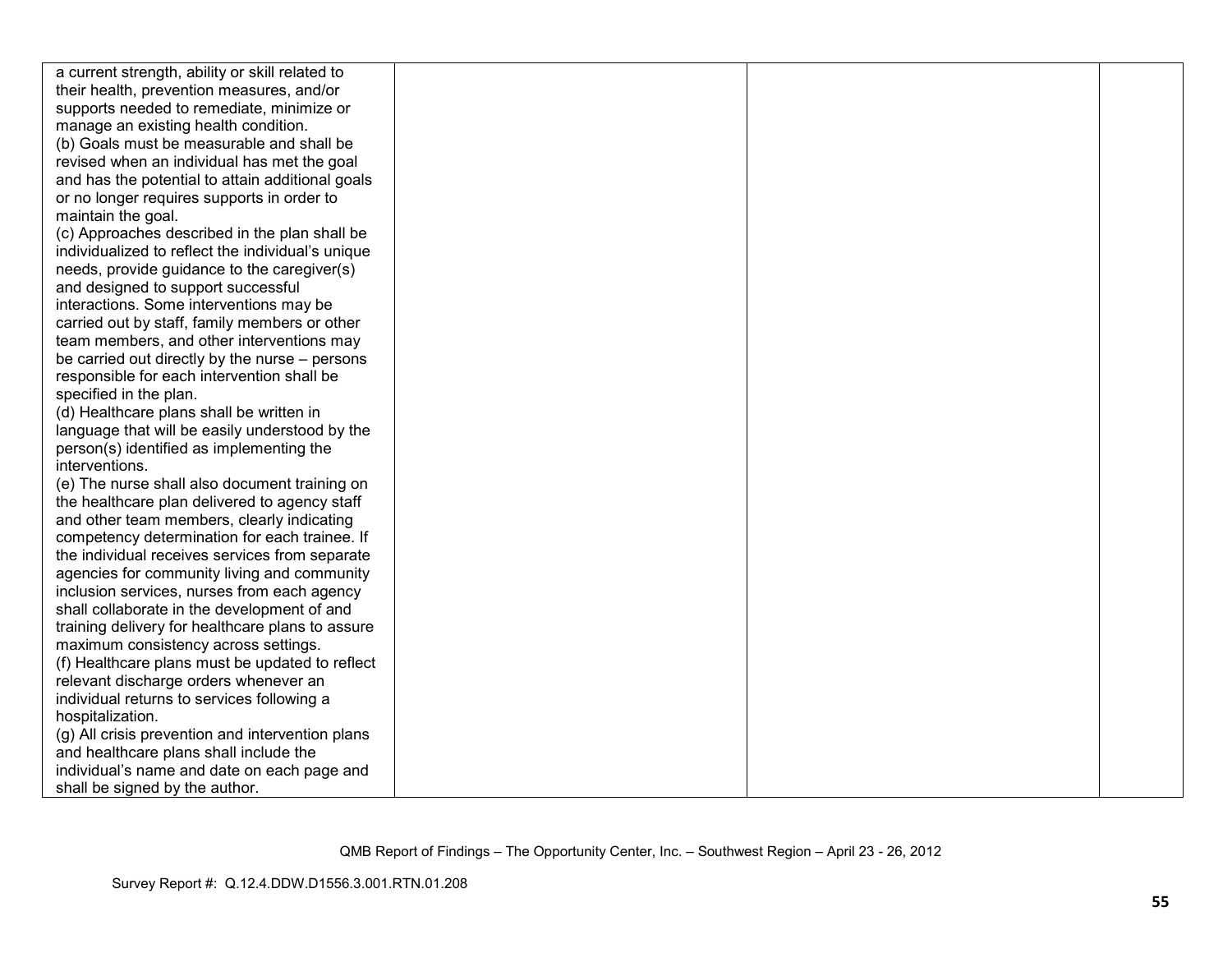| | | | |
|---|---|---|---|
| a current strength, ability or skill related to their health, prevention measures, and/or supports needed to remediate, minimize or manage an existing health condition.<br>(b) Goals must be measurable and shall be revised when an individual has met the goal and has the potential to attain additional goals or no longer requires supports in order to maintain the goal.<br>(c) Approaches described in the plan shall be individualized to reflect the individual's unique needs, provide guidance to the caregiver(s) and designed to support successful interactions. Some interventions may be carried out by staff, family members or other team members, and other interventions may be carried out directly by the nurse – persons responsible for each intervention shall be specified in the plan.<br>(d) Healthcare plans shall be written in language that will be easily understood by the person(s) identified as implementing the interventions.<br>(e) The nurse shall also document training on the healthcare plan delivered to agency staff and other team members, clearly indicating competency determination for each trainee. If the individual receives services from separate agencies for community living and community inclusion services, nurses from each agency shall collaborate in the development of and training delivery for healthcare plans to assure maximum consistency across settings.<br>(f) Healthcare plans must be updated to reflect relevant discharge orders whenever an individual returns to services following a hospitalization.<br>(g) All crisis prevention and intervention plans and healthcare plans shall include the individual's name and date on each page and shall be signed by the author. | | | |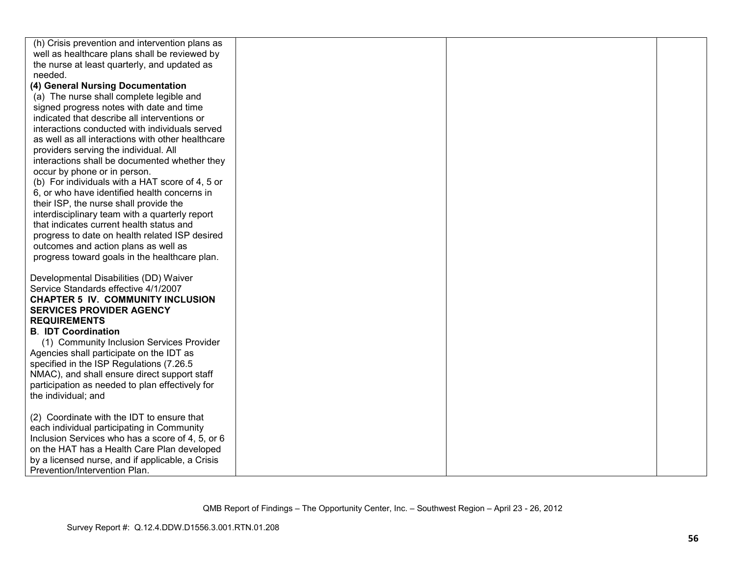| | | | |
|---|---|---|---|
| (h) Crisis prevention and intervention plans as well as healthcare plans shall be reviewed by the nurse at least quarterly, and updated as needed.<br>**(4) General Nursing Documentation**<br>(a) The nurse shall complete legible and signed progress notes with date and time indicated that describe all interventions or interactions conducted with individuals served as well as all interactions with other healthcare providers serving the individual. All interactions shall be documented whether they occur by phone or in person.<br>(b) For individuals with a HAT score of 4, 5 or 6, or who have identified health concerns in their ISP, the nurse shall provide the interdisciplinary team with a quarterly report that indicates current health status and progress to date on health related ISP desired outcomes and action plans as well as progress toward goals in the healthcare plan.<br><br>Developmental Disabilities (DD) Waiver Service Standards effective 4/1/2007<br>**CHAPTER 5 IV. COMMUNITY INCLUSION SERVICES PROVIDER AGENCY REQUIREMENTS**<br>**B. IDT Coordination**<br>(1) Community Inclusion Services Provider Agencies shall participate on the IDT as specified in the ISP Regulations (7.26.5 NMAC), and shall ensure direct support staff participation as needed to plan effectively for the individual; and<br><br>(2) Coordinate with the IDT to ensure that each individual participating in Community Inclusion Services who has a score of 4, 5, or 6 on the HAT has a Health Care Plan developed by a licensed nurse, and if applicable, a Crisis Prevention/Intervention Plan. | | | |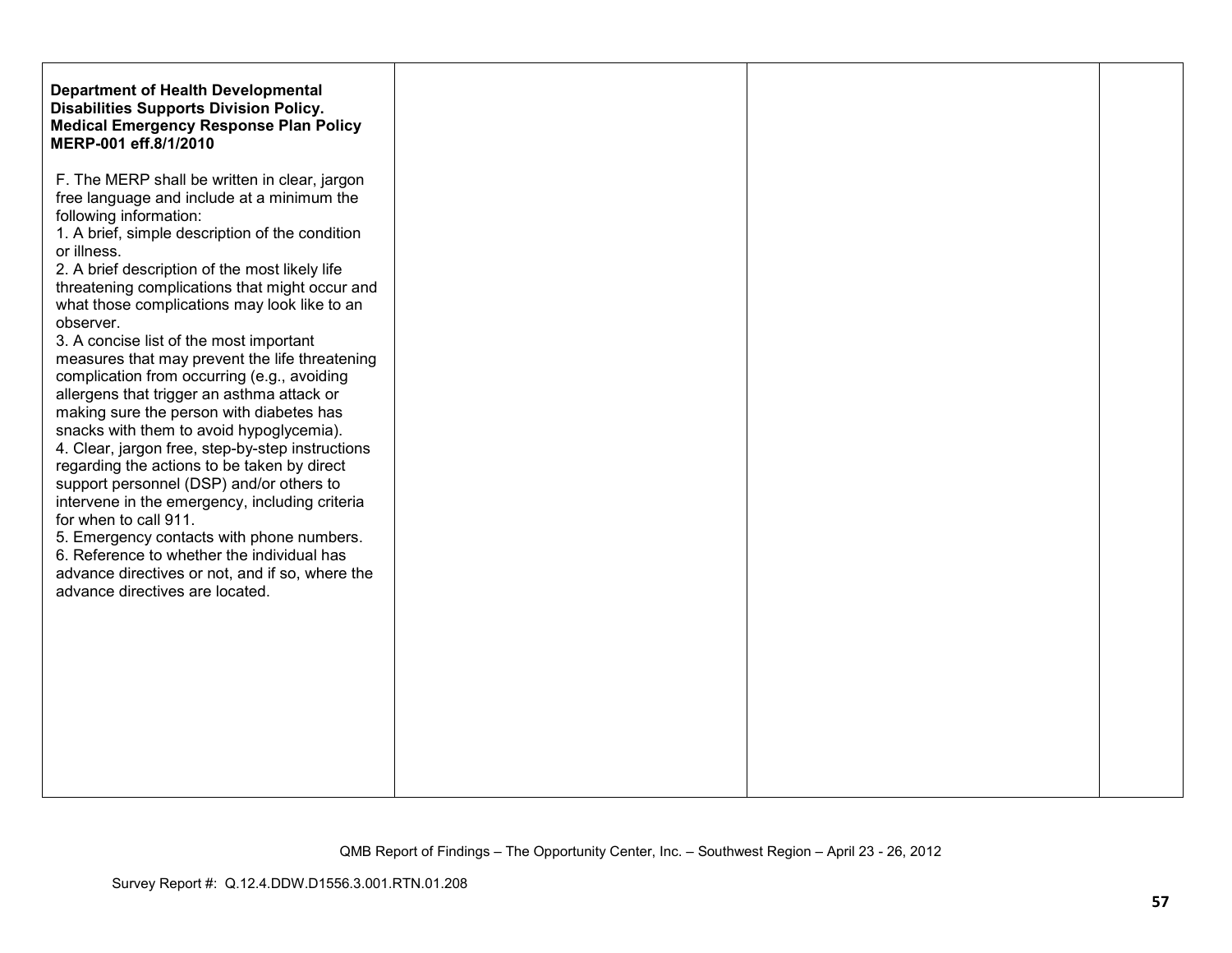| | | | |
|---|---|---|---|
| **Department of Health Developmental Disabilities Supports Division Policy. Medical Emergency Response Plan Policy MERP-001 eff.8/1/2010**<br><br>F. The MERP shall be written in clear, jargon free language and include at a minimum the following information:<br>1. A brief, simple description of the condition or illness.<br>2. A brief description of the most likely life threatening complications that might occur and what those complications may look like to an observer.<br>3. A concise list of the most important measures that may prevent the life threatening complication from occurring (e.g., avoiding allergens that trigger an asthma attack or making sure the person with diabetes has snacks with them to avoid hypoglycemia).<br>4. Clear, jargon free, step-by-step instructions regarding the actions to be taken by direct support personnel (DSP) and/or others to intervene in the emergency, including criteria for when to call 911.<br>5. Emergency contacts with phone numbers.<br>6. Reference to whether the individual has advance directives or not, and if so, where the advance directives are located. | | | |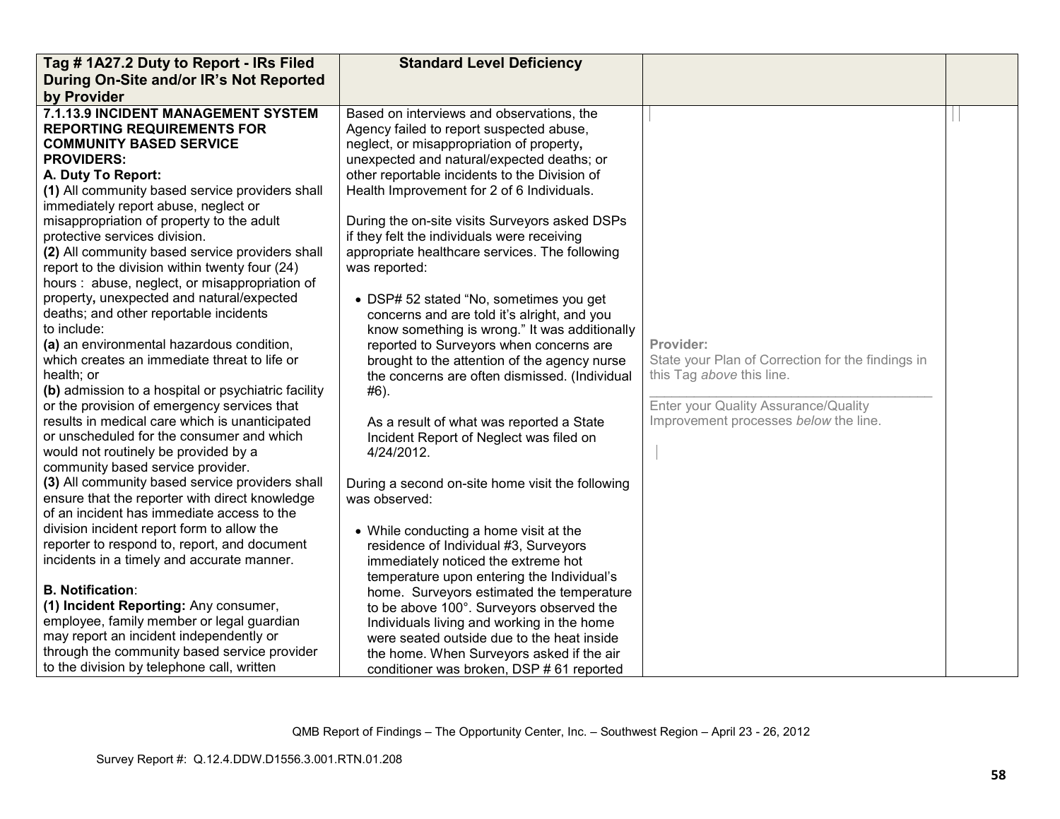| Tag # 1A27.2 Duty to Report - IRs Filed During On-Site and/or IR's Not Reported by Provider | Standard Level Deficiency | | |
|---|---|---|---|
| **7.1.13.9 INCIDENT MANAGEMENT SYSTEM REPORTING REQUIREMENTS FOR COMMUNITY BASED SERVICE PROVIDERS:**<br>**A. Duty To Report:**<br>**(1)** All community based service providers shall immediately report abuse, neglect or misappropriation of property to the adult protective services division.<br>**(2)** All community based service providers shall report to the division within twenty four (24) hours : abuse, neglect, or misappropriation of property**,** unexpected and natural/expected deaths; and other reportable incidents to include:<br>**(a)** an environmental hazardous condition, which creates an immediate threat to life or health; or<br>**(b)** admission to a hospital or psychiatric facility or the provision of emergency services that results in medical care which is unanticipated or unscheduled for the consumer and which would not routinely be provided by a community based service provider.<br>**(3)** All community based service providers shall ensure that the reporter with direct knowledge of an incident has immediate access to the division incident report form to allow the reporter to respond to, report, and document incidents in a timely and accurate manner.<br><br>**B. Notification**:<br>**(1) Incident Reporting:** Any consumer, employee, family member or legal guardian may report an incident independently or through the community based service provider to the division by telephone call, written | Based on interviews and observations, the Agency failed to report suspected abuse, neglect, or misappropriation of property**,** unexpected and natural/expected deaths; or other reportable incidents to the Division of Health Improvement for 2 of 6 Individuals.<br><br>During the on-site visits Surveyors asked DSPs if they felt the individuals were receiving appropriate healthcare services. The following was reported:<br><br>• DSP# 52 stated "No, sometimes you get concerns and are told it's alright, and you know something is wrong." It was additionally reported to Surveyors when concerns are brought to the attention of the agency nurse the concerns are often dismissed. (Individual #6).<br><br>As a result of what was reported a State Incident Report of Neglect was filed on 4/24/2012.<br><br>During a second on-site home visit the following was observed:<br><br>• While conducting a home visit at the residence of Individual #3, Surveyors immediately noticed the extreme hot temperature upon entering the Individual's home. Surveyors estimated the temperature to be above 100°. Surveyors observed the Individuals living and working in the home were seated outside due to the heat inside the home. When Surveyors asked if the air conditioner was broken, DSP # 61 reported | **Provider:**<br>State your Plan of Correction for the findings in this Tag *above* this line.<br>\_\_\_\_\_\_\_\_\_\_\_\_\_\_\_\_\_\_\_\_\_\_\_\_\_\_\_\_\_\_\_\_\_\_\_\_<br>Enter your Quality Assurance/Quality Improvement processes *below* the line. | |

QMB Report of Findings – The Opportunity Center, Inc. – Southwest Region – April 23 - 26, 2012

Survey Report #: Q.12.4.DDW.D1556.3.001.RTN.01.208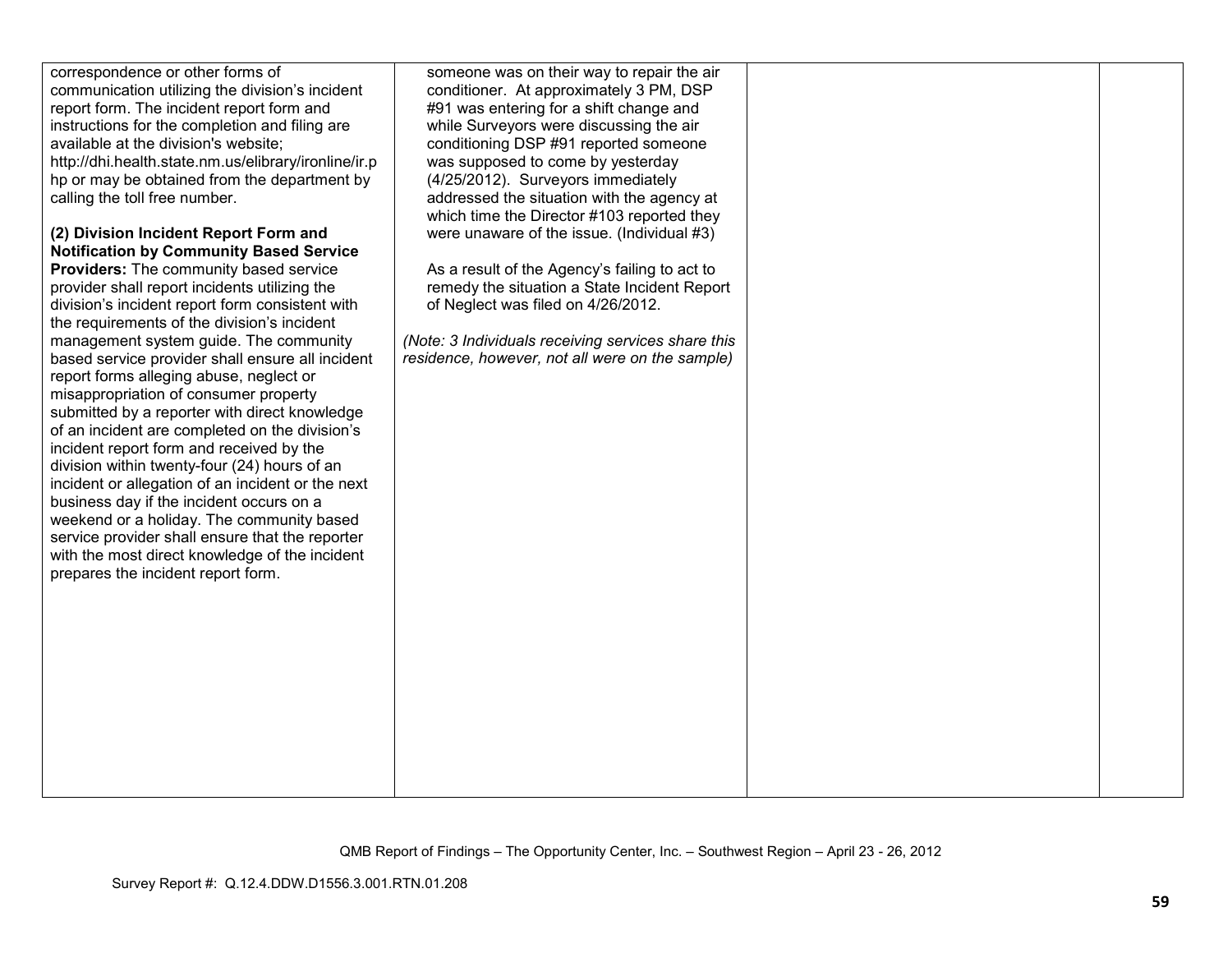| | | | |
|---|---|---|---|
| correspondence or other forms of communication utilizing the division's incident report form. The incident report form and instructions for the completion and filing are available at the division's website; http://dhi.health.state.nm.us/elibrary/ironline/ir.php or may be obtained from the department by calling the toll free number.<br><br>**(2) Division Incident Report Form and Notification by Community Based Service Providers:** The community based service provider shall report incidents utilizing the division's incident report form consistent with the requirements of the division's incident management system guide. The community based service provider shall ensure all incident report forms alleging abuse, neglect or misappropriation of consumer property submitted by a reporter with direct knowledge of an incident are completed on the division's incident report form and received by the division within twenty-four (24) hours of an incident or allegation of an incident or the next business day if the incident occurs on a weekend or a holiday. The community based service provider shall ensure that the reporter with the most direct knowledge of the incident prepares the incident report form. | someone was on their way to repair the air conditioner. At approximately 3 PM, DSP #91 was entering for a shift change and while Surveyors were discussing the air conditioning DSP #91 reported someone was supposed to come by yesterday (4/25/2012). Surveyors immediately addressed the situation with the agency at which time the Director #103 reported they were unaware of the issue. (Individual #3)<br><br>As a result of the Agency's failing to act to remedy the situation a State Incident Report of Neglect was filed on 4/26/2012.<br><br>*(Note: 3 Individuals receiving services share this residence, however, not all were on the sample)* | | |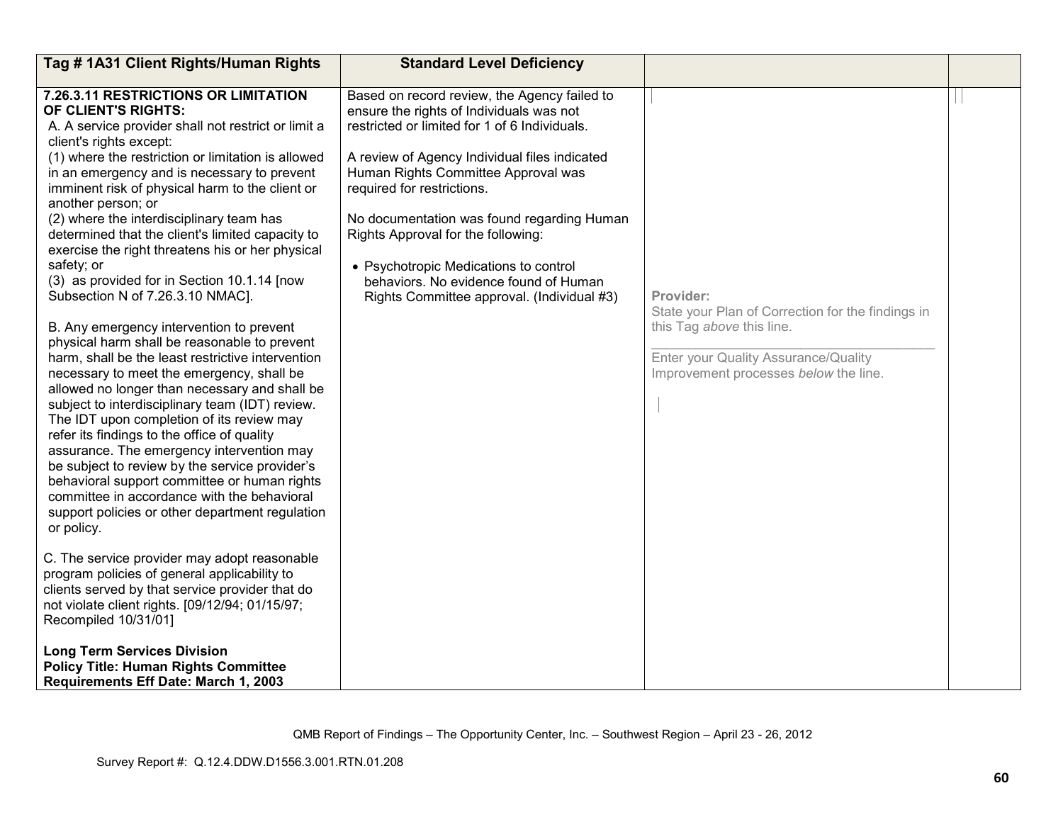| Tag # 1A31 Client Rights/Human Rights | Standard Level Deficiency | | |
|---|---|---|---|
| **7.26.3.11 RESTRICTIONS OR LIMITATION OF CLIENT'S RIGHTS:**<br>A. A service provider shall not restrict or limit a client's rights except:<br>(1) where the restriction or limitation is allowed in an emergency and is necessary to prevent imminent risk of physical harm to the client or another person; or<br>(2) where the interdisciplinary team has determined that the client's limited capacity to exercise the right threatens his or her physical safety; or<br>(3) as provided for in Section 10.1.14 [now Subsection N of 7.26.3.10 NMAC].<br><br>B. Any emergency intervention to prevent physical harm shall be reasonable to prevent harm, shall be the least restrictive intervention necessary to meet the emergency, shall be allowed no longer than necessary and shall be subject to interdisciplinary team (IDT) review. The IDT upon completion of its review may refer its findings to the office of quality assurance. The emergency intervention may be subject to review by the service provider's behavioral support committee or human rights committee in accordance with the behavioral support policies or other department regulation or policy.<br><br>C. The service provider may adopt reasonable program policies of general applicability to clients served by that service provider that do not violate client rights. [09/12/94; 01/15/97; Recompiled 10/31/01]<br><br>**Long Term Services Division**<br>**Policy Title: Human Rights Committee Requirements Eff Date: March 1, 2003** | Based on record review, the Agency failed to ensure the rights of Individuals was not restricted or limited for 1 of 6 Individuals.<br><br>A review of Agency Individual files indicated Human Rights Committee Approval was required for restrictions.<br><br>No documentation was found regarding Human Rights Approval for the following:<br><br>• Psychotropic Medications to control behaviors. No evidence found of Human Rights Committee approval. (Individual #3) | **Provider:**<br>State your Plan of Correction for the findings in this Tag *above* this line.<br>\_\_\_\_\_\_\_\_\_\_\_\_\_\_\_\_\_\_\_\_\_\_\_\_\_\_\_\_\_\_\_\_\_\_\_\_\_\_\_\_<br>Enter your Quality Assurance/Quality Improvement processes *below* the line. | |

QMB Report of Findings – The Opportunity Center, Inc. – Southwest Region – April 23 - 26, 2012

Survey Report #: Q.12.4.DDW.D1556.3.001.RTN.01.208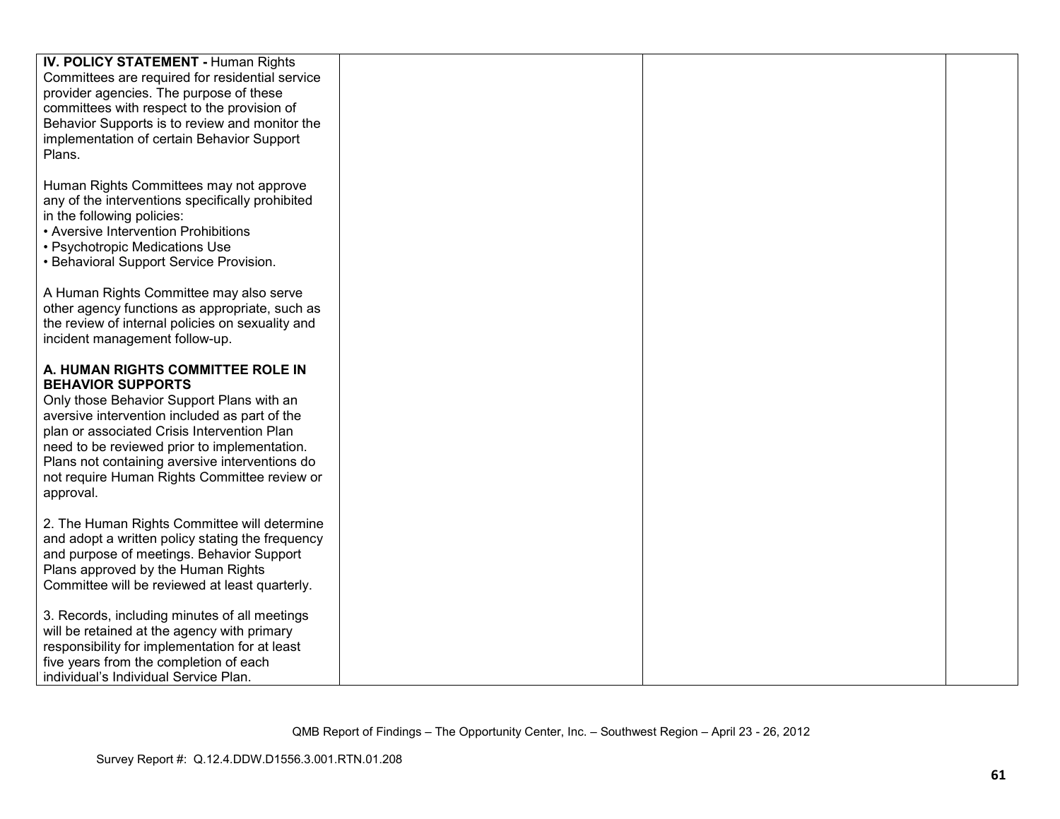| | | | |
|---|---|---|---|
| **IV. POLICY STATEMENT -** Human Rights Committees are required for residential service provider agencies. The purpose of these committees with respect to the provision of Behavior Supports is to review and monitor the implementation of certain Behavior Support Plans.<br><br>Human Rights Committees may not approve any of the interventions specifically prohibited in the following policies:<br>• Aversive Intervention Prohibitions<br>• Psychotropic Medications Use<br>• Behavioral Support Service Provision.<br><br>A Human Rights Committee may also serve other agency functions as appropriate, such as the review of internal policies on sexuality and incident management follow-up.<br><br>**A. HUMAN RIGHTS COMMITTEE ROLE IN BEHAVIOR SUPPORTS**<br>Only those Behavior Support Plans with an aversive intervention included as part of the plan or associated Crisis Intervention Plan need to be reviewed prior to implementation. Plans not containing aversive interventions do not require Human Rights Committee review or approval.<br><br>2. The Human Rights Committee will determine and adopt a written policy stating the frequency and purpose of meetings. Behavior Support Plans approved by the Human Rights Committee will be reviewed at least quarterly.<br><br>3. Records, including minutes of all meetings will be retained at the agency with primary responsibility for implementation for at least five years from the completion of each individual's Individual Service Plan. | | | |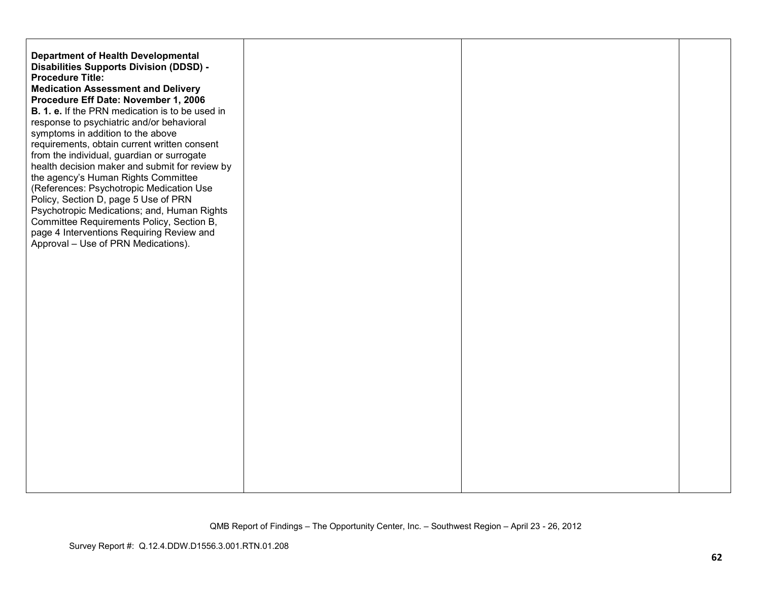| | | | |
|---|---|---|---|
| **Department of Health Developmental Disabilities Supports Division (DDSD) - Procedure Title: Medication Assessment and Delivery Procedure Eff Date: November 1, 2006**<br>**B. 1. e.** If the PRN medication is to be used in response to psychiatric and/or behavioral symptoms in addition to the above requirements, obtain current written consent from the individual, guardian or surrogate health decision maker and submit for review by the agency's Human Rights Committee (References: Psychotropic Medication Use Policy, Section D, page 5 Use of PRN Psychotropic Medications; and, Human Rights Committee Requirements Policy, Section B, page 4 Interventions Requiring Review and Approval – Use of PRN Medications). | | | |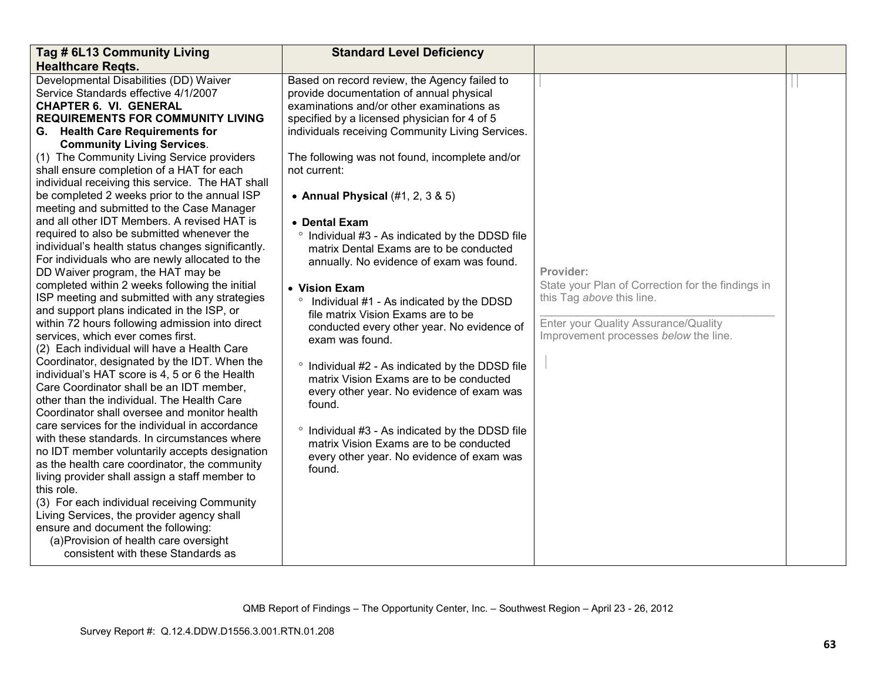| Tag # 6L13 Community Living Healthcare Reqts. | Standard Level Deficiency | | |
|---|---|---|---|
| Developmental Disabilities (DD) Waiver Service Standards effective 4/1/2007<br>**CHAPTER 6. VI. GENERAL REQUIREMENTS FOR COMMUNITY LIVING**<br>**G. Health Care Requirements for Community Living Services**.<br>(1) The Community Living Service providers shall ensure completion of a HAT for each individual receiving this service. The HAT shall be completed 2 weeks prior to the annual ISP meeting and submitted to the Case Manager and all other IDT Members. A revised HAT is required to also be submitted whenever the individual's health status changes significantly. For individuals who are newly allocated to the DD Waiver program, the HAT may be completed within 2 weeks following the initial ISP meeting and submitted with any strategies and support plans indicated in the ISP, or within 72 hours following admission into direct services, which ever comes first.<br>(2) Each individual will have a Health Care Coordinator, designated by the IDT. When the individual's HAT score is 4, 5 or 6 the Health Care Coordinator shall be an IDT member, other than the individual. The Health Care Coordinator shall oversee and monitor health care services for the individual in accordance with these standards. In circumstances where no IDT member voluntarily accepts designation as the health care coordinator, the community living provider shall assign a staff member to this role.<br>(3) For each individual receiving Community Living Services, the provider agency shall ensure and document the following:<br>(a)Provision of health care oversight consistent with these Standards as | Based on record review, the Agency failed to provide documentation of annual physical examinations and/or other examinations as specified by a licensed physician for 4 of 5 individuals receiving Community Living Services.<br><br>The following was not found, incomplete and/or not current:<br><br>• **Annual Physical** (#1, 2, 3 & 5)<br><br>• **Dental Exam**<br>° Individual #3 - As indicated by the DDSD file matrix Dental Exams are to be conducted annually. No evidence of exam was found.<br><br>• **Vision Exam**<br>° Individual #1 - As indicated by the DDSD file matrix Vision Exams are to be conducted every other year. No evidence of exam was found.<br><br>° Individual #2 - As indicated by the DDSD file matrix Vision Exams are to be conducted every other year. No evidence of exam was found.<br><br>° Individual #3 - As indicated by the DDSD file matrix Vision Exams are to be conducted every other year. No evidence of exam was found. | **Provider:**<br>State your Plan of Correction for the findings in this Tag *above* this line.<br>\_\_\_\_\_\_\_\_\_\_\_\_\_\_\_\_\_\_\_\_\_\_\_\_\_\_\_\_\_\_\_\_<br>Enter your Quality Assurance/Quality Improvement processes *below* the line. | |

QMB Report of Findings – The Opportunity Center, Inc. – Southwest Region – April 23 - 26, 2012

Survey Report #: Q.12.4.DDW.D1556.3.001.RTN.01.208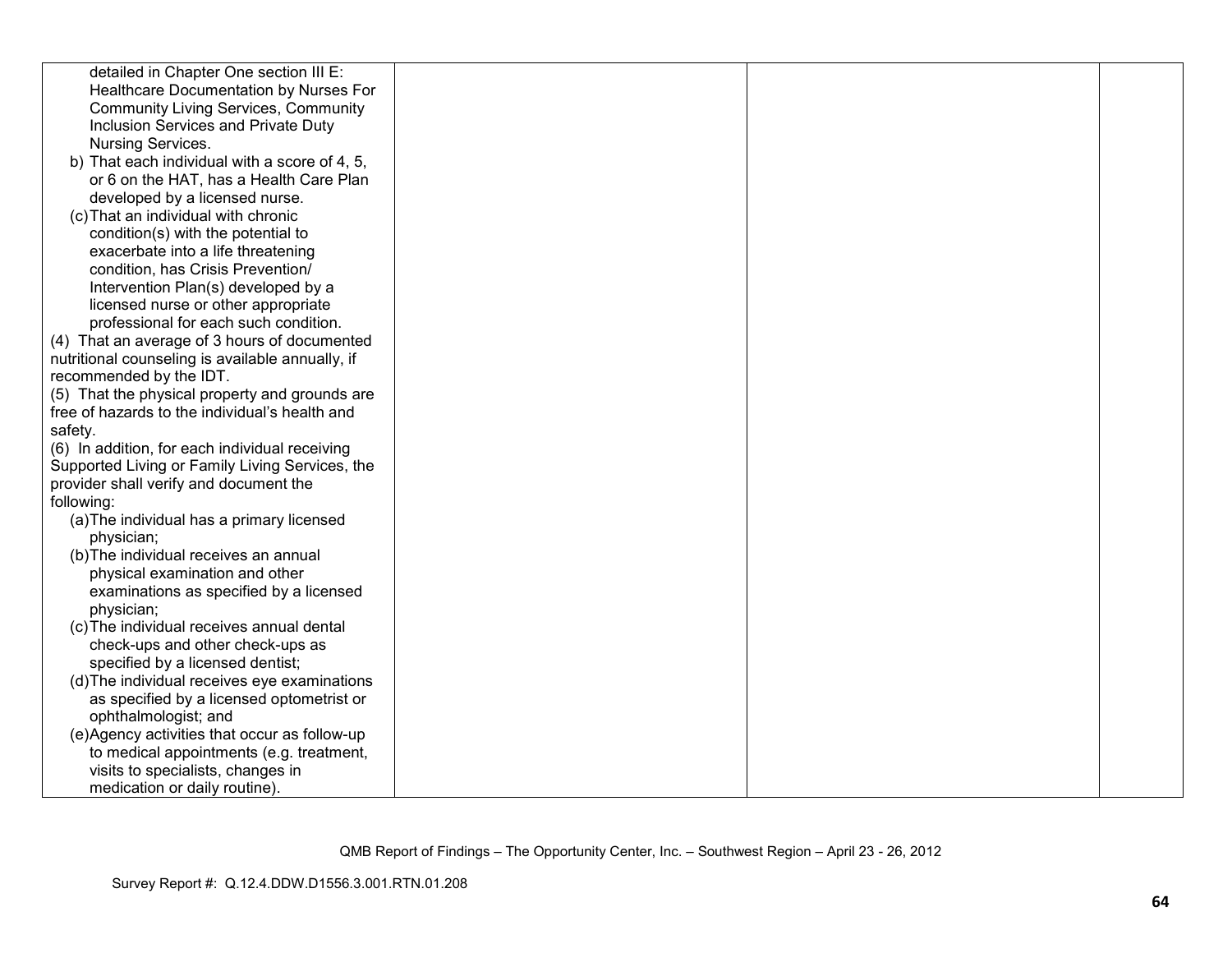| | | | |
|---|---|---|---|
| detailed in Chapter One section III E: Healthcare Documentation by Nurses For Community Living Services, Community Inclusion Services and Private Duty Nursing Services.<br>b) That each individual with a score of 4, 5, or 6 on the HAT, has a Health Care Plan developed by a licensed nurse.<br>(c) That an individual with chronic condition(s) with the potential to exacerbate into a life threatening condition, has Crisis Prevention/ Intervention Plan(s) developed by a licensed nurse or other appropriate professional for each such condition.<br>(4) That an average of 3 hours of documented nutritional counseling is available annually, if recommended by the IDT.<br>(5) That the physical property and grounds are free of hazards to the individual's health and safety.<br>(6) In addition, for each individual receiving Supported Living or Family Living Services, the provider shall verify and document the following:<br>(a) The individual has a primary licensed physician;<br>(b) The individual receives an annual physical examination and other examinations as specified by a licensed physician;<br>(c) The individual receives annual dental check-ups and other check-ups as specified by a licensed dentist;<br>(d) The individual receives eye examinations as specified by a licensed optometrist or ophthalmologist; and<br>(e) Agency activities that occur as follow-up to medical appointments (e.g. treatment, visits to specialists, changes in medication or daily routine). | | | |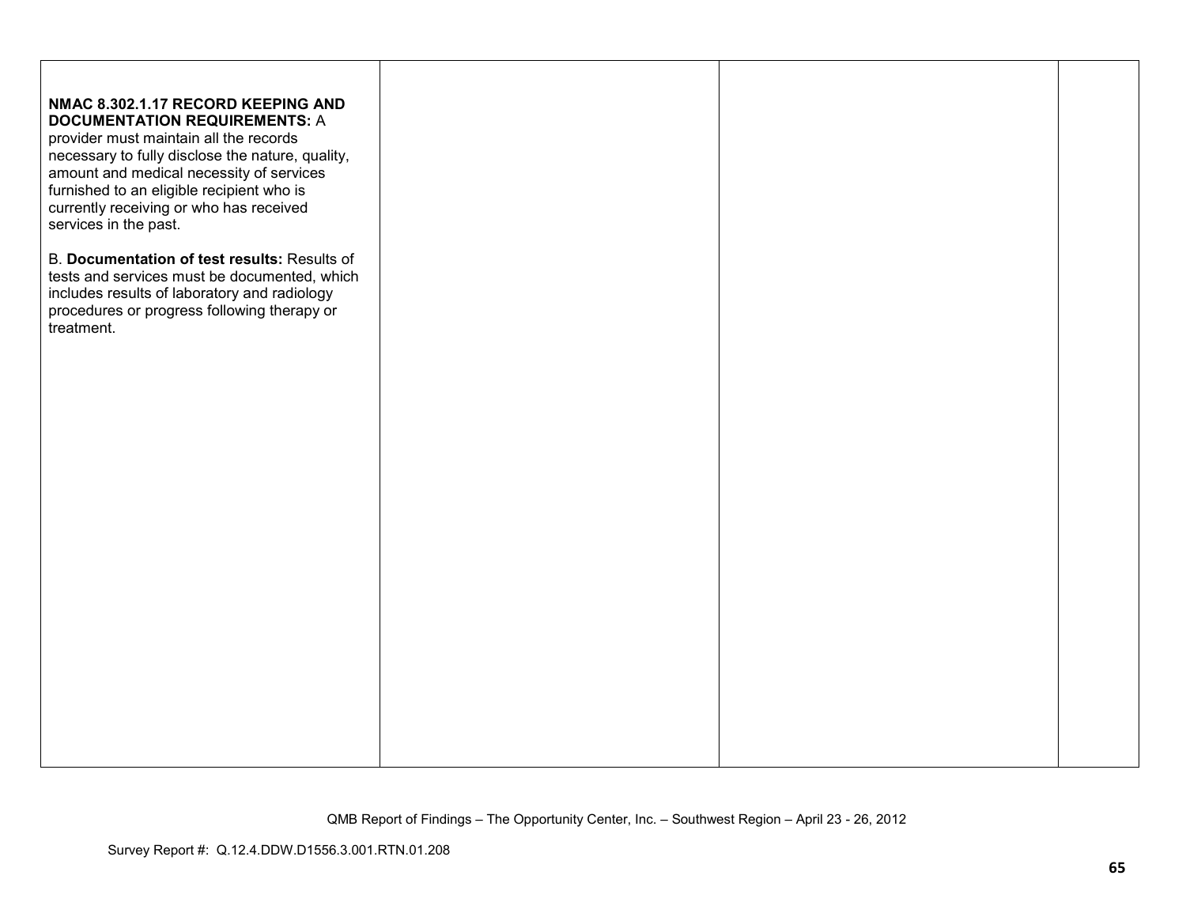| | | | |
|---|---|---|---|
| **NMAC 8.302.1.17 RECORD KEEPING AND DOCUMENTATION REQUIREMENTS:** A provider must maintain all the records necessary to fully disclose the nature, quality, amount and medical necessity of services furnished to an eligible recipient who is currently receiving or who has received services in the past.<br><br>B. **Documentation of test results:** Results of tests and services must be documented, which includes results of laboratory and radiology procedures or progress following therapy or treatment. | | | |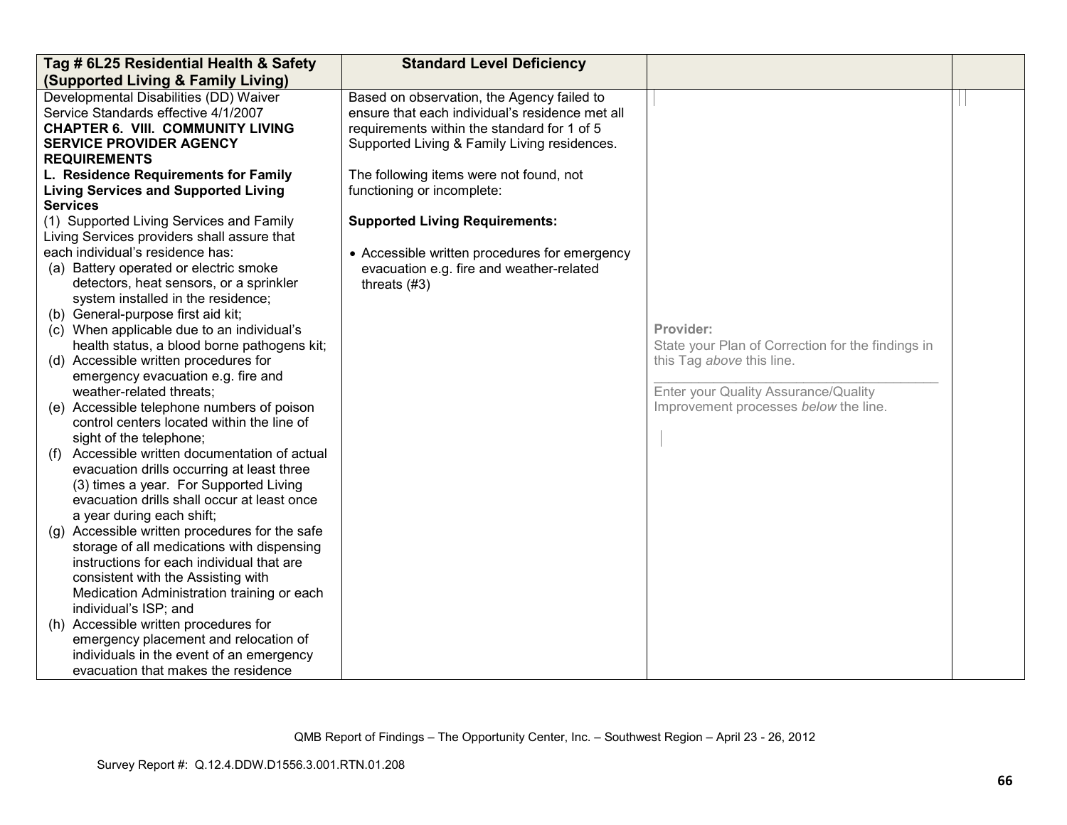| Tag # 6L25 Residential Health & Safety (Supported Living & Family Living) | Standard Level Deficiency | | |
|---|---|---|---|
| Developmental Disabilities (DD) Waiver Service Standards effective 4/1/2007<br>**CHAPTER 6. VIII. COMMUNITY LIVING SERVICE PROVIDER AGENCY REQUIREMENTS**<br>**L. Residence Requirements for Family Living Services and Supported Living Services**<br>(1) Supported Living Services and Family Living Services providers shall assure that each individual's residence has:<br>(a) Battery operated or electric smoke detectors, heat sensors, or a sprinkler system installed in the residence;<br>(b) General-purpose first aid kit;<br>(c) When applicable due to an individual's health status, a blood borne pathogens kit;<br>(d) Accessible written procedures for emergency evacuation e.g. fire and weather-related threats;<br>(e) Accessible telephone numbers of poison control centers located within the line of sight of the telephone;<br>(f) Accessible written documentation of actual evacuation drills occurring at least three (3) times a year. For Supported Living evacuation drills shall occur at least once a year during each shift;<br>(g) Accessible written procedures for the safe storage of all medications with dispensing instructions for each individual that are consistent with the Assisting with Medication Administration training or each individual's ISP; and<br>(h) Accessible written procedures for emergency placement and relocation of individuals in the event of an emergency evacuation that makes the residence | Based on observation, the Agency failed to ensure that each individual's residence met all requirements within the standard for 1 of 5 Supported Living & Family Living residences.<br><br>The following items were not found, not functioning or incomplete:<br><br>**Supported Living Requirements:**<br><br>• Accessible written procedures for emergency evacuation e.g. fire and weather-related threats (#3) | **Provider:**<br>State your Plan of Correction for the findings in this Tag *above* this line.<br>\_\_\_\_\_\_\_\_\_\_\_\_\_\_\_\_\_\_\_\_\_\_\_\_\_\_\_\_\_\_\_\_\_\_<br>Enter your Quality Assurance/Quality Improvement processes *below* the line. | |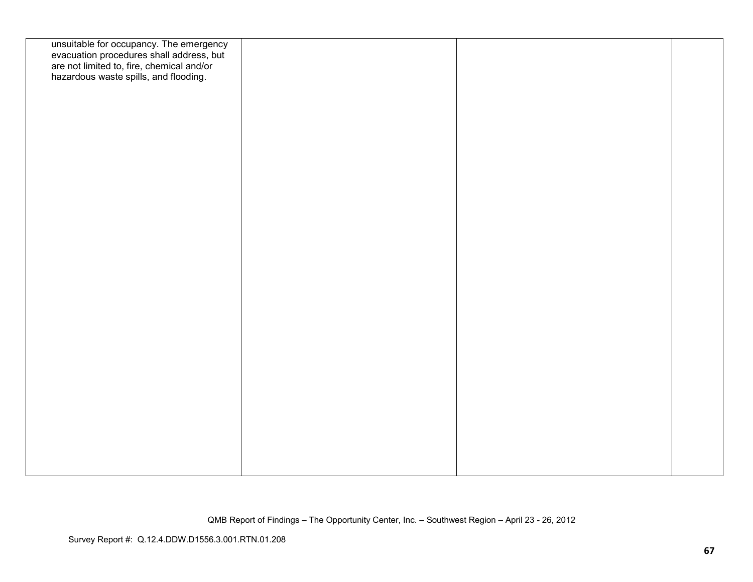| | | | |
|---|---|---|---|
| unsuitable for occupancy. The emergency evacuation procedures shall address, but are not limited to, fire, chemical and/or hazardous waste spills, and flooding. | | | |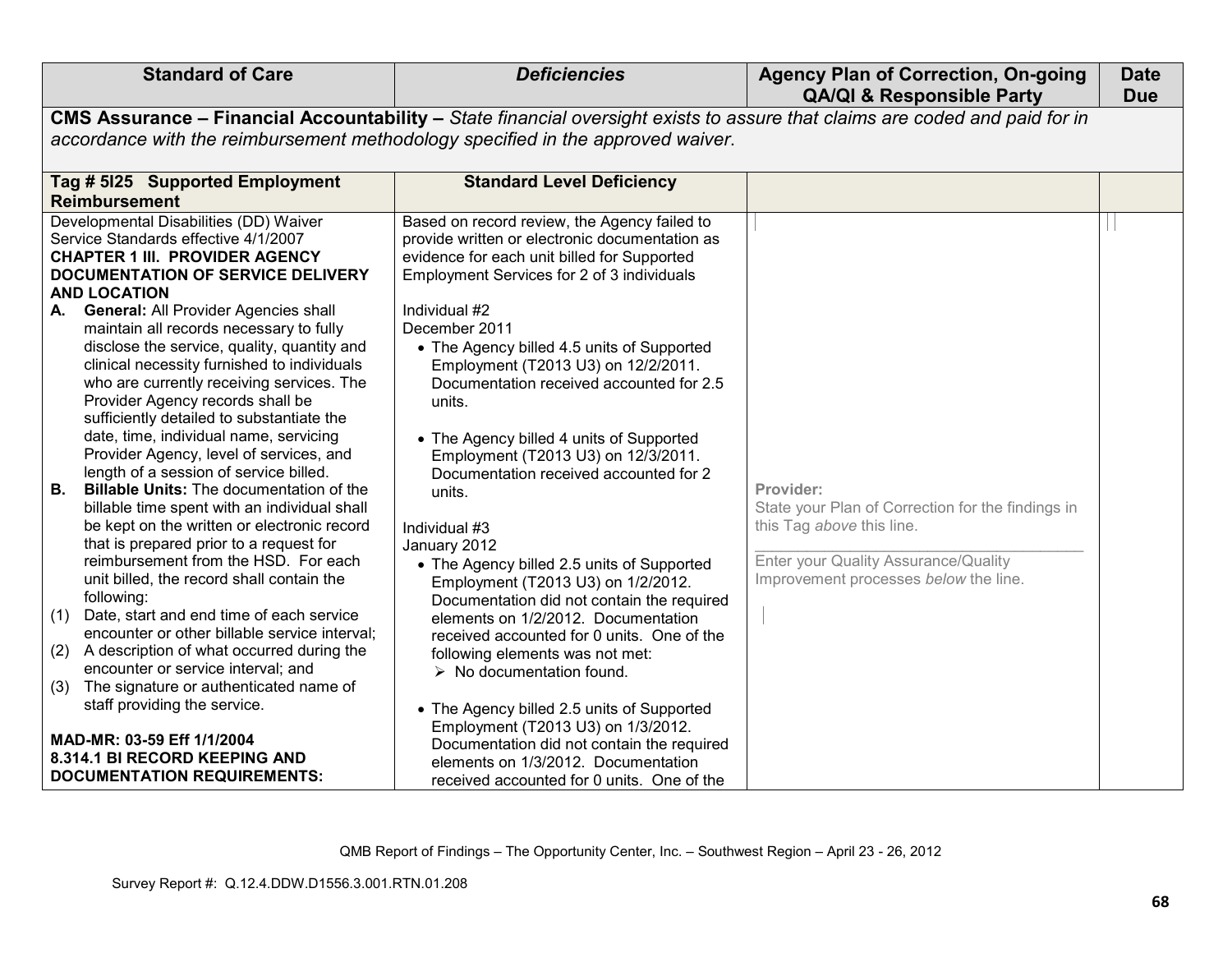| Standard of Care | Deficiencies | Agency Plan of Correction, On-going QA/QI & Responsible Party | Date Due |
|---|---|---|---|
| **CMS Assurance – Financial Accountability –** *State financial oversight exists to assure that claims are coded and paid for in accordance with the reimbursement methodology specified in the approved waiver.* | | | |
| **Tag # 5I25 Supported Employment Reimbursement** | **Standard Level Deficiency** | | |
| Developmental Disabilities (DD) Waiver Service Standards effective 4/1/2007<br>**CHAPTER 1 III. PROVIDER AGENCY DOCUMENTATION OF SERVICE DELIVERY AND LOCATION**<br>**A. General:** All Provider Agencies shall maintain all records necessary to fully disclose the service, quality, quantity and clinical necessity furnished to individuals who are currently receiving services. The Provider Agency records shall be sufficiently detailed to substantiate the date, time, individual name, servicing Provider Agency, level of services, and length of a session of service billed.<br>**B. Billable Units:** The documentation of the billable time spent with an individual shall be kept on the written or electronic record that is prepared prior to a request for reimbursement from the HSD. For each unit billed, the record shall contain the following:<br>(1) Date, start and end time of each service encounter or other billable service interval;<br>(2) A description of what occurred during the encounter or service interval; and<br>(3) The signature or authenticated name of staff providing the service.<br><br>**MAD-MR: 03-59 Eff 1/1/2004**<br>**8.314.1 BI RECORD KEEPING AND DOCUMENTATION REQUIREMENTS:** | Based on record review, the Agency failed to provide written or electronic documentation as evidence for each unit billed for Supported Employment Services for 2 of 3 individuals<br><br>Individual #2<br>December 2011<br>• The Agency billed 4.5 units of Supported Employment (T2013 U3) on 12/2/2011. Documentation received accounted for 2.5 units.<br><br>• The Agency billed 4 units of Supported Employment (T2013 U3) on 12/3/2011. Documentation received accounted for 2 units.<br><br>Individual #3<br>January 2012<br>• The Agency billed 2.5 units of Supported Employment (T2013 U3) on 1/2/2012. Documentation did not contain the required elements on 1/2/2012. Documentation received accounted for 0 units. One of the following elements was not met:<br>➢ No documentation found.<br><br>• The Agency billed 2.5 units of Supported Employment (T2013 U3) on 1/3/2012. Documentation did not contain the required elements on 1/3/2012. Documentation received accounted for 0 units. One of the | Provider:<br>State your Plan of Correction for the findings in this Tag *above* this line.<br>\_\_\_\_\_\_\_\_\_\_\_\_\_\_\_\_\_\_\_\_\_\_\_\_\_\_\_\_\_\_\_\_\_\_\_\_\_\_\_\_<br>Enter your Quality Assurance/Quality Improvement processes *below* the line. | |

QMB Report of Findings – The Opportunity Center, Inc. – Southwest Region – April 23 - 26, 2012

Survey Report #: Q.12.4.DDW.D1556.3.001.RTN.01.208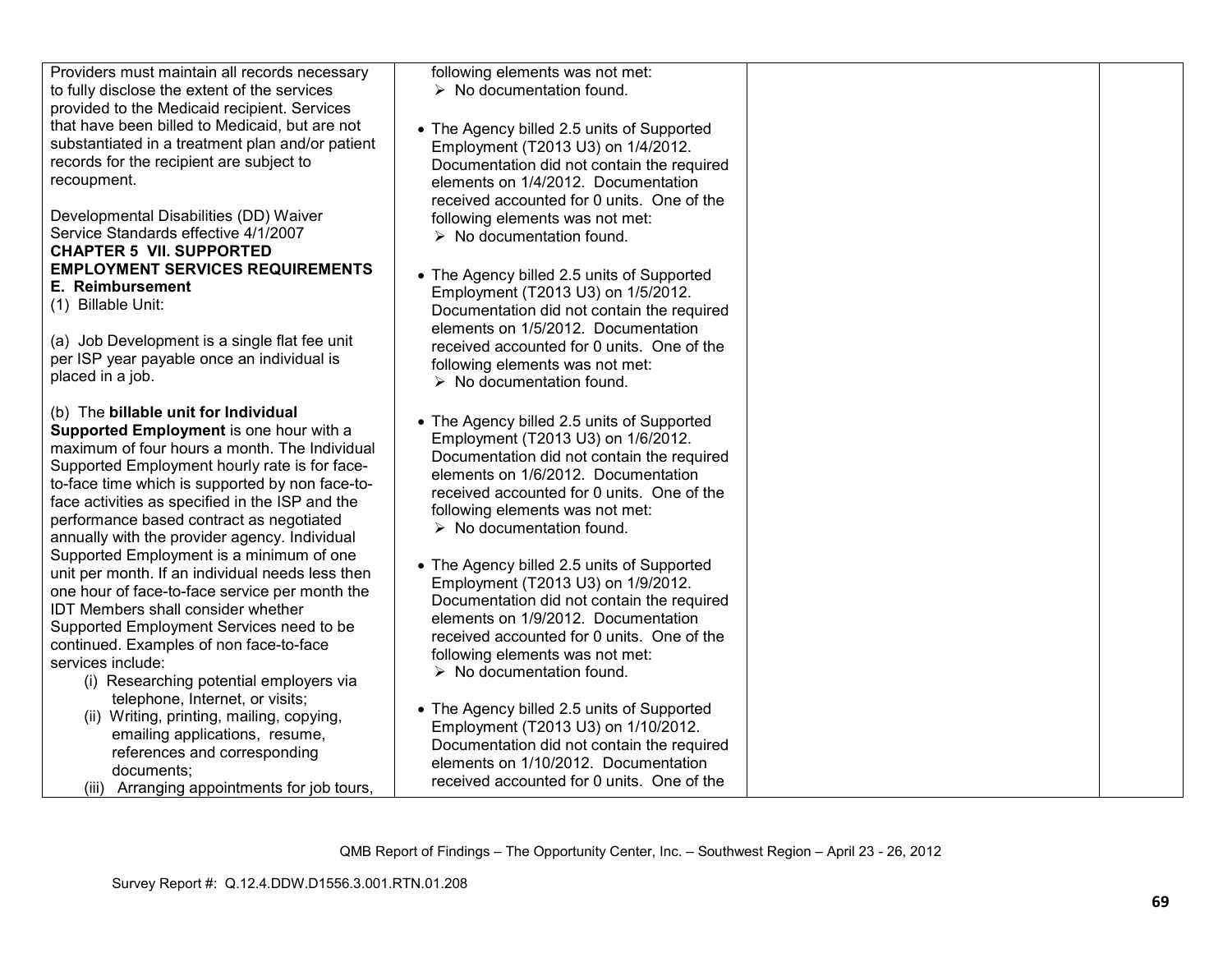| | | | |
|---|---|---|---|
| Providers must maintain all records necessary to fully disclose the extent of the services provided to the Medicaid recipient. Services that have been billed to Medicaid, but are not substantiated in a treatment plan and/or patient records for the recipient are subject to recoupment.<br><br>Developmental Disabilities (DD) Waiver Service Standards effective 4/1/2007<br>**CHAPTER 5 VII. SUPPORTED EMPLOYMENT SERVICES REQUIREMENTS**<br>**E. Reimbursement**<br>(1) Billable Unit:<br><br>(a) Job Development is a single flat fee unit per ISP year payable once an individual is placed in a job.<br><br>(b) The **billable unit for Individual Supported Employment** is one hour with a maximum of four hours a month. The Individual Supported Employment hourly rate is for face-to-face time which is supported by non face-to-face activities as specified in the ISP and the performance based contract as negotiated annually with the provider agency. Individual Supported Employment is a minimum of one unit per month. If an individual needs less then one hour of face-to-face service per month the IDT Members shall consider whether Supported Employment Services need to be continued. Examples of non face-to-face services include:<br>(i) Researching potential employers via telephone, Internet, or visits;<br>(ii) Writing, printing, mailing, copying, emailing applications, resume, references and corresponding documents;<br>(iii) Arranging appointments for job tours, | following elements was not met:<br>➢ No documentation found.<br><br>• The Agency billed 2.5 units of Supported Employment (T2013 U3) on 1/4/2012. Documentation did not contain the required elements on 1/4/2012. Documentation received accounted for 0 units. One of the following elements was not met:<br>➢ No documentation found.<br><br>• The Agency billed 2.5 units of Supported Employment (T2013 U3) on 1/5/2012. Documentation did not contain the required elements on 1/5/2012. Documentation received accounted for 0 units. One of the following elements was not met:<br>➢ No documentation found.<br><br>• The Agency billed 2.5 units of Supported Employment (T2013 U3) on 1/6/2012. Documentation did not contain the required elements on 1/6/2012. Documentation received accounted for 0 units. One of the following elements was not met:<br>➢ No documentation found.<br><br>• The Agency billed 2.5 units of Supported Employment (T2013 U3) on 1/9/2012. Documentation did not contain the required elements on 1/9/2012. Documentation received accounted for 0 units. One of the following elements was not met:<br>➢ No documentation found.<br><br>• The Agency billed 2.5 units of Supported Employment (T2013 U3) on 1/10/2012. Documentation did not contain the required elements on 1/10/2012. Documentation received accounted for 0 units. One of the | | |

QMB Report of Findings – The Opportunity Center, Inc. – Southwest Region – April 23 - 26, 2012

Survey Report #: Q.12.4.DDW.D1556.3.001.RTN.01.208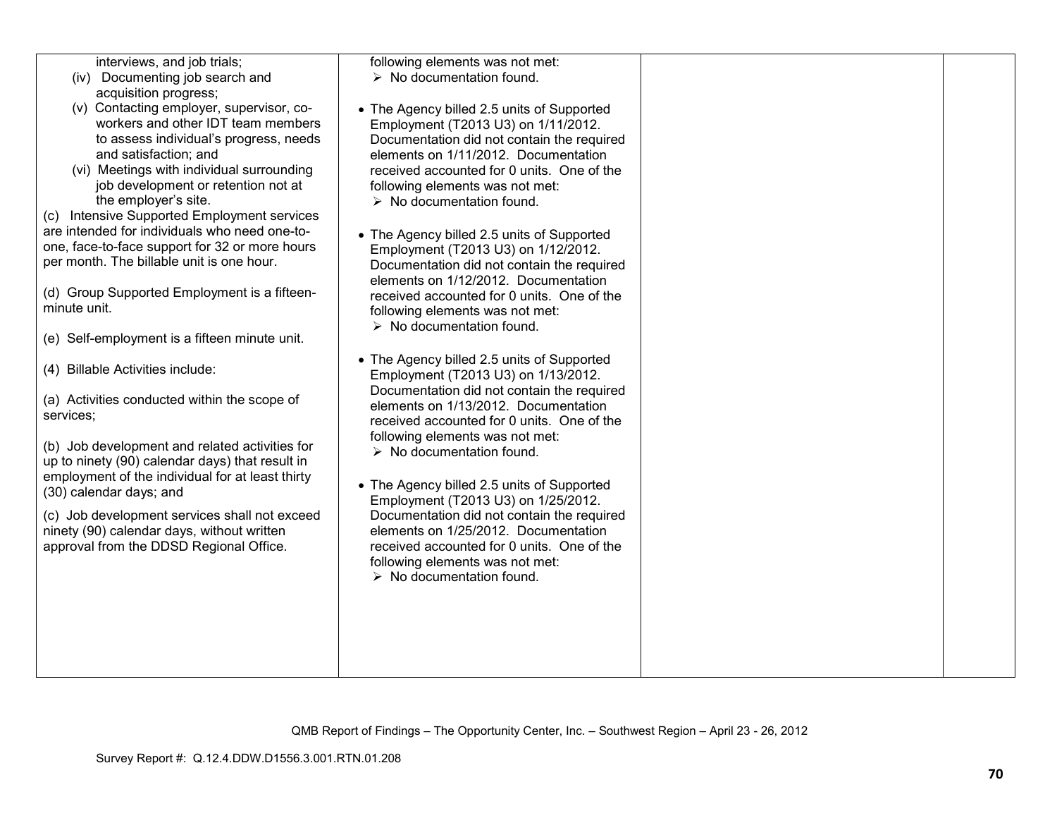| | | | |
|---|---|---|---|
| interviews, and job trials;<br>(iv) Documenting job search and acquisition progress;<br>(v) Contacting employer, supervisor, co-workers and other IDT team members to assess individual's progress, needs and satisfaction; and<br>(vi) Meetings with individual surrounding job development or retention not at the employer's site.<br>(c) Intensive Supported Employment services are intended for individuals who need one-to-one, face-to-face support for 32 or more hours per month. The billable unit is one hour.<br><br>(d) Group Supported Employment is a fifteen-minute unit.<br><br>(e) Self-employment is a fifteen minute unit.<br><br>(4) Billable Activities include:<br><br>(a) Activities conducted within the scope of services;<br><br>(b) Job development and related activities for up to ninety (90) calendar days) that result in employment of the individual for at least thirty (30) calendar days; and<br><br>(c) Job development services shall not exceed ninety (90) calendar days, without written approval from the DDSD Regional Office. | following elements was not met:<br>➢ No documentation found.<br><br>• The Agency billed 2.5 units of Supported Employment (T2013 U3) on 1/11/2012. Documentation did not contain the required elements on 1/11/2012. Documentation received accounted for 0 units. One of the following elements was not met:<br>➢ No documentation found.<br><br>• The Agency billed 2.5 units of Supported Employment (T2013 U3) on 1/12/2012. Documentation did not contain the required elements on 1/12/2012. Documentation received accounted for 0 units. One of the following elements was not met:<br>➢ No documentation found.<br><br>• The Agency billed 2.5 units of Supported Employment (T2013 U3) on 1/13/2012. Documentation did not contain the required elements on 1/13/2012. Documentation received accounted for 0 units. One of the following elements was not met:<br>➢ No documentation found.<br><br>• The Agency billed 2.5 units of Supported Employment (T2013 U3) on 1/25/2012. Documentation did not contain the required elements on 1/25/2012. Documentation received accounted for 0 units. One of the following elements was not met:<br>➢ No documentation found. | | |

QMB Report of Findings – The Opportunity Center, Inc. – Southwest Region – April 23 - 26, 2012

Survey Report #: Q.12.4.DDW.D1556.3.001.RTN.01.208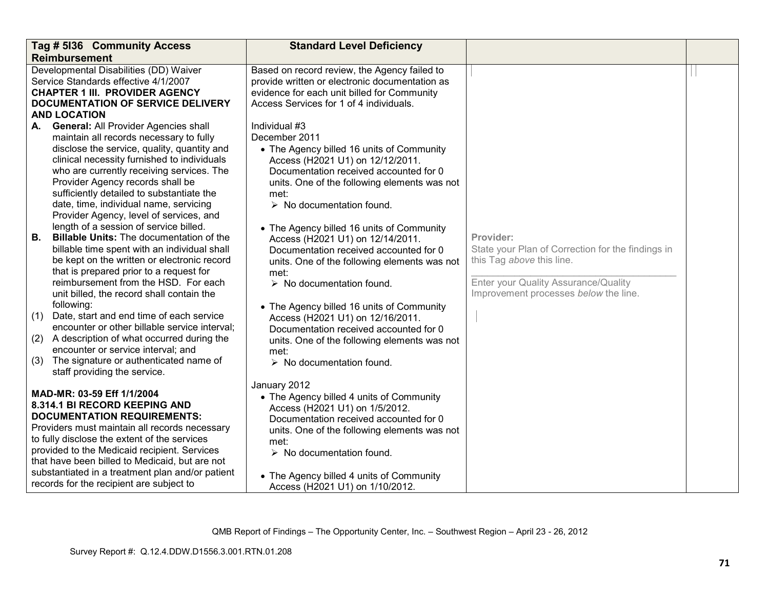| Tag # 5I36 Community Access Reimbursement | Standard Level Deficiency | | |
|---|---|---|---|
| Developmental Disabilities (DD) Waiver Service Standards effective 4/1/2007<br>**CHAPTER 1 III. PROVIDER AGENCY DOCUMENTATION OF SERVICE DELIVERY AND LOCATION**<br>**A. General:** All Provider Agencies shall maintain all records necessary to fully disclose the service, quality, quantity and clinical necessity furnished to individuals who are currently receiving services. The Provider Agency records shall be sufficiently detailed to substantiate the date, time, individual name, servicing Provider Agency, level of services, and length of a session of service billed.<br>**B. Billable Units:** The documentation of the billable time spent with an individual shall be kept on the written or electronic record that is prepared prior to a request for reimbursement from the HSD. For each unit billed, the record shall contain the following:<br>(1) Date, start and end time of each service encounter or other billable service interval;<br>(2) A description of what occurred during the encounter or service interval; and<br>(3) The signature or authenticated name of staff providing the service.<br><br>**MAD-MR: 03-59 Eff 1/1/2004**<br>**8.314.1 BI RECORD KEEPING AND DOCUMENTATION REQUIREMENTS:**<br>Providers must maintain all records necessary to fully disclose the extent of the services provided to the Medicaid recipient. Services that have been billed to Medicaid, but are not substantiated in a treatment plan and/or patient records for the recipient are subject to | Based on record review, the Agency failed to provide written or electronic documentation as evidence for each unit billed for Community Access Services for 1 of 4 individuals.<br><br>Individual #3<br>December 2011<br>• The Agency billed 16 units of Community Access (H2021 U1) on 12/12/2011. Documentation received accounted for 0 units. One of the following elements was not met:<br>➢ No documentation found.<br><br>• The Agency billed 16 units of Community Access (H2021 U1) on 12/14/2011. Documentation received accounted for 0 units. One of the following elements was not met:<br>➢ No documentation found.<br><br>• The Agency billed 16 units of Community Access (H2021 U1) on 12/16/2011. Documentation received accounted for 0 units. One of the following elements was not met:<br>➢ No documentation found.<br><br>January 2012<br>• The Agency billed 4 units of Community Access (H2021 U1) on 1/5/2012. Documentation received accounted for 0 units. One of the following elements was not met:<br>➢ No documentation found.<br><br>• The Agency billed 4 units of Community Access (H2021 U1) on 1/10/2012. | **Provider:**<br>State your Plan of Correction for the findings in this Tag *above* this line.<br>\_\_\_\_\_\_\_\_\_\_\_\_\_\_\_\_\_\_\_\_\_\_\_\_\_\_\_\_\_\_\_\_<br>Enter your Quality Assurance/Quality Improvement processes *below* the line. | |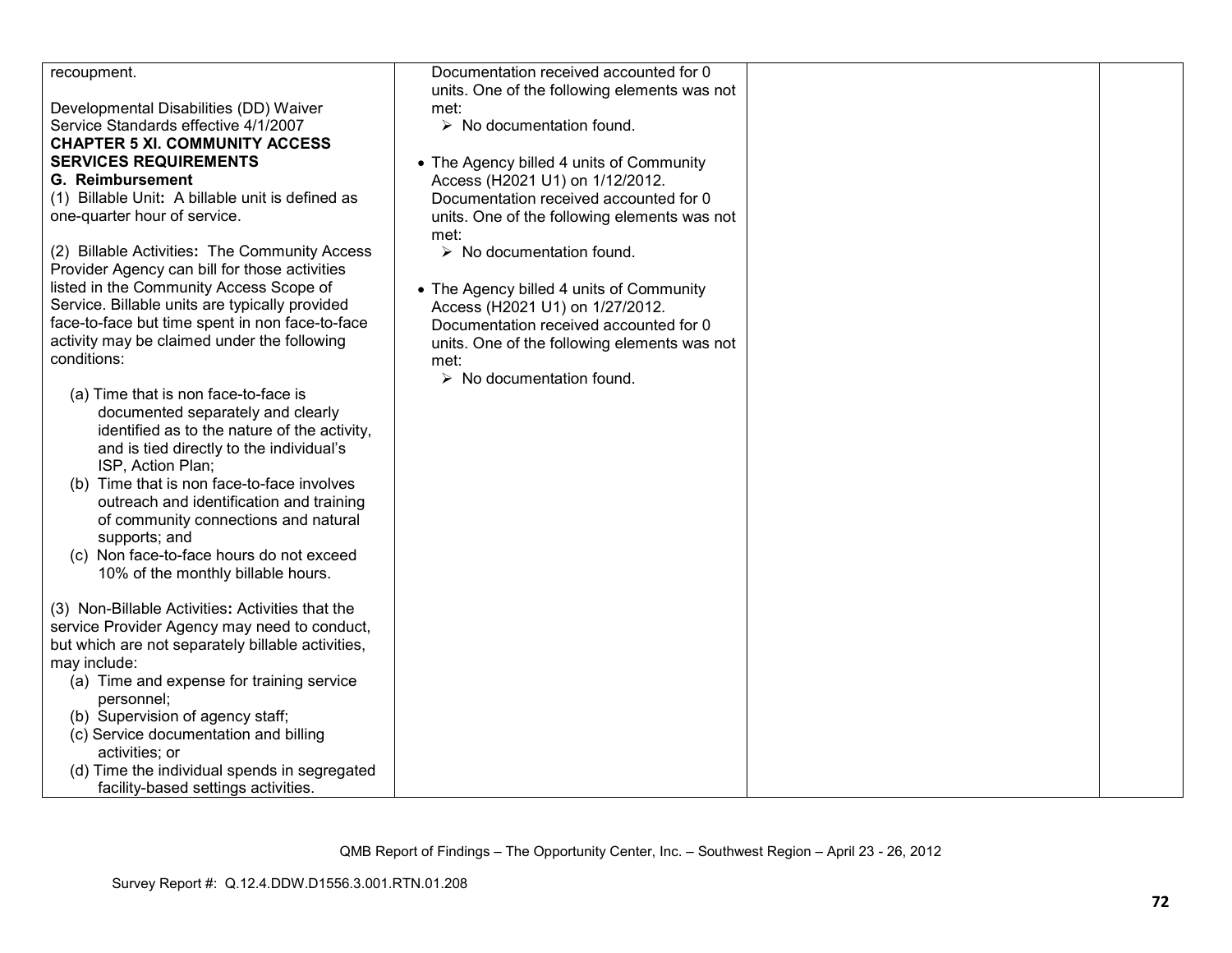| | | | |
|---|---|---|---|
| recoupment.<br><br>Developmental Disabilities (DD) Waiver Service Standards effective 4/1/2007<br>**CHAPTER 5 XI. COMMUNITY ACCESS SERVICES REQUIREMENTS**<br>**G. Reimbursement**<br>(1) Billable Unit**:** A billable unit is defined as one-quarter hour of service.<br><br>(2) Billable Activities**:** The Community Access Provider Agency can bill for those activities listed in the Community Access Scope of Service. Billable units are typically provided face-to-face but time spent in non face-to-face activity may be claimed under the following conditions:<br><br>(a) Time that is non face-to-face is documented separately and clearly identified as to the nature of the activity, and is tied directly to the individual's ISP, Action Plan;<br>(b) Time that is non face-to-face involves outreach and identification and training of community connections and natural supports; and<br>(c) Non face-to-face hours do not exceed 10% of the monthly billable hours.<br><br>(3) Non-Billable Activities**:** Activities that the service Provider Agency may need to conduct, but which are not separately billable activities, may include:<br>(a) Time and expense for training service personnel;<br>(b) Supervision of agency staff;<br>(c) Service documentation and billing activities; or<br>(d) Time the individual spends in segregated facility-based settings activities. | Documentation received accounted for 0 units. One of the following elements was not met:<br>➢ No documentation found.<br><br>• The Agency billed 4 units of Community Access (H2021 U1) on 1/12/2012. Documentation received accounted for 0 units. One of the following elements was not met:<br>➢ No documentation found.<br><br>• The Agency billed 4 units of Community Access (H2021 U1) on 1/27/2012. Documentation received accounted for 0 units. One of the following elements was not met:<br>➢ No documentation found. | | |

QMB Report of Findings – The Opportunity Center, Inc. – Southwest Region – April 23 - 26, 2012

Survey Report #: Q.12.4.DDW.D1556.3.001.RTN.01.208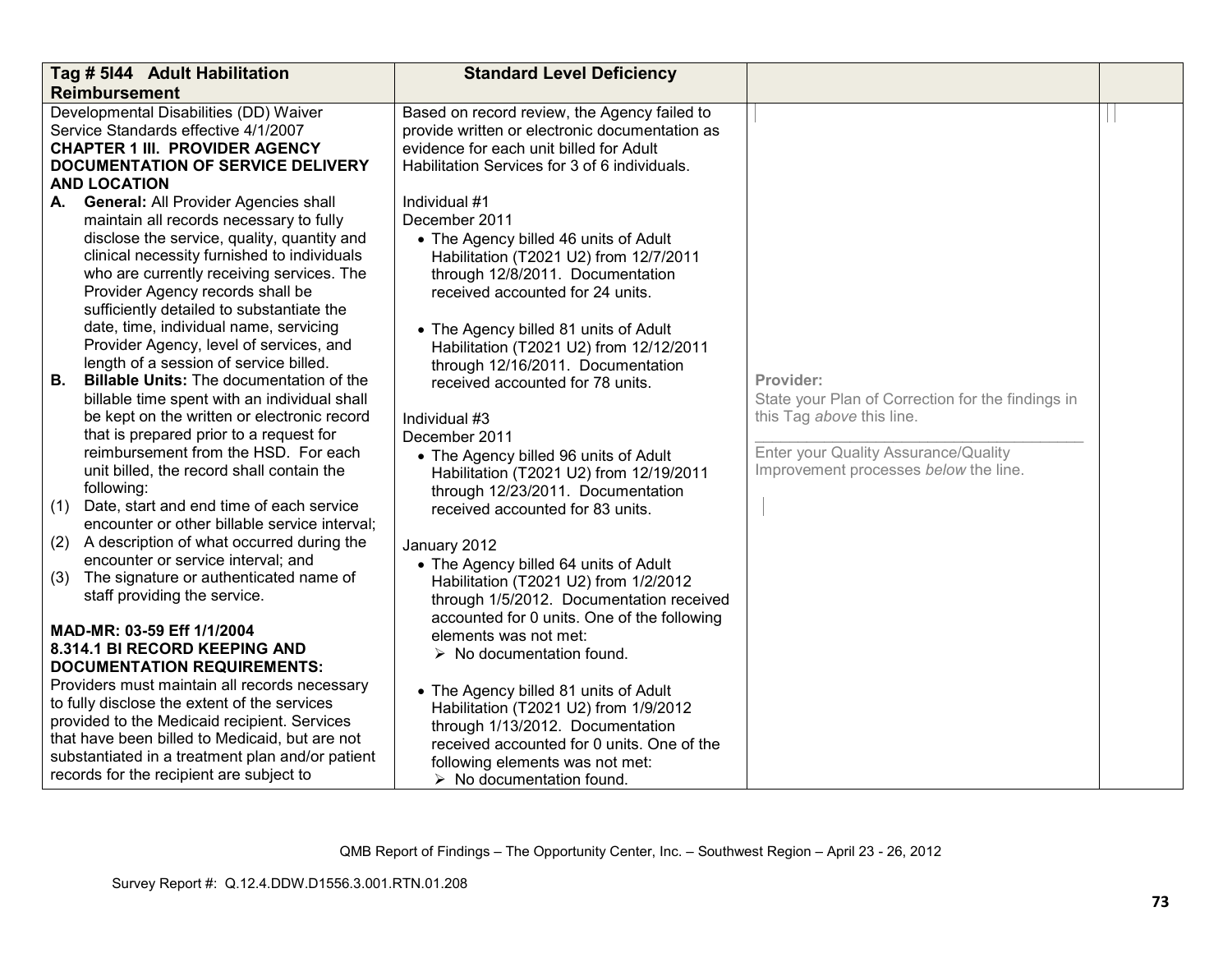| Tag # 5I44 Adult Habilitation Reimbursement | Standard Level Deficiency | | |
|---|---|---|---|
| Developmental Disabilities (DD) Waiver Service Standards effective 4/1/2007<br>**CHAPTER 1 III. PROVIDER AGENCY DOCUMENTATION OF SERVICE DELIVERY AND LOCATION**<br>**A. General:** All Provider Agencies shall maintain all records necessary to fully disclose the service, quality, quantity and clinical necessity furnished to individuals who are currently receiving services. The Provider Agency records shall be sufficiently detailed to substantiate the date, time, individual name, servicing Provider Agency, level of services, and length of a session of service billed.<br>**B. Billable Units:** The documentation of the billable time spent with an individual shall be kept on the written or electronic record that is prepared prior to a request for reimbursement from the HSD. For each unit billed, the record shall contain the following:<br>(1) Date, start and end time of each service encounter or other billable service interval;<br>(2) A description of what occurred during the encounter or service interval; and<br>(3) The signature or authenticated name of staff providing the service.<br><br>**MAD-MR: 03-59 Eff 1/1/2004**<br>**8.314.1 BI RECORD KEEPING AND DOCUMENTATION REQUIREMENTS:**<br>Providers must maintain all records necessary to fully disclose the extent of the services provided to the Medicaid recipient. Services that have been billed to Medicaid, but are not substantiated in a treatment plan and/or patient records for the recipient are subject to | Based on record review, the Agency failed to provide written or electronic documentation as evidence for each unit billed for Adult Habilitation Services for 3 of 6 individuals.<br><br>Individual #1<br>December 2011<br>• The Agency billed 46 units of Adult Habilitation (T2021 U2) from 12/7/2011 through 12/8/2011. Documentation received accounted for 24 units.<br><br>• The Agency billed 81 units of Adult Habilitation (T2021 U2) from 12/12/2011 through 12/16/2011. Documentation received accounted for 78 units.<br><br>Individual #3<br>December 2011<br>• The Agency billed 96 units of Adult Habilitation (T2021 U2) from 12/19/2011 through 12/23/2011. Documentation received accounted for 83 units.<br><br>January 2012<br>• The Agency billed 64 units of Adult Habilitation (T2021 U2) from 1/2/2012 through 1/5/2012. Documentation received accounted for 0 units. One of the following elements was not met:<br>➢ No documentation found.<br><br>• The Agency billed 81 units of Adult Habilitation (T2021 U2) from 1/9/2012 through 1/13/2012. Documentation received accounted for 0 units. One of the following elements was not met:<br>➢ No documentation found. | Provider:<br>State your Plan of Correction for the findings in this Tag *above* this line.<br>\_\_\_\_\_\_\_\_\_\_\_\_\_\_\_\_\_\_\_\_\_\_\_\_\_\_\_\_\_\_\_\_<br>Enter your Quality Assurance/Quality Improvement processes *below* the line. | |

QMB Report of Findings – The Opportunity Center, Inc. – Southwest Region – April 23 - 26, 2012

Survey Report #: Q.12.4.DDW.D1556.3.001.RTN.01.208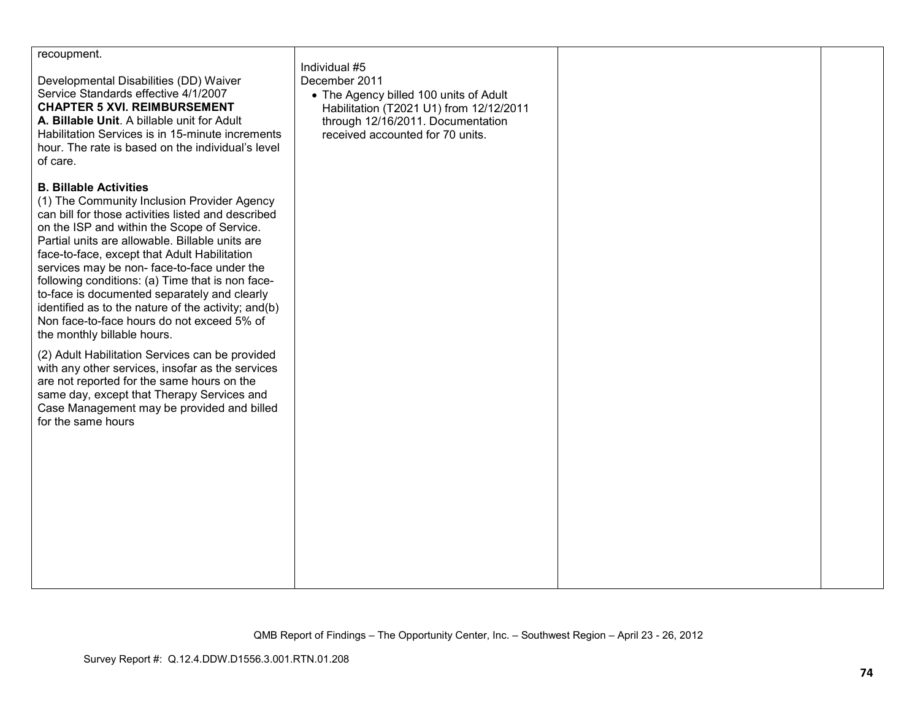| | | | |
|---|---|---|---|
| recoupment.<br><br>Developmental Disabilities (DD) Waiver Service Standards effective 4/1/2007<br>**CHAPTER 5 XVI. REIMBURSEMENT**<br>**A. Billable Unit**. A billable unit for Adult Habilitation Services is in 15-minute increments hour. The rate is based on the individual's level of care.<br><br>**B. Billable Activities**<br>(1) The Community Inclusion Provider Agency can bill for those activities listed and described on the ISP and within the Scope of Service. Partial units are allowable. Billable units are face-to-face, except that Adult Habilitation services may be non- face-to-face under the following conditions: (a) Time that is non face-to-face is documented separately and clearly identified as to the nature of the activity; and(b) Non face-to-face hours do not exceed 5% of the monthly billable hours.<br><br>(2) Adult Habilitation Services can be provided with any other services, insofar as the services are not reported for the same hours on the same day, except that Therapy Services and Case Management may be provided and billed for the same hours | Individual #5<br>December 2011<br>• The Agency billed 100 units of Adult Habilitation (T2021 U1) from 12/12/2011 through 12/16/2011. Documentation received accounted for 70 units. | | |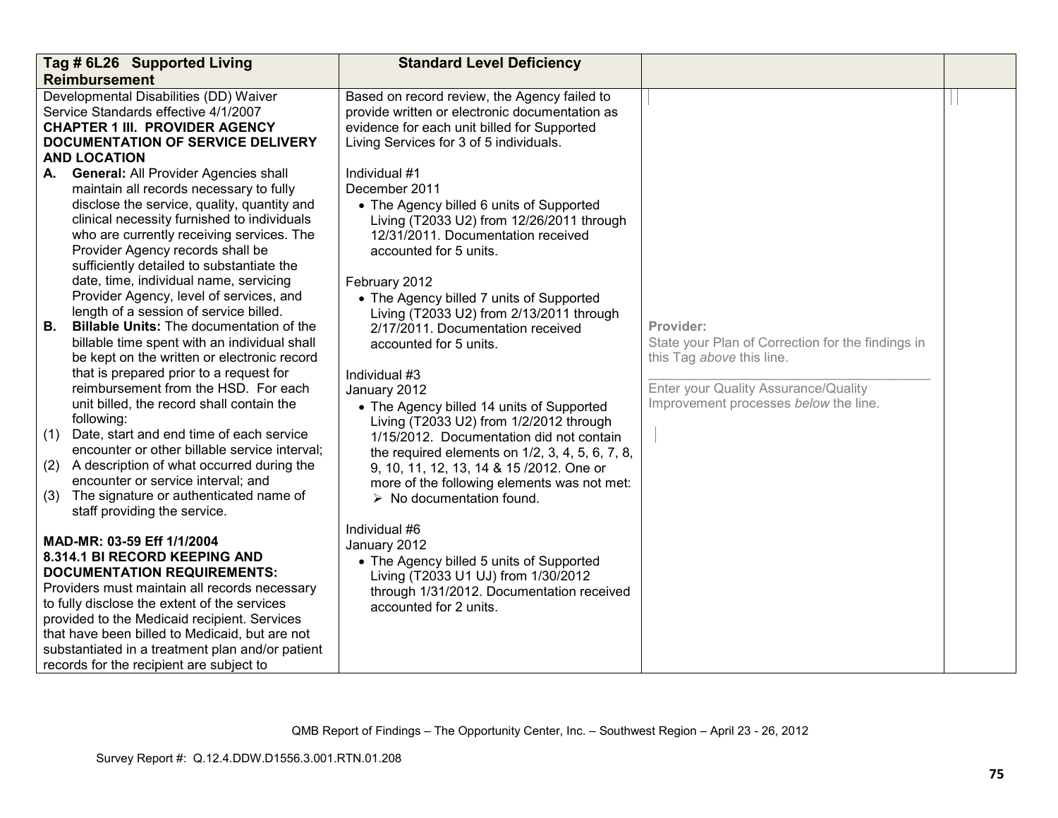| Tag # 6L26 Supported Living Reimbursement | Standard Level Deficiency | | |
|---|---|---|---|
| Developmental Disabilities (DD) Waiver Service Standards effective 4/1/2007<br>**CHAPTER 1 III. PROVIDER AGENCY DOCUMENTATION OF SERVICE DELIVERY AND LOCATION**<br>**A. General:** All Provider Agencies shall maintain all records necessary to fully disclose the service, quality, quantity and clinical necessity furnished to individuals who are currently receiving services. The Provider Agency records shall be sufficiently detailed to substantiate the date, time, individual name, servicing Provider Agency, level of services, and length of a session of service billed.<br>**B. Billable Units:** The documentation of the billable time spent with an individual shall be kept on the written or electronic record that is prepared prior to a request for reimbursement from the HSD. For each unit billed, the record shall contain the following:<br>(1) Date, start and end time of each service encounter or other billable service interval;<br>(2) A description of what occurred during the encounter or service interval; and<br>(3) The signature or authenticated name of staff providing the service.<br><br>**MAD-MR: 03-59 Eff 1/1/2004**<br>**8.314.1 BI RECORD KEEPING AND DOCUMENTATION REQUIREMENTS:**<br>Providers must maintain all records necessary to fully disclose the extent of the services provided to the Medicaid recipient. Services that have been billed to Medicaid, but are not substantiated in a treatment plan and/or patient records for the recipient are subject to | Based on record review, the Agency failed to provide written or electronic documentation as evidence for each unit billed for Supported Living Services for 3 of 5 individuals.<br><br>Individual #1<br>December 2011<br>• The Agency billed 6 units of Supported Living (T2033 U2) from 12/26/2011 through 12/31/2011. Documentation received accounted for 5 units.<br><br>February 2012<br>• The Agency billed 7 units of Supported Living (T2033 U2) from 2/13/2011 through 2/17/2011. Documentation received accounted for 5 units.<br><br>Individual #3<br>January 2012<br>• The Agency billed 14 units of Supported Living (T2033 U2) from 1/2/2012 through 1/15/2012. Documentation did not contain the required elements on 1/2, 3, 4, 5, 6, 7, 8, 9, 10, 11, 12, 13, 14 & 15 /2012. One or more of the following elements was not met:<br>➢ No documentation found.<br><br>Individual #6<br>January 2012<br>• The Agency billed 5 units of Supported Living (T2033 U1 UJ) from 1/30/2012 through 1/31/2012. Documentation received accounted for 2 units. | **Provider:**<br>State your Plan of Correction for the findings in this Tag *above* this line.<br>______________________________<br>Enter your Quality Assurance/Quality Improvement processes *below* the line. | |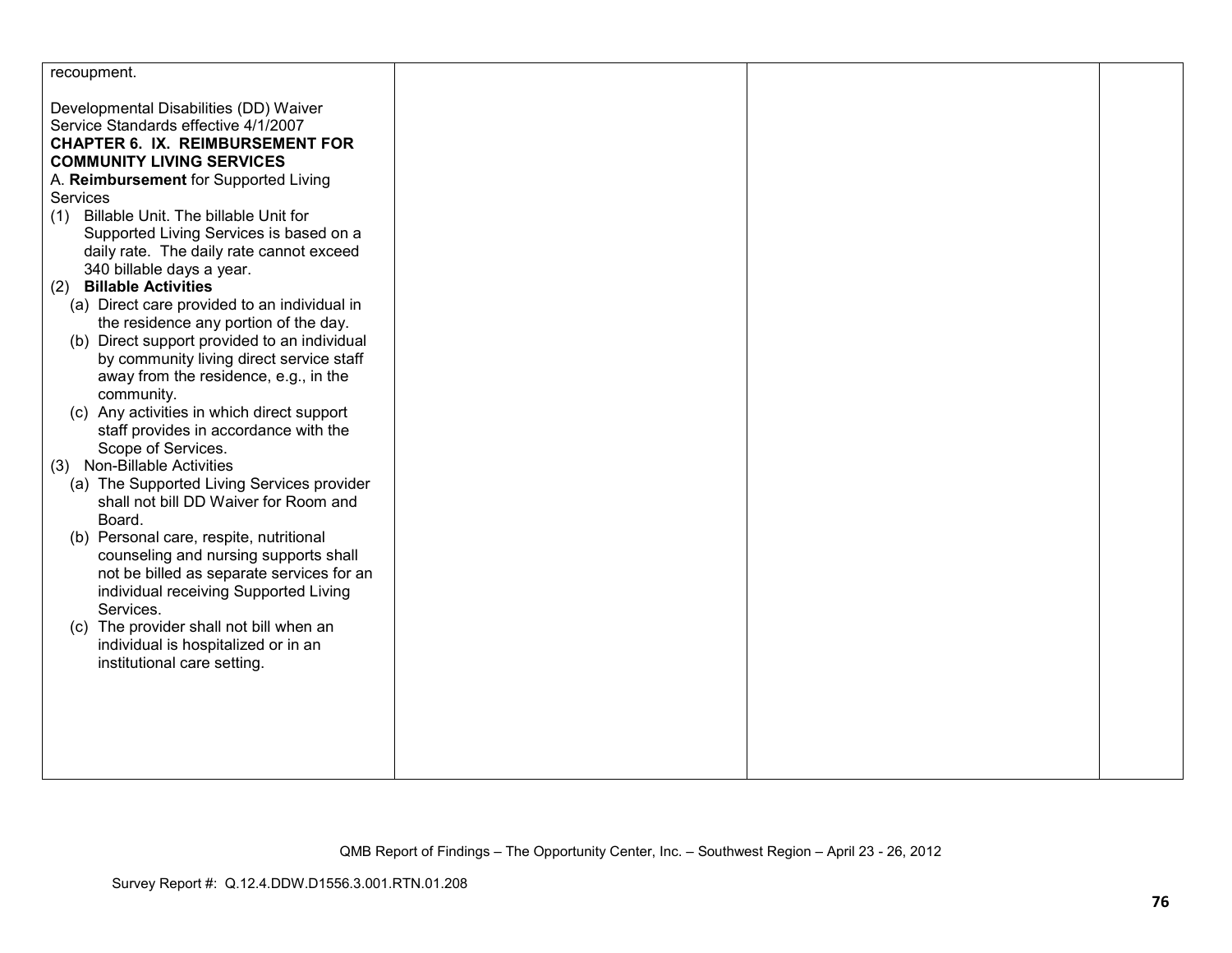| | | | |
|---|---|---|---|
| recoupment.<br><br>Developmental Disabilities (DD) Waiver Service Standards effective 4/1/2007<br>**CHAPTER 6. IX. REIMBURSEMENT FOR COMMUNITY LIVING SERVICES**<br>A. **Reimbursement** for Supported Living Services<br>(1) Billable Unit. The billable Unit for Supported Living Services is based on a daily rate. The daily rate cannot exceed 340 billable days a year.<br>(2) **Billable Activities**<br>(a) Direct care provided to an individual in the residence any portion of the day.<br>(b) Direct support provided to an individual by community living direct service staff away from the residence, e.g., in the community.<br>(c) Any activities in which direct support staff provides in accordance with the Scope of Services.<br>(3) Non-Billable Activities<br>(a) The Supported Living Services provider shall not bill DD Waiver for Room and Board.<br>(b) Personal care, respite, nutritional counseling and nursing supports shall not be billed as separate services for an individual receiving Supported Living Services.<br>(c) The provider shall not bill when an individual is hospitalized or in an institutional care setting. | | | |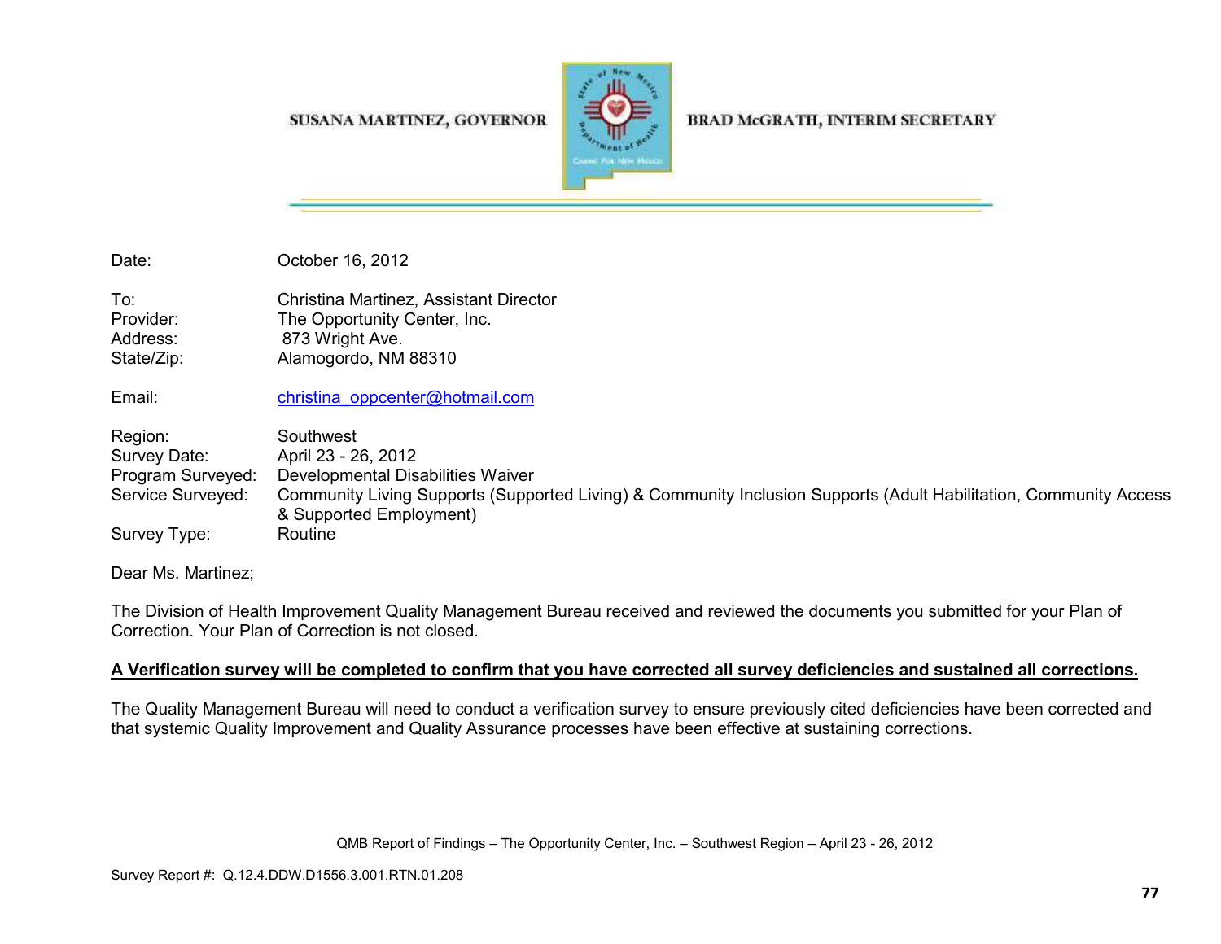SUSANA MARTINEZ, GOVERNOR BRAD McGRATH, INTERIM SECRETARY

| | |
|---|---|
| Date: | October 16, 2012 |
| | |
| To: | Christina Martinez, Assistant Director |
| Provider: | The Opportunity Center, Inc. |
| Address: | 873 Wright Ave. |
| State/Zip: | Alamogordo, NM 88310 |
| | |
| Email: | christina_oppcenter@hotmail.com |
| | |
| Region: | Southwest |
| Survey Date: | April 23 - 26, 2012 |
| Program Surveyed: | Developmental Disabilities Waiver |
| Service Surveyed: | Community Living Supports (Supported Living) & Community Inclusion Supports (Adult Habilitation, Community Access & Supported Employment) |
| Survey Type: | Routine |

Dear Ms. Martinez;

The Division of Health Improvement Quality Management Bureau received and reviewed the documents you submitted for your Plan of Correction. Your Plan of Correction is not closed.

**A Verification survey will be completed to confirm that you have corrected all survey deficiencies and sustained all corrections.**

The Quality Management Bureau will need to conduct a verification survey to ensure previously cited deficiencies have been corrected and that systemic Quality Improvement and Quality Assurance processes have been effective at sustaining corrections.

Survey Report #: Q.12.4.DDW.D1556.3.001.RTN.01.208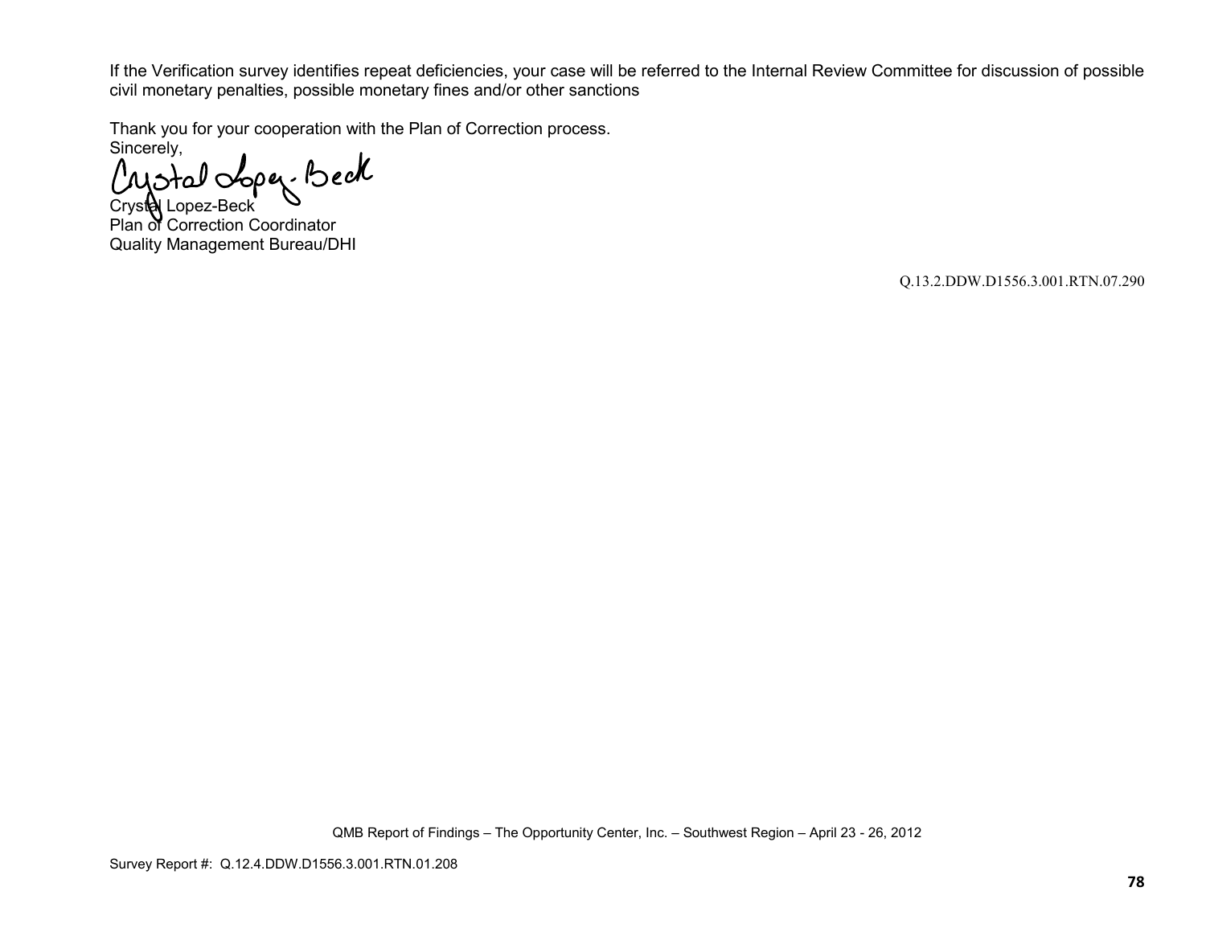If the Verification survey identifies repeat deficiencies, your case will be referred to the Internal Review Committee for discussion of possible civil monetary penalties, possible monetary fines and/or other sanctions

Thank you for your cooperation with the Plan of Correction process.

Sincerely,

Crystal Lopez-Beck

Crystal Lopez-Beck
Plan of Correction Coordinator
Quality Management Bureau/DHI

Q.13.2.DDW.D1556.3.001.RTN.07.290